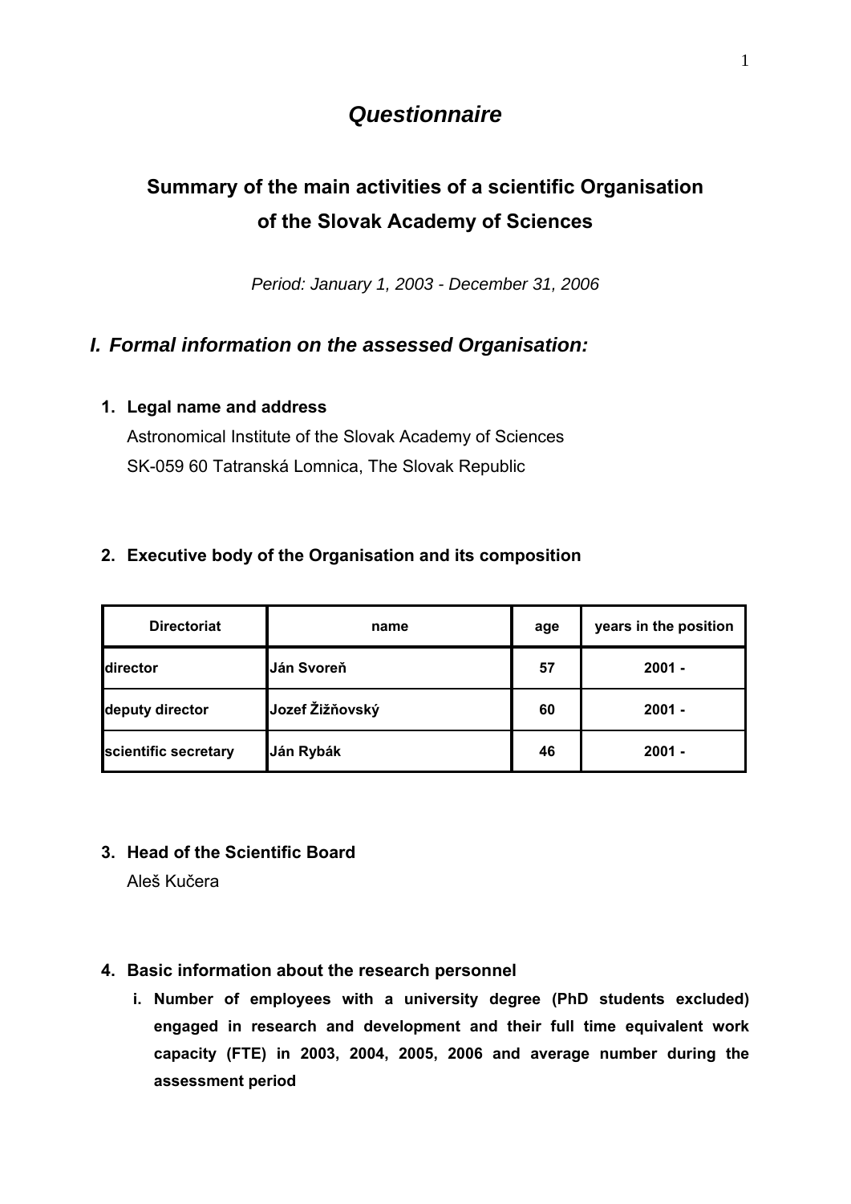# *Questionnaire*

## Summary of the main activities of a scientific Organisation of the Slovak Academy of Sciences

*Period: January 1, 2003 - December 31, 2006*

## *I. Formal information on the assessed Organisation:*

**1. Legal name and address**

Astronomical Institute of the Slovak Academy of Sciences
SK-059 60 Tatranská Lomnica, The Slovak Republic

**2. Executive body of the Organisation and its composition**

| Directoriat | name | age | years in the position |
|---|---|---|---|
| director | Ján Svoreň | 57 | 2001 - |
| deputy director | Jozef Žižňovský | 60 | 2001 - |
| scientific secretary | Ján Rybák | 46 | 2001 - |

**3. Head of the Scientific Board**

Aleš Kučera

**4. Basic information about the research personnel**

**i. Number of employees with a university degree (PhD students excluded) engaged in research and development and their full time equivalent work capacity (FTE) in 2003, 2004, 2005, 2006 and average number during the assessment period**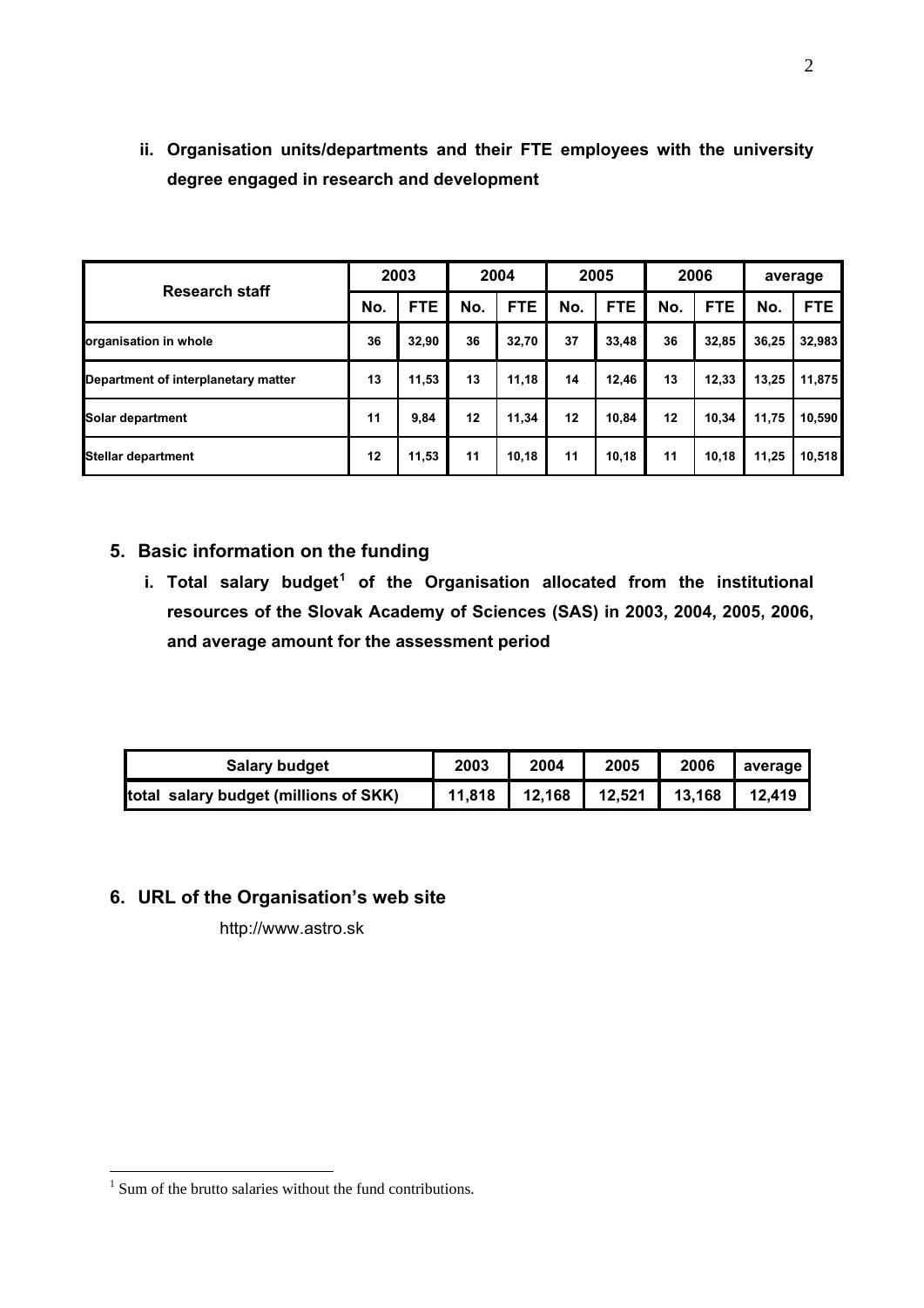**ii. Organisation units/departments and their FTE employees with the university degree engaged in research and development**

| Research staff | 2003 | | 2004 | | 2005 | | 2006 | | average | |
|---|---|---|---|---|---|---|---|---|---|---|
| | No. | FTE | No. | FTE | No. | FTE | No. | FTE | No. | FTE |
| organisation in whole | 36 | 32,90 | 36 | 32,70 | 37 | 33,48 | 36 | 32,85 | 36,25 | 32,983 |
| Department of interplanetary matter | 13 | 11,53 | 13 | 11,18 | 14 | 12,46 | 13 | 12,33 | 13,25 | 11,875 |
| Solar department | 11 | 9,84 | 12 | 11,34 | 12 | 10,84 | 12 | 10,34 | 11,75 | 10,590 |
| Stellar department | 12 | 11,53 | 11 | 10,18 | 11 | 10,18 | 11 | 10,18 | 11,25 | 10,518 |

## 5. Basic information on the funding

**i. Total salary budget[1] of the Organisation allocated from the institutional resources of the Slovak Academy of Sciences (SAS) in 2003, 2004, 2005, 2006, and average amount for the assessment period**

| Salary budget | 2003 | 2004 | 2005 | 2006 | average |
|---|---|---|---|---|---|
| total salary budget (millions of SKK) | 11,818 | 12,168 | 12,521 | 13,168 | 12,419 |

## 6. URL of the Organisation's web site

http://www.astro.sk

[1] Sum of the brutto salaries without the fund contributions.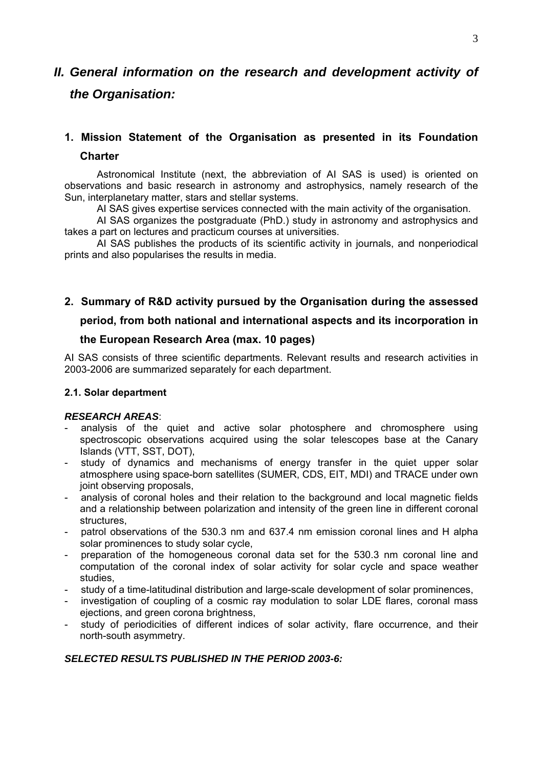# II. General information on the research and development activity of the Organisation:

## 1. Mission Statement of the Organisation as presented in its Foundation Charter

Astronomical Institute (next, the abbreviation of AI SAS is used) is oriented on observations and basic research in astronomy and astrophysics, namely research of the Sun, interplanetary matter, stars and stellar systems.

AI SAS gives expertise services connected with the main activity of the organisation.

AI SAS organizes the postgraduate (PhD.) study in astronomy and astrophysics and takes a part on lectures and practicum courses at universities.

AI SAS publishes the products of its scientific activity in journals, and nonperiodical prints and also popularises the results in media.

## 2. Summary of R&D activity pursued by the Organisation during the assessed period, from both national and international aspects and its incorporation in the European Research Area (max. 10 pages)

AI SAS consists of three scientific departments. Relevant results and research activities in 2003-2006 are summarized separately for each department.

### 2.1. Solar department

***RESEARCH AREAS***:

- analysis of the quiet and active solar photosphere and chromosphere using spectroscopic observations acquired using the solar telescopes base at the Canary Islands (VTT, SST, DOT),
- study of dynamics and mechanisms of energy transfer in the quiet upper solar atmosphere using space-born satellites (SUMER, CDS, EIT, MDI) and TRACE under own joint observing proposals,
- analysis of coronal holes and their relation to the background and local magnetic fields and a relationship between polarization and intensity of the green line in different coronal structures,
- patrol observations of the 530.3 nm and 637.4 nm emission coronal lines and H alpha solar prominences to study solar cycle,
- preparation of the homogeneous coronal data set for the 530.3 nm coronal line and computation of the coronal index of solar activity for solar cycle and space weather studies,
- study of a time-latitudinal distribution and large-scale development of solar prominences,
- investigation of coupling of a cosmic ray modulation to solar LDE flares, coronal mass ejections, and green corona brightness,
- study of periodicities of different indices of solar activity, flare occurrence, and their north-south asymmetry.

***SELECTED RESULTS PUBLISHED IN THE PERIOD 2003-6:***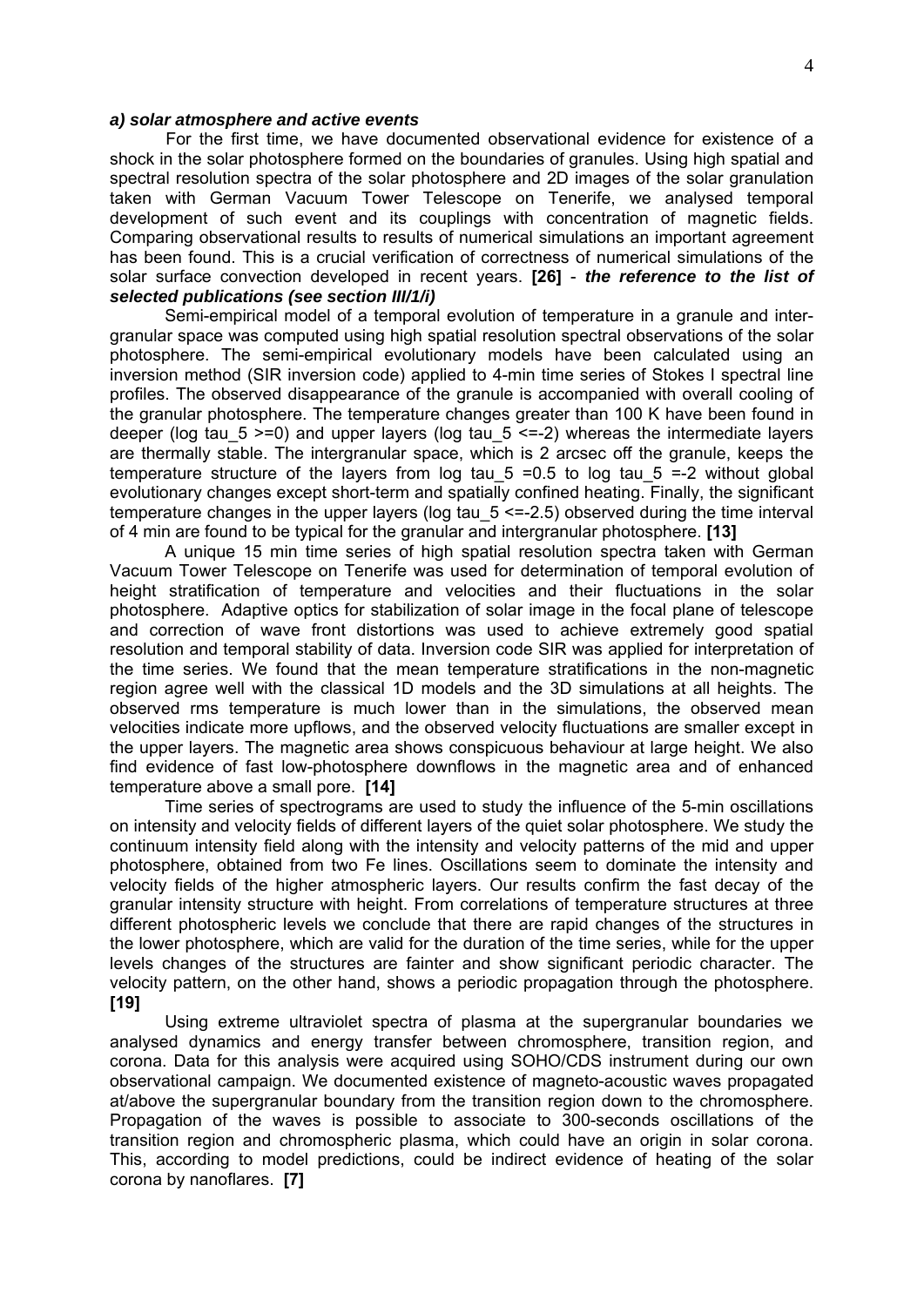#### *a) solar atmosphere and active events*

For the first time, we have documented observational evidence for existence of a shock in the solar photosphere formed on the boundaries of granules. Using high spatial and spectral resolution spectra of the solar photosphere and 2D images of the solar granulation taken with German Vacuum Tower Telescope on Tenerife, we analysed temporal development of such event and its couplings with concentration of magnetic fields. Comparing observational results to results of numerical simulations an important agreement has been found. This is a crucial verification of correctness of numerical simulations of the solar surface convection developed in recent years. **[26]** - ***the reference to the list of selected publications (see section III/1/i)***

Semi-empirical model of a temporal evolution of temperature in a granule and inter-granular space was computed using high spatial resolution spectral observations of the solar photosphere. The semi-empirical evolutionary models have been calculated using an inversion method (SIR inversion code) applied to 4-min time series of Stokes I spectral line profiles. The observed disappearance of the granule is accompanied with overall cooling of the granular photosphere. The temperature changes greater than 100 K have been found in deeper ($\log \tau_5 \geq 0$) and upper layers ($\log \tau_5 \leq -2$) whereas the intermediate layers are thermally stable. The intergranular space, which is 2 arcsec off the granule, keeps the temperature structure of the layers from $\log \tau_5 = 0.5$ to $\log \tau_5 = -2$ without global evolutionary changes except short-term and spatially confined heating. Finally, the significant temperature changes in the upper layers ($\log \tau_5 \leq -2.5$) observed during the time interval of 4 min are found to be typical for the granular and intergranular photosphere. **[13]**

A unique 15 min time series of high spatial resolution spectra taken with German Vacuum Tower Telescope on Tenerife was used for determination of temporal evolution of height stratification of temperature and velocities and their fluctuations in the solar photosphere. Adaptive optics for stabilization of solar image in the focal plane of telescope and correction of wave front distortions was used to achieve extremely good spatial resolution and temporal stability of data. Inversion code SIR was applied for interpretation of the time series. We found that the mean temperature stratifications in the non-magnetic region agree well with the classical 1D models and the 3D simulations at all heights. The observed rms temperature is much lower than in the simulations, the observed mean velocities indicate more upflows, and the observed velocity fluctuations are smaller except in the upper layers. The magnetic area shows conspicuous behaviour at large height. We also find evidence of fast low-photosphere downflows in the magnetic area and of enhanced temperature above a small pore. **[14]**

Time series of spectrograms are used to study the influence of the 5-min oscillations on intensity and velocity fields of different layers of the quiet solar photosphere. We study the continuum intensity field along with the intensity and velocity patterns of the mid and upper photosphere, obtained from two Fe lines. Oscillations seem to dominate the intensity and velocity fields of the higher atmospheric layers. Our results confirm the fast decay of the granular intensity structure with height. From correlations of temperature structures at three different photospheric levels we conclude that there are rapid changes of the structures in the lower photosphere, which are valid for the duration of the time series, while for the upper levels changes of the structures are fainter and show significant periodic character. The velocity pattern, on the other hand, shows a periodic propagation through the photosphere. **[19]**

Using extreme ultraviolet spectra of plasma at the supergranular boundaries we analysed dynamics and energy transfer between chromosphere, transition region, and corona. Data for this analysis were acquired using SOHO/CDS instrument during our own observational campaign. We documented existence of magneto-acoustic waves propagated at/above the supergranular boundary from the transition region down to the chromosphere. Propagation of the waves is possible to associate to 300-seconds oscillations of the transition region and chromospheric plasma, which could have an origin in solar corona. This, according to model predictions, could be indirect evidence of heating of the solar corona by nanoflares. **[7]**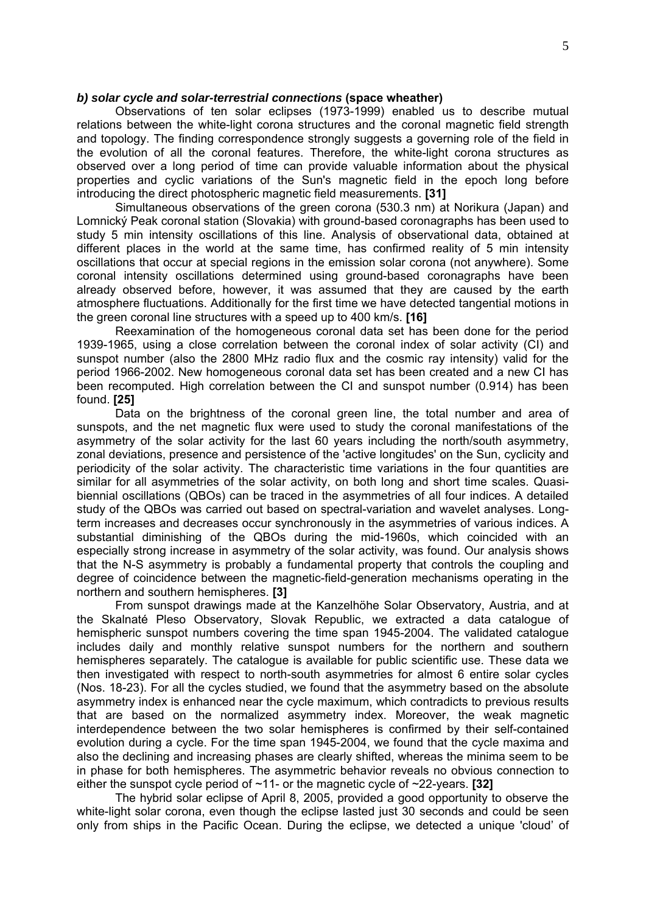***b) solar cycle and solar-terrestrial connections*** **(space wheather)**

Observations of ten solar eclipses (1973-1999) enabled us to describe mutual relations between the white-light corona structures and the coronal magnetic field strength and topology. The finding correspondence strongly suggests a governing role of the field in the evolution of all the coronal features. Therefore, the white-light corona structures as observed over a long period of time can provide valuable information about the physical properties and cyclic variations of the Sun's magnetic field in the epoch long before introducing the direct photospheric magnetic field measurements. **[31]**

Simultaneous observations of the green corona (530.3 nm) at Norikura (Japan) and Lomnický Peak coronal station (Slovakia) with ground-based coronagraphs has been used to study 5 min intensity oscillations of this line. Analysis of observational data, obtained at different places in the world at the same time, has confirmed reality of 5 min intensity oscillations that occur at special regions in the emission solar corona (not anywhere). Some coronal intensity oscillations determined using ground-based coronagraphs have been already observed before, however, it was assumed that they are caused by the earth atmosphere fluctuations. Additionally for the first time we have detected tangential motions in the green coronal line structures with a speed up to 400 km/s. **[16]**

Reexamination of the homogeneous coronal data set has been done for the period 1939-1965, using a close correlation between the coronal index of solar activity (CI) and sunspot number (also the 2800 MHz radio flux and the cosmic ray intensity) valid for the period 1966-2002. New homogeneous coronal data set has been created and a new CI has been recomputed. High correlation between the CI and sunspot number (0.914) has been found. **[25]**

Data on the brightness of the coronal green line, the total number and area of sunspots, and the net magnetic flux were used to study the coronal manifestations of the asymmetry of the solar activity for the last 60 years including the north/south asymmetry, zonal deviations, presence and persistence of the 'active longitudes' on the Sun, cyclicity and periodicity of the solar activity. The characteristic time variations in the four quantities are similar for all asymmetries of the solar activity, on both long and short time scales. Quasi-biennial oscillations (QBOs) can be traced in the asymmetries of all four indices. A detailed study of the QBOs was carried out based on spectral-variation and wavelet analyses. Long-term increases and decreases occur synchronously in the asymmetries of various indices. A substantial diminishing of the QBOs during the mid-1960s, which coincided with an especially strong increase in asymmetry of the solar activity, was found. Our analysis shows that the N-S asymmetry is probably a fundamental property that controls the coupling and degree of coincidence between the magnetic-field-generation mechanisms operating in the northern and southern hemispheres. **[3]**

From sunspot drawings made at the Kanzelhöhe Solar Observatory, Austria, and at the Skalnaté Pleso Observatory, Slovak Republic, we extracted a data catalogue of hemispheric sunspot numbers covering the time span 1945-2004. The validated catalogue includes daily and monthly relative sunspot numbers for the northern and southern hemispheres separately. The catalogue is available for public scientific use. These data we then investigated with respect to north-south asymmetries for almost 6 entire solar cycles (Nos. 18-23). For all the cycles studied, we found that the asymmetry based on the absolute asymmetry index is enhanced near the cycle maximum, which contradicts to previous results that are based on the normalized asymmetry index. Moreover, the weak magnetic interdependence between the two solar hemispheres is confirmed by their self-contained evolution during a cycle. For the time span 1945-2004, we found that the cycle maxima and also the declining and increasing phases are clearly shifted, whereas the minima seem to be in phase for both hemispheres. The asymmetric behavior reveals no obvious connection to either the sunspot cycle period of ~11- or the magnetic cycle of ~22-years. **[32]**

The hybrid solar eclipse of April 8, 2005, provided a good opportunity to observe the white-light solar corona, even though the eclipse lasted just 30 seconds and could be seen only from ships in the Pacific Ocean. During the eclipse, we detected a unique 'cloud' of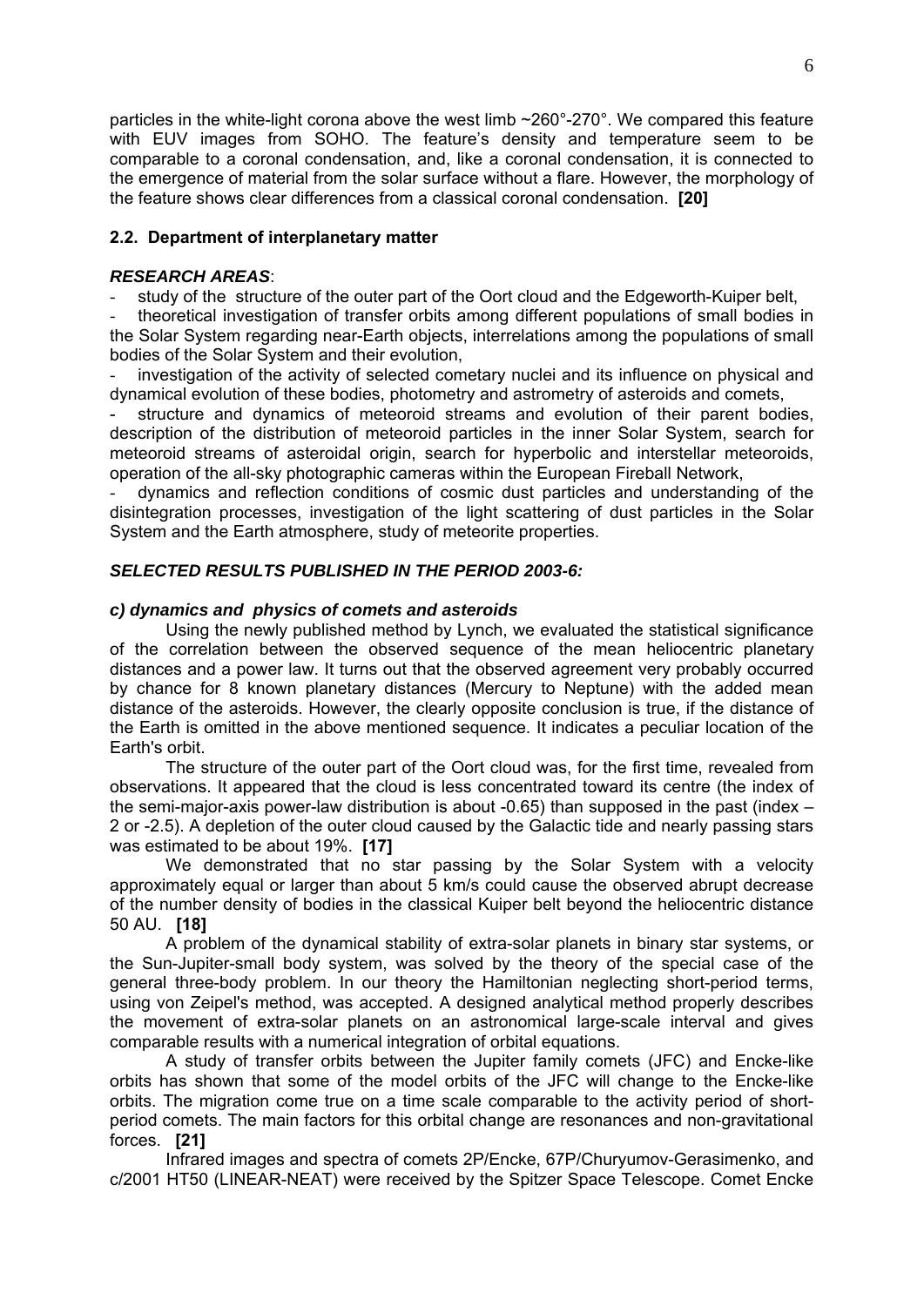particles in the white-light corona above the west limb ~260°-270°. We compared this feature with EUV images from SOHO. The feature's density and temperature seem to be comparable to a coronal condensation, and, like a coronal condensation, it is connected to the emergence of material from the solar surface without a flare. However, the morphology of the feature shows clear differences from a classical coronal condensation. **[20]**

### 2.2. Department of interplanetary matter

***RESEARCH AREAS***:

- study of the structure of the outer part of the Oort cloud and the Edgeworth-Kuiper belt,
- theoretical investigation of transfer orbits among different populations of small bodies in the Solar System regarding near-Earth objects, interrelations among the populations of small bodies of the Solar System and their evolution,
- investigation of the activity of selected cometary nuclei and its influence on physical and dynamical evolution of these bodies, photometry and astrometry of asteroids and comets,
- structure and dynamics of meteoroid streams and evolution of their parent bodies, description of the distribution of meteoroid particles in the inner Solar System, search for meteoroid streams of asteroidal origin, search for hyperbolic and interstellar meteoroids, operation of the all-sky photographic cameras within the European Fireball Network,
- dynamics and reflection conditions of cosmic dust particles and understanding of the disintegration processes, investigation of the light scattering of dust particles in the Solar System and the Earth atmosphere, study of meteorite properties.

***SELECTED RESULTS PUBLISHED IN THE PERIOD 2003-6:***

***c) dynamics and physics of comets and asteroids***

Using the newly published method by Lynch, we evaluated the statistical significance of the correlation between the observed sequence of the mean heliocentric planetary distances and a power law. It turns out that the observed agreement very probably occurred by chance for 8 known planetary distances (Mercury to Neptune) with the added mean distance of the asteroids. However, the clearly opposite conclusion is true, if the distance of the Earth is omitted in the above mentioned sequence. It indicates a peculiar location of the Earth's orbit.

The structure of the outer part of the Oort cloud was, for the first time, revealed from observations. It appeared that the cloud is less concentrated toward its centre (the index of the semi-major-axis power-law distribution is about -0.65) than supposed in the past (index – 2 or -2.5). A depletion of the outer cloud caused by the Galactic tide and nearly passing stars was estimated to be about 19%. **[17]**

We demonstrated that no star passing by the Solar System with a velocity approximately equal or larger than about 5 km/s could cause the observed abrupt decrease of the number density of bodies in the classical Kuiper belt beyond the heliocentric distance 50 AU. **[18]**

A problem of the dynamical stability of extra-solar planets in binary star systems, or the Sun-Jupiter-small body system, was solved by the theory of the special case of the general three-body problem. In our theory the Hamiltonian neglecting short-period terms, using von Zeipel's method, was accepted. A designed analytical method properly describes the movement of extra-solar planets on an astronomical large-scale interval and gives comparable results with a numerical integration of orbital equations.

A study of transfer orbits between the Jupiter family comets (JFC) and Encke-like orbits has shown that some of the model orbits of the JFC will change to the Encke-like orbits. The migration come true on a time scale comparable to the activity period of short-period comets. The main factors for this orbital change are resonances and non-gravitational forces. **[21]**

Infrared images and spectra of comets 2P/Encke, 67P/Churyumov-Gerasimenko, and c/2001 HT50 (LINEAR-NEAT) were received by the Spitzer Space Telescope. Comet Encke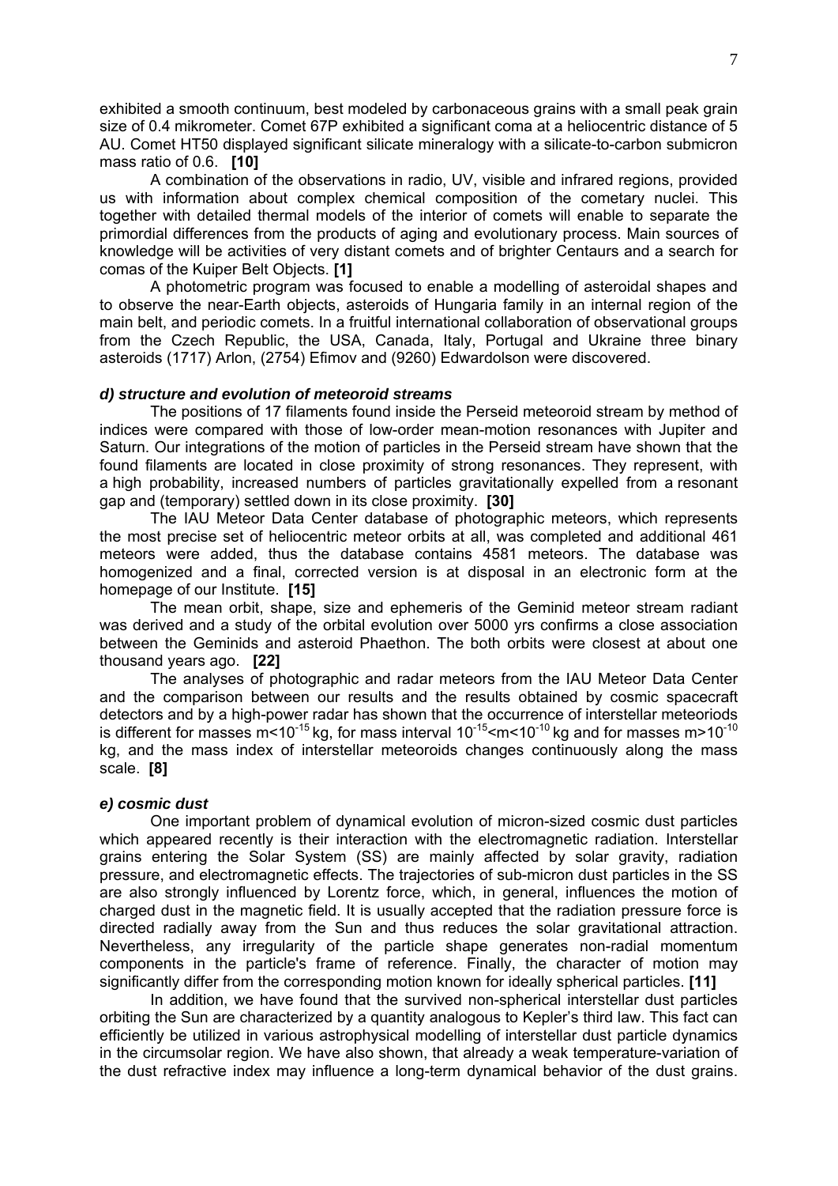exhibited a smooth continuum, best modeled by carbonaceous grains with a small peak grain size of 0.4 mikrometer. Comet 67P exhibited a significant coma at a heliocentric distance of 5 AU. Comet HT50 displayed significant silicate mineralogy with a silicate-to-carbon submicron mass ratio of 0.6. **[10]**

A combination of the observations in radio, UV, visible and infrared regions, provided us with information about complex chemical composition of the cometary nuclei. This together with detailed thermal models of the interior of comets will enable to separate the primordial differences from the products of aging and evolutionary process. Main sources of knowledge will be activities of very distant comets and of brighter Centaurs and a search for comas of the Kuiper Belt Objects. **[1]**

A photometric program was focused to enable a modelling of asteroidal shapes and to observe the near-Earth objects, asteroids of Hungaria family in an internal region of the main belt, and periodic comets. In a fruitful international collaboration of observational groups from the Czech Republic, the USA, Canada, Italy, Portugal and Ukraine three binary asteroids (1717) Arlon, (2754) Efimov and (9260) Edwardolson were discovered.

#### *d) structure and evolution of meteoroid streams*

The positions of 17 filaments found inside the Perseid meteoroid stream by method of indices were compared with those of low-order mean-motion resonances with Jupiter and Saturn. Our integrations of the motion of particles in the Perseid stream have shown that the found filaments are located in close proximity of strong resonances. They represent, with a high probability, increased numbers of particles gravitationally expelled from a resonant gap and (temporary) settled down in its close proximity. **[30]**

The IAU Meteor Data Center database of photographic meteors, which represents the most precise set of heliocentric meteor orbits at all, was completed and additional 461 meteors were added, thus the database contains 4581 meteors. The database was homogenized and a final, corrected version is at disposal in an electronic form at the homepage of our Institute. **[15]**

The mean orbit, shape, size and ephemeris of the Geminid meteor stream radiant was derived and a study of the orbital evolution over 5000 yrs confirms a close association between the Geminids and asteroid Phaethon. The both orbits were closest at about one thousand years ago. **[22]**

The analyses of photographic and radar meteors from the IAU Meteor Data Center and the comparison between our results and the results obtained by cosmic spacecraft detectors and by a high-power radar has shown that the occurrence of interstellar meteoriods is different for masses $m<10^{-15}$ kg, for mass interval $10^{-15}<m<10^{-10}$ kg and for masses $m>10^{-10}$ kg, and the mass index of interstellar meteoroids changes continuously along the mass scale. **[8]**

#### *e) cosmic dust*

One important problem of dynamical evolution of micron-sized cosmic dust particles which appeared recently is their interaction with the electromagnetic radiation. Interstellar grains entering the Solar System (SS) are mainly affected by solar gravity, radiation pressure, and electromagnetic effects. The trajectories of sub-micron dust particles in the SS are also strongly influenced by Lorentz force, which, in general, influences the motion of charged dust in the magnetic field. It is usually accepted that the radiation pressure force is directed radially away from the Sun and thus reduces the solar gravitational attraction. Nevertheless, any irregularity of the particle shape generates non-radial momentum components in the particle's frame of reference. Finally, the character of motion may significantly differ from the corresponding motion known for ideally spherical particles. **[11]**

In addition, we have found that the survived non-spherical interstellar dust particles orbiting the Sun are characterized by a quantity analogous to Kepler's third law. This fact can efficiently be utilized in various astrophysical modelling of interstellar dust particle dynamics in the circumsolar region. We have also shown, that already a weak temperature-variation of the dust refractive index may influence a long-term dynamical behavior of the dust grains.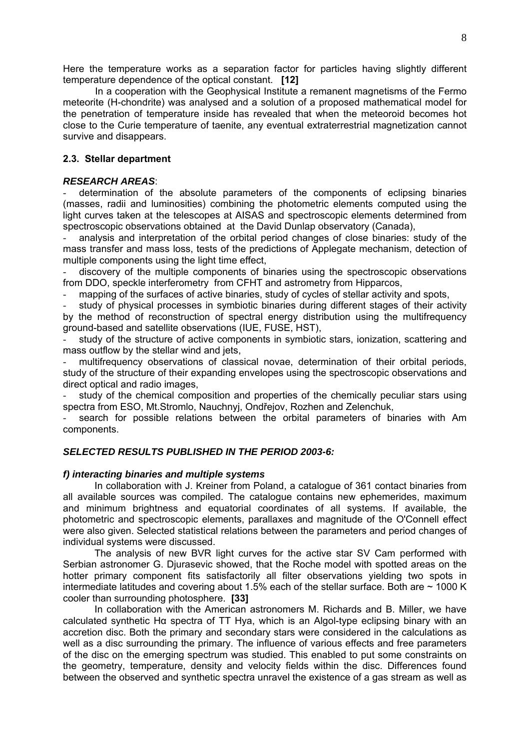Here the temperature works as a separation factor for particles having slightly different temperature dependence of the optical constant. **[12]**

In a cooperation with the Geophysical Institute a remanent magnetisms of the Fermo meteorite (H-chondrite) was analysed and a solution of a proposed mathematical model for the penetration of temperature inside has revealed that when the meteoroid becomes hot close to the Curie temperature of taenite, any eventual extraterrestrial magnetization cannot survive and disappears.

### 2.3. Stellar department

***RESEARCH AREAS***:

- determination of the absolute parameters of the components of eclipsing binaries (masses, radii and luminosities) combining the photometric elements computed using the light curves taken at the telescopes at AISAS and spectroscopic elements determined from spectroscopic observations obtained at the David Dunlap observatory (Canada),
- analysis and interpretation of the orbital period changes of close binaries: study of the mass transfer and mass loss, tests of the predictions of Applegate mechanism, detection of multiple components using the light time effect,
- discovery of the multiple components of binaries using the spectroscopic observations from DDO, speckle interferometry from CFHT and astrometry from Hipparcos,
- mapping of the surfaces of active binaries, study of cycles of stellar activity and spots,
- study of physical processes in symbiotic binaries during different stages of their activity by the method of reconstruction of spectral energy distribution using the multifrequency ground-based and satellite observations (IUE, FUSE, HST),
- study of the structure of active components in symbiotic stars, ionization, scattering and mass outflow by the stellar wind and jets,
- multifrequency observations of classical novae, determination of their orbital periods, study of the structure of their expanding envelopes using the spectroscopic observations and direct optical and radio images,
- study of the chemical composition and properties of the chemically peculiar stars using spectra from ESO, Mt.Stromlo, Nauchnyj, Ondřejov, Rozhen and Zelenchuk,
- search for possible relations between the orbital parameters of binaries with Am components.

***SELECTED RESULTS PUBLISHED IN THE PERIOD 2003-6:***

***f) interacting binaries and multiple systems***

In collaboration with J. Kreiner from Poland, a catalogue of 361 contact binaries from all available sources was compiled. The catalogue contains new ephemerides, maximum and minimum brightness and equatorial coordinates of all systems. If available, the photometric and spectroscopic elements, parallaxes and magnitude of the O'Connell effect were also given. Selected statistical relations between the parameters and period changes of individual systems were discussed.

The analysis of new BVR light curves for the active star SV Cam performed with Serbian astronomer G. Djurasevic showed, that the Roche model with spotted areas on the hotter primary component fits satisfactorily all filter observations yielding two spots in intermediate latitudes and covering about 1.5% each of the stellar surface. Both are ~ 1000 K cooler than surrounding photosphere. **[33]**

In collaboration with the American astronomers M. Richards and B. Miller, we have calculated synthetic Hα spectra of TT Hya, which is an Algol-type eclipsing binary with an accretion disc. Both the primary and secondary stars were considered in the calculations as well as a disc surrounding the primary. The influence of various effects and free parameters of the disc on the emerging spectrum was studied. This enabled to put some constraints on the geometry, temperature, density and velocity fields within the disc. Differences found between the observed and synthetic spectra unravel the existence of a gas stream as well as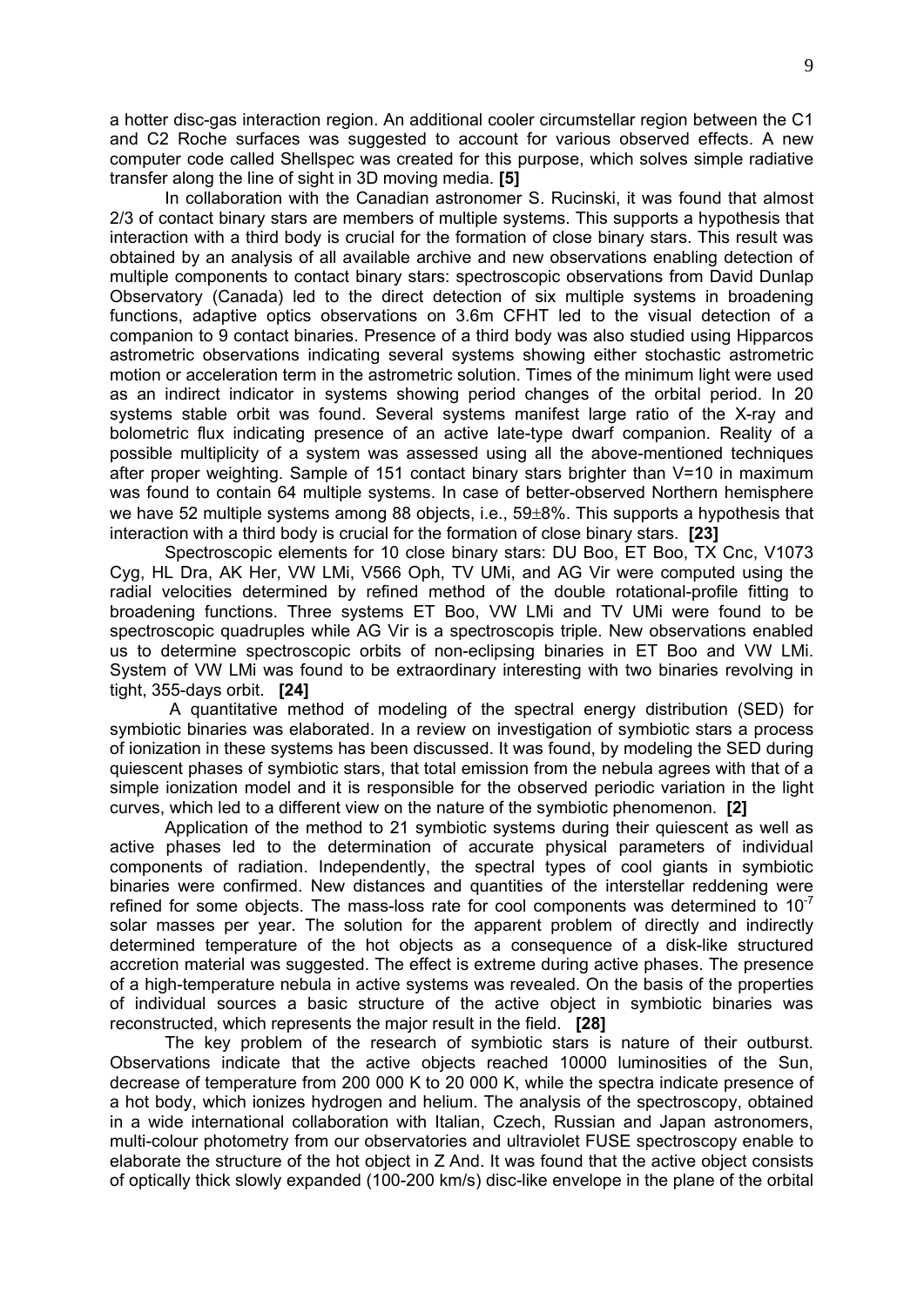a hotter disc-gas interaction region. An additional cooler circumstellar region between the C1 and C2 Roche surfaces was suggested to account for various observed effects. A new computer code called Shellspec was created for this purpose, which solves simple radiative transfer along the line of sight in 3D moving media. **[5]**

In collaboration with the Canadian astronomer S. Rucinski, it was found that almost 2/3 of contact binary stars are members of multiple systems. This supports a hypothesis that interaction with a third body is crucial for the formation of close binary stars. This result was obtained by an analysis of all available archive and new observations enabling detection of multiple components to contact binary stars: spectroscopic observations from David Dunlap Observatory (Canada) led to the direct detection of six multiple systems in broadening functions, adaptive optics observations on 3.6m CFHT led to the visual detection of a companion to 9 contact binaries. Presence of a third body was also studied using Hipparcos astrometric observations indicating several systems showing either stochastic astrometric motion or acceleration term in the astrometric solution. Times of the minimum light were used as an indirect indicator in systems showing period changes of the orbital period. In 20 systems stable orbit was found. Several systems manifest large ratio of the X-ray and bolometric flux indicating presence of an active late-type dwarf companion. Reality of a possible multiplicity of a system was assessed using all the above-mentioned techniques after proper weighting. Sample of 151 contact binary stars brighter than V=10 in maximum was found to contain 64 multiple systems. In case of better-observed Northern hemisphere we have 52 multiple systems among 88 objects, i.e., 59±8%. This supports a hypothesis that interaction with a third body is crucial for the formation of close binary stars. **[23]**

Spectroscopic elements for 10 close binary stars: DU Boo, ET Boo, TX Cnc, V1073 Cyg, HL Dra, AK Her, VW LMi, V566 Oph, TV UMi, and AG Vir were computed using the radial velocities determined by refined method of the double rotational-profile fitting to broadening functions. Three systems ET Boo, VW LMi and TV UMi were found to be spectroscopic quadruples while AG Vir is a spectroscopis triple. New observations enabled us to determine spectroscopic orbits of non-eclipsing binaries in ET Boo and VW LMi. System of VW LMi was found to be extraordinary interesting with two binaries revolving in tight, 355-days orbit. **[24]**

A quantitative method of modeling of the spectral energy distribution (SED) for symbiotic binaries was elaborated. In a review on investigation of symbiotic stars a process of ionization in these systems has been discussed. It was found, by modeling the SED during quiescent phases of symbiotic stars, that total emission from the nebula agrees with that of a simple ionization model and it is responsible for the observed periodic variation in the light curves, which led to a different view on the nature of the symbiotic phenomenon. **[2]**

Application of the method to 21 symbiotic systems during their quiescent as well as active phases led to the determination of accurate physical parameters of individual components of radiation. Independently, the spectral types of cool giants in symbiotic binaries were confirmed. New distances and quantities of the interstellar reddening were refined for some objects. The mass-loss rate for cool components was determined to $10^{-7}$ solar masses per year. The solution for the apparent problem of directly and indirectly determined temperature of the hot objects as a consequence of a disk-like structured accretion material was suggested. The effect is extreme during active phases. The presence of a high-temperature nebula in active systems was revealed. On the basis of the properties of individual sources a basic structure of the active object in symbiotic binaries was reconstructed, which represents the major result in the field. **[28]**

The key problem of the research of symbiotic stars is nature of their outburst. Observations indicate that the active objects reached 10000 luminosities of the Sun, decrease of temperature from 200 000 K to 20 000 K, while the spectra indicate presence of a hot body, which ionizes hydrogen and helium. The analysis of the spectroscopy, obtained in a wide international collaboration with Italian, Czech, Russian and Japan astronomers, multi-colour photometry from our observatories and ultraviolet FUSE spectroscopy enable to elaborate the structure of the hot object in Z And. It was found that the active object consists of optically thick slowly expanded (100-200 km/s) disc-like envelope in the plane of the orbital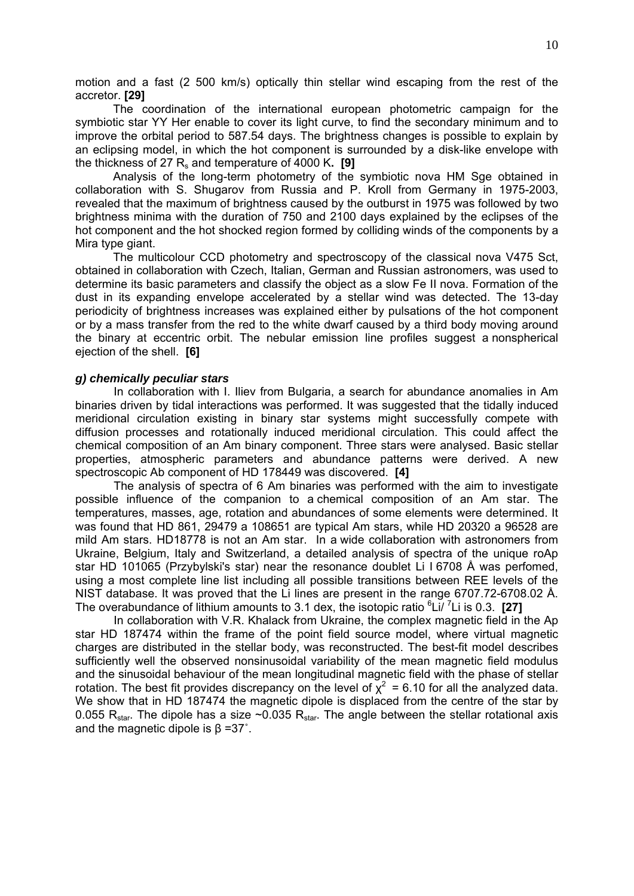motion and a fast (2 500 km/s) optically thin stellar wind escaping from the rest of the accretor. **[29]**

The coordination of the international european photometric campaign for the symbiotic star YY Her enable to cover its light curve, to find the secondary minimum and to improve the orbital period to 587.54 days. The brightness changes is possible to explain by an eclipsing model, in which the hot component is surrounded by a disk-like envelope with the thickness of 27 $R_s$ and temperature of 4000 K**. [9]**

Analysis of the long-term photometry of the symbiotic nova HM Sge obtained in collaboration with S. Shugarov from Russia and P. Kroll from Germany in 1975-2003, revealed that the maximum of brightness caused by the outburst in 1975 was followed by two brightness minima with the duration of 750 and 2100 days explained by the eclipses of the hot component and the hot shocked region formed by colliding winds of the components by a Mira type giant.

The multicolour CCD photometry and spectroscopy of the classical nova V475 Sct, obtained in collaboration with Czech, Italian, German and Russian astronomers, was used to determine its basic parameters and classify the object as a slow Fe II nova. Formation of the dust in its expanding envelope accelerated by a stellar wind was detected. The 13-day periodicity of brightness increases was explained either by pulsations of the hot component or by a mass transfer from the red to the white dwarf caused by a third body moving around the binary at eccentric orbit. The nebular emission line profiles suggest a nonspherical ejection of the shell. **[6]**

***g) chemically peculiar stars***

In collaboration with I. Iliev from Bulgaria, a search for abundance anomalies in Am binaries driven by tidal interactions was performed. It was suggested that the tidally induced meridional circulation existing in binary star systems might successfully compete with diffusion processes and rotationally induced meridional circulation. This could affect the chemical composition of an Am binary component. Three stars were analysed. Basic stellar properties, atmospheric parameters and abundance patterns were derived. A new spectroscopic Ab component of HD 178449 was discovered. **[4]**

The analysis of spectra of 6 Am binaries was performed with the aim to investigate possible influence of the companion to a chemical composition of an Am star. The temperatures, masses, age, rotation and abundances of some elements were determined. It was found that HD 861, 29479 a 108651 are typical Am stars, while HD 20320 a 96528 are mild Am stars. HD18778 is not an Am star. In a wide collaboration with astronomers from Ukraine, Belgium, Italy and Switzerland, a detailed analysis of spectra of the unique roAp star HD 101065 (Przybylski's star) near the resonance doublet Li I 6708 Å was perfomed, using a most complete line list including all possible transitions between REE levels of the NIST database. It was proved that the Li lines are present in the range 6707.72-6708.02 Å. The overabundance of lithium amounts to 3.1 dex, the isotopic ratio $^{6}$Li/ $^{7}$Li is 0.3. **[27]**

In collaboration with V.R. Khalack from Ukraine, the complex magnetic field in the Ap star HD 187474 within the frame of the point field source model, where virtual magnetic charges are distributed in the stellar body, was reconstructed. The best-fit model describes sufficiently well the observed nonsinusoidal variability of the mean magnetic field modulus and the sinusoidal behaviour of the mean longitudinal magnetic field with the phase of stellar rotation. The best fit provides discrepancy on the level of $\chi^2$ = 6.10 for all the analyzed data. We show that in HD 187474 the magnetic dipole is displaced from the centre of the star by 0.055 $R_{star}$. The dipole has a size ~0.035 $R_{star}$. The angle between the stellar rotational axis and the magnetic dipole is $\beta$ =37˚.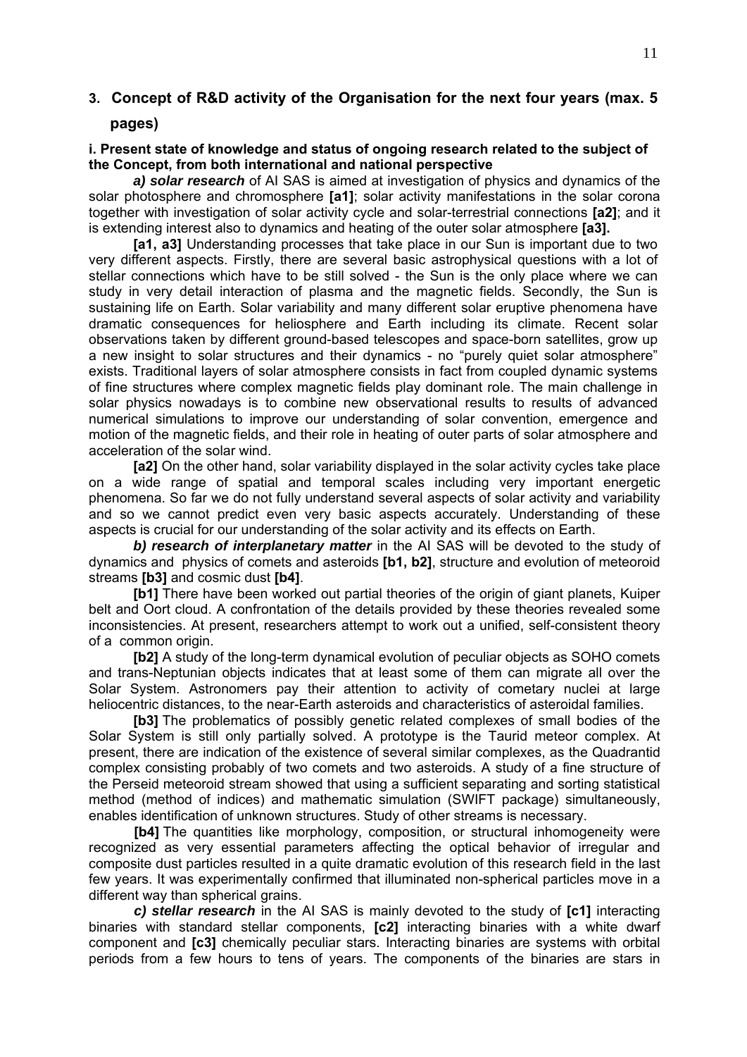## 3. Concept of R&D activity of the Organisation for the next four years (max. 5 pages)

### i. Present state of knowledge and status of ongoing research related to the subject of the Concept, from both international and national perspective

***a) solar research*** of AI SAS is aimed at investigation of physics and dynamics of the solar photosphere and chromosphere **[a1]**; solar activity manifestations in the solar corona together with investigation of solar activity cycle and solar-terrestrial connections **[a2]**; and it is extending interest also to dynamics and heating of the outer solar atmosphere **[a3].**

**[a1, a3]** Understanding processes that take place in our Sun is important due to two very different aspects. Firstly, there are several basic astrophysical questions with a lot of stellar connections which have to be still solved - the Sun is the only place where we can study in very detail interaction of plasma and the magnetic fields. Secondly, the Sun is sustaining life on Earth. Solar variability and many different solar eruptive phenomena have dramatic consequences for heliosphere and Earth including its climate. Recent solar observations taken by different ground-based telescopes and space-born satellites, grow up a new insight to solar structures and their dynamics - no "purely quiet solar atmosphere" exists. Traditional layers of solar atmosphere consists in fact from coupled dynamic systems of fine structures where complex magnetic fields play dominant role. The main challenge in solar physics nowadays is to combine new observational results to results of advanced numerical simulations to improve our understanding of solar convention, emergence and motion of the magnetic fields, and their role in heating of outer parts of solar atmosphere and acceleration of the solar wind.

**[a2]** On the other hand, solar variability displayed in the solar activity cycles take place on a wide range of spatial and temporal scales including very important energetic phenomena. So far we do not fully understand several aspects of solar activity and variability and so we cannot predict even very basic aspects accurately. Understanding of these aspects is crucial for our understanding of the solar activity and its effects on Earth.

***b) research of interplanetary matter*** in the AI SAS will be devoted to the study of dynamics and physics of comets and asteroids **[b1, b2]**, structure and evolution of meteoroid streams **[b3]** and cosmic dust **[b4]**.

**[b1]** There have been worked out partial theories of the origin of giant planets, Kuiper belt and Oort cloud. A confrontation of the details provided by these theories revealed some inconsistencies. At present, researchers attempt to work out a unified, self-consistent theory of a common origin.

**[b2]** A study of the long-term dynamical evolution of peculiar objects as SOHO comets and trans-Neptunian objects indicates that at least some of them can migrate all over the Solar System. Astronomers pay their attention to activity of cometary nuclei at large heliocentric distances, to the near-Earth asteroids and characteristics of asteroidal families.

**[b3]** The problematics of possibly genetic related complexes of small bodies of the Solar System is still only partially solved. A prototype is the Taurid meteor complex. At present, there are indication of the existence of several similar complexes, as the Quadrantid complex consisting probably of two comets and two asteroids. A study of a fine structure of the Perseid meteoroid stream showed that using a sufficient separating and sorting statistical method (method of indices) and mathematic simulation (SWIFT package) simultaneously, enables identification of unknown structures. Study of other streams is necessary.

**[b4]** The quantities like morphology, composition, or structural inhomogeneity were recognized as very essential parameters affecting the optical behavior of irregular and composite dust particles resulted in a quite dramatic evolution of this research field in the last few years. It was experimentally confirmed that illuminated non-spherical particles move in a different way than spherical grains.

***c) stellar research*** in the AI SAS is mainly devoted to the study of **[c1]** interacting binaries with standard stellar components, **[c2]** interacting binaries with a white dwarf component and **[c3]** chemically peculiar stars. Interacting binaries are systems with orbital periods from a few hours to tens of years. The components of the binaries are stars in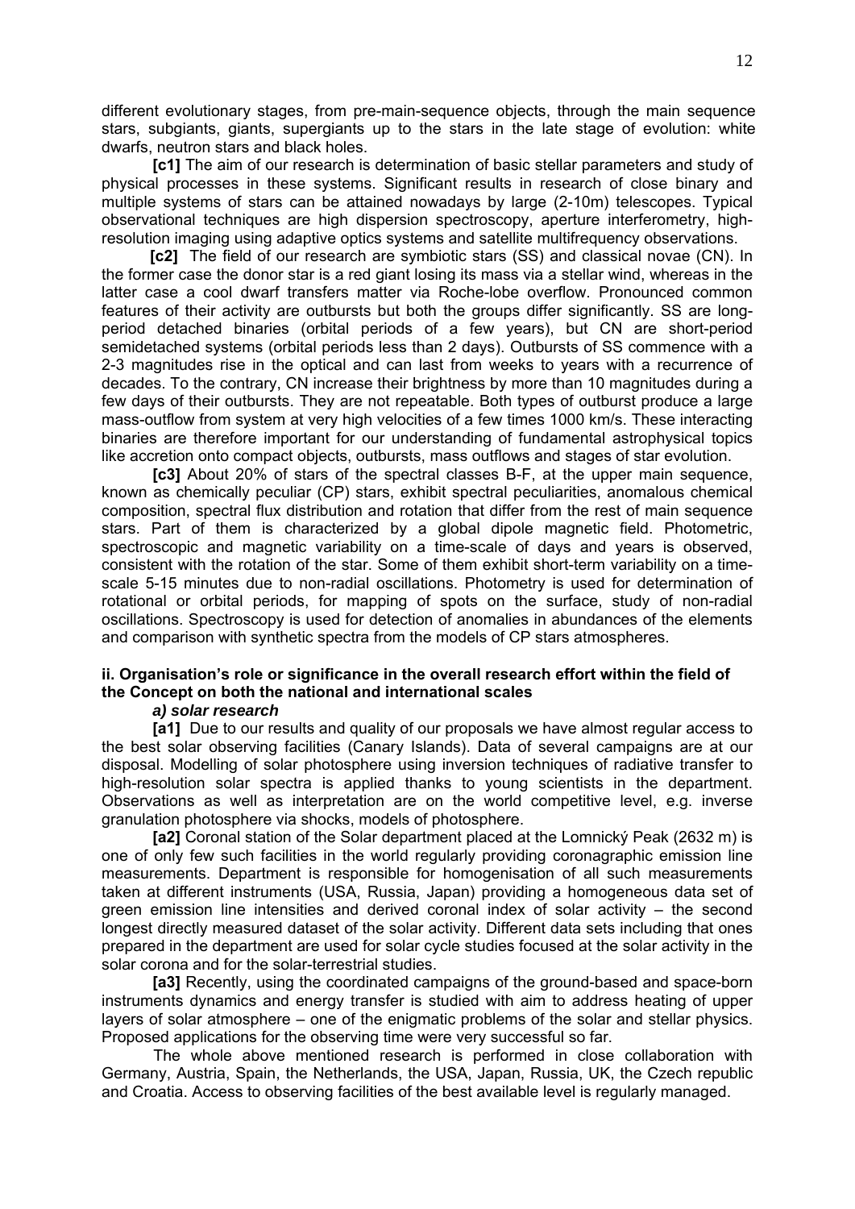different evolutionary stages, from pre-main-sequence objects, through the main sequence stars, subgiants, giants, supergiants up to the stars in the late stage of evolution: white dwarfs, neutron stars and black holes.

**[c1]** The aim of our research is determination of basic stellar parameters and study of physical processes in these systems. Significant results in research of close binary and multiple systems of stars can be attained nowadays by large (2-10m) telescopes. Typical observational techniques are high dispersion spectroscopy, aperture interferometry, high-resolution imaging using adaptive optics systems and satellite multifrequency observations.

**[c2]** The field of our research are symbiotic stars (SS) and classical novae (CN). In the former case the donor star is a red giant losing its mass via a stellar wind, whereas in the latter case a cool dwarf transfers matter via Roche-lobe overflow. Pronounced common features of their activity are outbursts but both the groups differ significantly. SS are long-period detached binaries (orbital periods of a few years), but CN are short-period semidetached systems (orbital periods less than 2 days). Outbursts of SS commence with a 2-3 magnitudes rise in the optical and can last from weeks to years with a recurrence of decades. To the contrary, CN increase their brightness by more than 10 magnitudes during a few days of their outbursts. They are not repeatable. Both types of outburst produce a large mass-outflow from system at very high velocities of a few times 1000 km/s. These interacting binaries are therefore important for our understanding of fundamental astrophysical topics like accretion onto compact objects, outbursts, mass outflows and stages of star evolution.

**[c3]** About 20% of stars of the spectral classes B-F, at the upper main sequence, known as chemically peculiar (CP) stars, exhibit spectral peculiarities, anomalous chemical composition, spectral flux distribution and rotation that differ from the rest of main sequence stars. Part of them is characterized by a global dipole magnetic field. Photometric, spectroscopic and magnetic variability on a time-scale of days and years is observed, consistent with the rotation of the star. Some of them exhibit short-term variability on a time-scale 5-15 minutes due to non-radial oscillations. Photometry is used for determination of rotational or orbital periods, for mapping of spots on the surface, study of non-radial oscillations. Spectroscopy is used for detection of anomalies in abundances of the elements and comparison with synthetic spectra from the models of CP stars atmospheres.

### ii. Organisation's role or significance in the overall research effort within the field of the Concept on both the national and international scales

#### *a) solar research*

**[a1]** Due to our results and quality of our proposals we have almost regular access to the best solar observing facilities (Canary Islands). Data of several campaigns are at our disposal. Modelling of solar photosphere using inversion techniques of radiative transfer to high-resolution solar spectra is applied thanks to young scientists in the department. Observations as well as interpretation are on the world competitive level, e.g. inverse granulation photosphere via shocks, models of photosphere.

**[a2]** Coronal station of the Solar department placed at the Lomnický Peak (2632 m) is one of only few such facilities in the world regularly providing coronagraphic emission line measurements. Department is responsible for homogenisation of all such measurements taken at different instruments (USA, Russia, Japan) providing a homogeneous data set of green emission line intensities and derived coronal index of solar activity – the second longest directly measured dataset of the solar activity. Different data sets including that ones prepared in the department are used for solar cycle studies focused at the solar activity in the solar corona and for the solar-terrestrial studies.

**[a3]** Recently, using the coordinated campaigns of the ground-based and space-born instruments dynamics and energy transfer is studied with aim to address heating of upper layers of solar atmosphere – one of the enigmatic problems of the solar and stellar physics. Proposed applications for the observing time were very successful so far.

The whole above mentioned research is performed in close collaboration with Germany, Austria, Spain, the Netherlands, the USA, Japan, Russia, UK, the Czech republic and Croatia. Access to observing facilities of the best available level is regularly managed.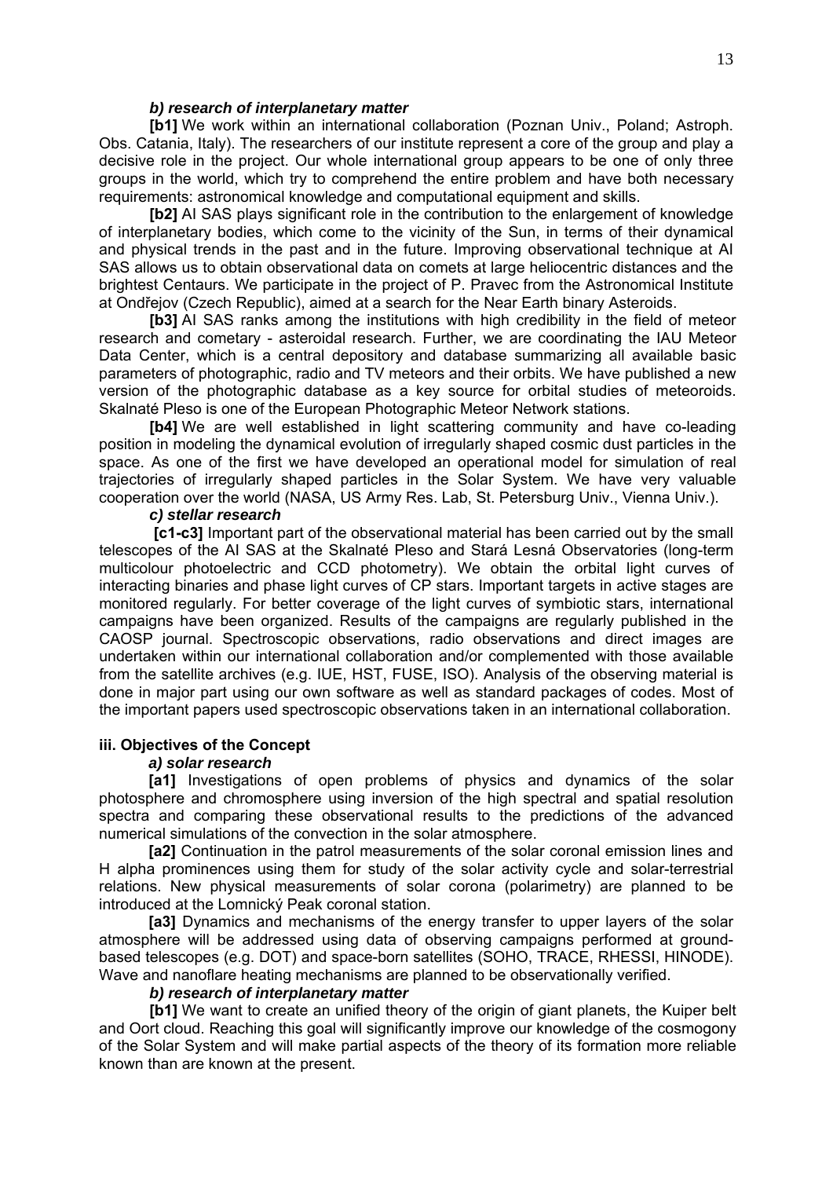***b) research of interplanetary matter***

**[b1]** We work within an international collaboration (Poznan Univ., Poland; Astroph. Obs. Catania, Italy). The researchers of our institute represent a core of the group and play a decisive role in the project. Our whole international group appears to be one of only three groups in the world, which try to comprehend the entire problem and have both necessary requirements: astronomical knowledge and computational equipment and skills.

**[b2]** AI SAS plays significant role in the contribution to the enlargement of knowledge of interplanetary bodies, which come to the vicinity of the Sun, in terms of their dynamical and physical trends in the past and in the future. Improving observational technique at AI SAS allows us to obtain observational data on comets at large heliocentric distances and the brightest Centaurs. We participate in the project of P. Pravec from the Astronomical Institute at Ondřejov (Czech Republic), aimed at a search for the Near Earth binary Asteroids.

**[b3]** AI SAS ranks among the institutions with high credibility in the field of meteor research and cometary - asteroidal research. Further, we are coordinating the IAU Meteor Data Center, which is a central depository and database summarizing all available basic parameters of photographic, radio and TV meteors and their orbits. We have published a new version of the photographic database as a key source for orbital studies of meteoroids. Skalnaté Pleso is one of the European Photographic Meteor Network stations.

**[b4]** We are well established in light scattering community and have co-leading position in modeling the dynamical evolution of irregularly shaped cosmic dust particles in the space. As one of the first we have developed an operational model for simulation of real trajectories of irregularly shaped particles in the Solar System. We have very valuable cooperation over the world (NASA, US Army Res. Lab, St. Petersburg Univ., Vienna Univ.).

***c) stellar research***

**[c1-c3]** Important part of the observational material has been carried out by the small telescopes of the AI SAS at the Skalnaté Pleso and Stará Lesná Observatories (long-term multicolour photoelectric and CCD photometry). We obtain the orbital light curves of interacting binaries and phase light curves of CP stars. Important targets in active stages are monitored regularly. For better coverage of the light curves of symbiotic stars, international campaigns have been organized. Results of the campaigns are regularly published in the CAOSP journal. Spectroscopic observations, radio observations and direct images are undertaken within our international collaboration and/or complemented with those available from the satellite archives (e.g. IUE, HST, FUSE, ISO). Analysis of the observing material is done in major part using our own software as well as standard packages of codes. Most of the important papers used spectroscopic observations taken in an international collaboration.

**iii. Objectives of the Concept**

***a) solar research***

**[a1]** Investigations of open problems of physics and dynamics of the solar photosphere and chromosphere using inversion of the high spectral and spatial resolution spectra and comparing these observational results to the predictions of the advanced numerical simulations of the convection in the solar atmosphere.

**[a2]** Continuation in the patrol measurements of the solar coronal emission lines and H alpha prominences using them for study of the solar activity cycle and solar-terrestrial relations. New physical measurements of solar corona (polarimetry) are planned to be introduced at the Lomnický Peak coronal station.

**[a3]** Dynamics and mechanisms of the energy transfer to upper layers of the solar atmosphere will be addressed using data of observing campaigns performed at ground-based telescopes (e.g. DOT) and space-born satellites (SOHO, TRACE, RHESSI, HINODE). Wave and nanoflare heating mechanisms are planned to be observationally verified.

***b) research of interplanetary matter***

**[b1]** We want to create an unified theory of the origin of giant planets, the Kuiper belt and Oort cloud. Reaching this goal will significantly improve our knowledge of the cosmogony of the Solar System and will make partial aspects of the theory of its formation more reliable known than are known at the present.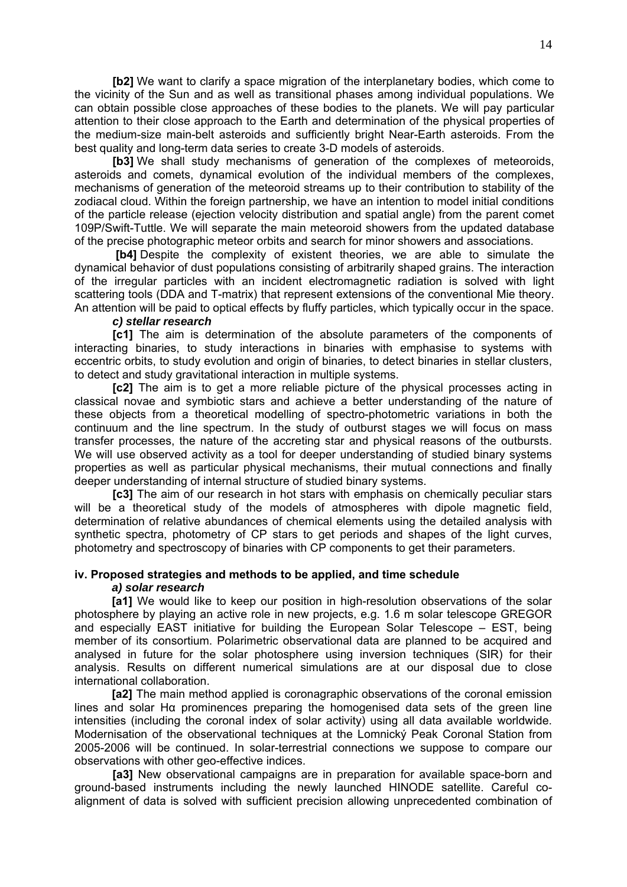**[b2]** We want to clarify a space migration of the interplanetary bodies, which come to the vicinity of the Sun and as well as transitional phases among individual populations. We can obtain possible close approaches of these bodies to the planets. We will pay particular attention to their close approach to the Earth and determination of the physical properties of the medium-size main-belt asteroids and sufficiently bright Near-Earth asteroids. From the best quality and long-term data series to create 3-D models of asteroids.

**[b3]** We shall study mechanisms of generation of the complexes of meteoroids, asteroids and comets, dynamical evolution of the individual members of the complexes, mechanisms of generation of the meteoroid streams up to their contribution to stability of the zodiacal cloud. Within the foreign partnership, we have an intention to model initial conditions of the particle release (ejection velocity distribution and spatial angle) from the parent comet 109P/Swift-Tuttle. We will separate the main meteoroid showers from the updated database of the precise photographic meteor orbits and search for minor showers and associations.

**[b4]** Despite the complexity of existent theories, we are able to simulate the dynamical behavior of dust populations consisting of arbitrarily shaped grains. The interaction of the irregular particles with an incident electromagnetic radiation is solved with light scattering tools (DDA and T-matrix) that represent extensions of the conventional Mie theory. An attention will be paid to optical effects by fluffy particles, which typically occur in the space.

***c) stellar research***

**[c1]** The aim is determination of the absolute parameters of the components of interacting binaries, to study interactions in binaries with emphasise to systems with eccentric orbits, to study evolution and origin of binaries, to detect binaries in stellar clusters, to detect and study gravitational interaction in multiple systems.

**[c2]** The aim is to get a more reliable picture of the physical processes acting in classical novae and symbiotic stars and achieve a better understanding of the nature of these objects from a theoretical modelling of spectro-photometric variations in both the continuum and the line spectrum. In the study of outburst stages we will focus on mass transfer processes, the nature of the accreting star and physical reasons of the outbursts. We will use observed activity as a tool for deeper understanding of studied binary systems properties as well as particular physical mechanisms, their mutual connections and finally deeper understanding of internal structure of studied binary systems.

**[c3]** The aim of our research in hot stars with emphasis on chemically peculiar stars will be a theoretical study of the models of atmospheres with dipole magnetic field, determination of relative abundances of chemical elements using the detailed analysis with synthetic spectra, photometry of CP stars to get periods and shapes of the light curves, photometry and spectroscopy of binaries with CP components to get their parameters.

**iv. Proposed strategies and methods to be applied, and time schedule**

***a) solar research***

**[a1]** We would like to keep our position in high-resolution observations of the solar photosphere by playing an active role in new projects, e.g. 1.6 m solar telescope GREGOR and especially EAST initiative for building the European Solar Telescope – EST, being member of its consortium. Polarimetric observational data are planned to be acquired and analysed in future for the solar photosphere using inversion techniques (SIR) for their analysis. Results on different numerical simulations are at our disposal due to close international collaboration.

**[a2]** The main method applied is coronagraphic observations of the coronal emission lines and solar Hα prominences preparing the homogenised data sets of the green line intensities (including the coronal index of solar activity) using all data available worldwide. Modernisation of the observational techniques at the Lomnický Peak Coronal Station from 2005-2006 will be continued. In solar-terrestrial connections we suppose to compare our observations with other geo-effective indices.

**[a3]** New observational campaigns are in preparation for available space-born and ground-based instruments including the newly launched HINODE satellite. Careful co-alignment of data is solved with sufficient precision allowing unprecedented combination of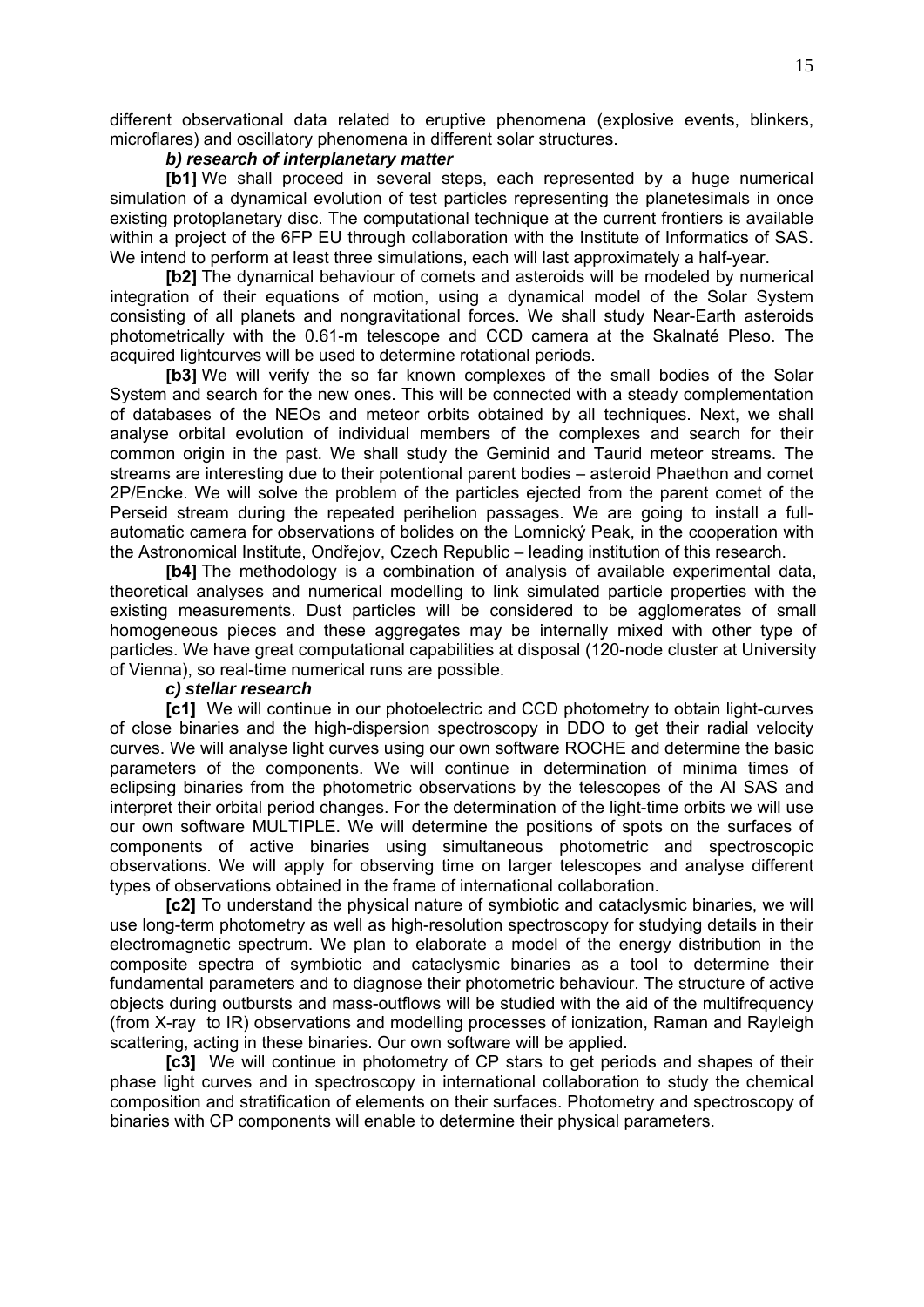different observational data related to eruptive phenomena (explosive events, blinkers, microflares) and oscillatory phenomena in different solar structures.

***b) research of interplanetary matter***

**[b1]** We shall proceed in several steps, each represented by a huge numerical simulation of a dynamical evolution of test particles representing the planetesimals in once existing protoplanetary disc. The computational technique at the current frontiers is available within a project of the 6FP EU through collaboration with the Institute of Informatics of SAS. We intend to perform at least three simulations, each will last approximately a half-year.

**[b2]** The dynamical behaviour of comets and asteroids will be modeled by numerical integration of their equations of motion, using a dynamical model of the Solar System consisting of all planets and nongravitational forces. We shall study Near-Earth asteroids photometrically with the 0.61-m telescope and CCD camera at the Skalnaté Pleso. The acquired lightcurves will be used to determine rotational periods.

**[b3]** We will verify the so far known complexes of the small bodies of the Solar System and search for the new ones. This will be connected with a steady complementation of databases of the NEOs and meteor orbits obtained by all techniques. Next, we shall analyse orbital evolution of individual members of the complexes and search for their common origin in the past. We shall study the Geminid and Taurid meteor streams. The streams are interesting due to their potentional parent bodies – asteroid Phaethon and comet 2P/Encke. We will solve the problem of the particles ejected from the parent comet of the Perseid stream during the repeated perihelion passages. We are going to install a full-automatic camera for observations of bolides on the Lomnický Peak, in the cooperation with the Astronomical Institute, Ondřejov, Czech Republic – leading institution of this research.

**[b4]** The methodology is a combination of analysis of available experimental data, theoretical analyses and numerical modelling to link simulated particle properties with the existing measurements. Dust particles will be considered to be agglomerates of small homogeneous pieces and these aggregates may be internally mixed with other type of particles. We have great computational capabilities at disposal (120-node cluster at University of Vienna), so real-time numerical runs are possible.

***c) stellar research***

**[c1]** We will continue in our photoelectric and CCD photometry to obtain light-curves of close binaries and the high-dispersion spectroscopy in DDO to get their radial velocity curves. We will analyse light curves using our own software ROCHE and determine the basic parameters of the components. We will continue in determination of minima times of eclipsing binaries from the photometric observations by the telescopes of the AI SAS and interpret their orbital period changes. For the determination of the light-time orbits we will use our own software MULTIPLE. We will determine the positions of spots on the surfaces of components of active binaries using simultaneous photometric and spectroscopic observations. We will apply for observing time on larger telescopes and analyse different types of observations obtained in the frame of international collaboration.

**[c2]** To understand the physical nature of symbiotic and cataclysmic binaries, we will use long-term photometry as well as high-resolution spectroscopy for studying details in their electromagnetic spectrum. We plan to elaborate a model of the energy distribution in the composite spectra of symbiotic and cataclysmic binaries as a tool to determine their fundamental parameters and to diagnose their photometric behaviour. The structure of active objects during outbursts and mass-outflows will be studied with the aid of the multifrequency (from X-ray to IR) observations and modelling processes of ionization, Raman and Rayleigh scattering, acting in these binaries. Our own software will be applied.

**[c3]** We will continue in photometry of CP stars to get periods and shapes of their phase light curves and in spectroscopy in international collaboration to study the chemical composition and stratification of elements on their surfaces. Photometry and spectroscopy of binaries with CP components will enable to determine their physical parameters.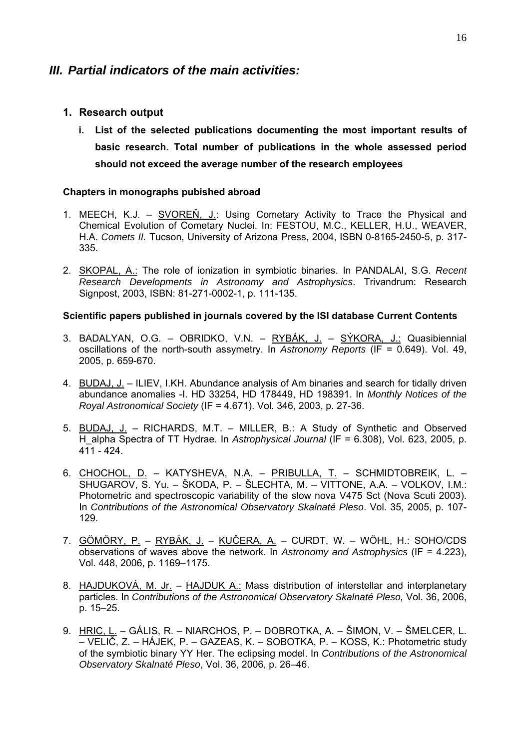## *III. Partial indicators of the main activities:*

### 1. Research output

**i. List of the selected publications documenting the most important results of basic research. Total number of publications in the whole assessed period should not exceed the average number of the research employees**

**Chapters in monographs pubished abroad**

1. MEECH, K.J. – SVOREŇ, J.: Using Cometary Activity to Trace the Physical and Chemical Evolution of Cometary Nuclei. In: FESTOU, M.C., KELLER, H.U., WEAVER, H.A. *Comets II.* Tucson, University of Arizona Press, 2004, ISBN 0-8165-2450-5, p. 317-335.

2. SKOPAL, A.: The role of ionization in symbiotic binaries. In PANDALAI, S.G. *Recent Research Developments in Astronomy and Astrophysics*. Trivandrum: Research Signpost, 2003, ISBN: 81-271-0002-1, p. 111-135.

**Scientific papers published in journals covered by the ISI database Current Contents**

3. BADALYAN, O.G. – OBRIDKO, V.N. – RYBÁK, J. – SÝKORA, J.: Quasibiennial oscillations of the north-south assymetry. In *Astronomy Reports* (IF = 0.649). Vol. 49, 2005, p. 659-670.

4. BUDAJ, J. – ILIEV, I.KH. Abundance analysis of Am binaries and search for tidally driven abundance anomalies -I. HD 33254, HD 178449, HD 198391. In *Monthly Notices of the Royal Astronomical Society* (IF = 4.671). Vol. 346, 2003, p. 27-36.

5. BUDAJ, J. – RICHARDS, M.T. – MILLER, B.: A Study of Synthetic and Observed H_alpha Spectra of TT Hydrae. In *Astrophysical Journal* (IF = 6.308), Vol. 623, 2005, p. 411 - 424.

6. CHOCHOL, D. – KATYSHEVA, N.A. – PRIBULLA, T. – SCHMIDTOBREIK, L. – SHUGAROV, S. Yu. – ŠKODA, P. – ŠLECHTA, M. – VITTONE, A.A. – VOLKOV, I.M.: Photometric and spectroscopic variability of the slow nova V475 Sct (Nova Scuti 2003). In *Contributions of the Astronomical Observatory Skalnaté Pleso*. Vol. 35, 2005, p. 107-129.

7. GÖMÖRY, P. – RYBÁK, J. – KUČERA, A. – CURDT, W. – WÖHL, H.: SOHO/CDS observations of waves above the network. In *Astronomy and Astrophysics* (IF = 4.223), Vol. 448, 2006, p. 1169–1175.

8. HAJDUKOVÁ, M. Jr. – HAJDUK A.: Mass distribution of interstellar and interplanetary particles. In *Contributions of the Astronomical Observatory Skalnaté Pleso,* Vol. 36, 2006, p. 15–25.

9. HRIC, L. – GÁLIS, R. – NIARCHOS, P. – DOBROTKA, A. – ŠIMON, V. – ŠMELCER, L. – VELIČ, Z. – HÁJEK, P. – GAZEAS, K. – SOBOTKA, P. – KOSS, K.: Photometric study of the symbiotic binary YY Her. The eclipsing model. In *Contributions of the Astronomical Observatory Skalnaté Pleso*, Vol. 36, 2006, p. 26–46.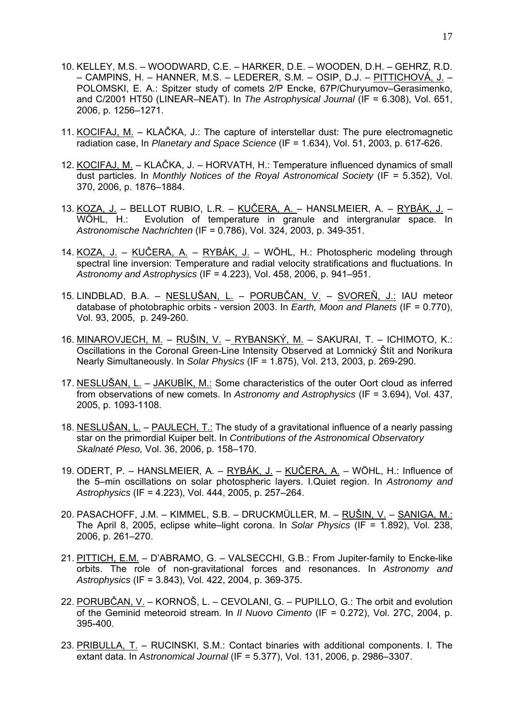10. KELLEY, M.S. – WOODWARD, C.E. – HARKER, D.E. – WOODEN, D.H. – GEHRZ, R.D. – CAMPINS, H. – HANNER, M.S. – LEDERER, S.M. – OSIP, D.J. – PITTICHOVÁ, J. – POLOMSKI, E. A.: Spitzer study of comets 2/P Encke, 67P/Churyumov–Gerasimenko, and C/2001 HT50 (LINEAR–NEAT). In *The Astrophysical Journal* (IF = 6.308), Vol. 651, 2006, p. 1256–1271.

11. KOCIFAJ, M. – KLAČKA, J.: The capture of interstellar dust: The pure electromagnetic radiation case, In *Planetary and Space Science* (IF = 1.634), Vol. 51, 2003, p. 617-626.

12. KOCIFAJ, M. – KLAČKA, J. – HORVATH, H.: Temperature influenced dynamics of small dust particles. In *Monthly Notices of the Royal Astronomical Society* (IF = 5.352), Vol. 370, 2006, p. 1876–1884.

13. KOZA, J. – BELLOT RUBIO, L.R. – KUČERA, A. – HANSLMEIER, A. – RYBÁK, J. – WÖHL, H.: Evolution of temperature in granule and intergranular space. In *Astronomische Nachrichten* (IF = 0.786), Vol. 324, 2003, p. 349-351.

14. KOZA, J. – KUČERA, A. – RYBÁK, J. – WÖHL, H.: Photospheric modeling through spectral line inversion: Temperature and radial velocity stratifications and fluctuations. In *Astronomy and Astrophysics* (IF = 4.223), Vol. 458, 2006, p. 941–951.

15. LINDBLAD, B.A. – NESLUŠAN, L. – PORUBČAN, V. – SVOREŇ, J.: IAU meteor database of photobraphic orbits - version 2003. In *Earth, Moon and Planets* (IF = 0.770), Vol. 93, 2005, p. 249-260.

16. MINAROVJECH, M. – RUŠIN, V. – RYBANSKÝ, M. – SAKURAI, T. – ICHIMOTO, K.: Oscillations in the Coronal Green-Line Intensity Observed at Lomnický Štít and Norikura Nearly Simultaneously. In *Solar Physics* (IF = 1.875), Vol. 213, 2003, p. 269-290.

17. NESLUŠAN, L. – JAKUBÍK, M.: Some characteristics of the outer Oort cloud as inferred from observations of new comets. In *Astronomy and Astrophysics* (IF = 3.694), Vol. 437, 2005, p. 1093-1108.

18. NESLUŠAN, L. – PAULECH, T.: The study of a gravitational influence of a nearly passing star on the primordial Kuiper belt. In *Contributions of the Astronomical Observatory Skalnaté Pleso,* Vol. 36, 2006, p. 158–170.

19. ODERT, P. – HANSLMEIER, A. – RYBÁK, J. – KUČERA, A. – WÖHL, H.: Influence of the 5–min oscillations on solar photospheric layers. I.Quiet region. In *Astronomy and Astrophysics* (IF = 4.223), Vol. 444, 2005, p. 257–264.

20. PASACHOFF, J.M. – KIMMEL, S.B. – DRUCKMÜLLER, M. – RUŠIN, V. – SANIGA, M.: The April 8, 2005, eclipse white–light corona. In *Solar Physics* (IF = 1.892), Vol. 238, 2006, p. 261–270.

21. PITTICH, E.M. – D'ABRAMO, G. – VALSECCHI, G.B.: From Jupiter-family to Encke-like orbits. The role of non-gravitational forces and resonances. In *Astronomy and Astrophysics* (IF = 3.843), Vol. 422, 2004, p. 369-375.

22. PORUBČAN, V. – KORNOŠ, L. – CEVOLANI, G. – PUPILLO, G.: The orbit and evolution of the Geminid meteoroid stream. In *Il Nuovo Cimento* (IF = 0.272), Vol. 27C, 2004, p. 395-400.

23. PRIBULLA, T. – RUCINSKI, S.M.: Contact binaries with additional components. I. The extant data. In *Astronomical Journal* (IF = 5.377), Vol. 131, 2006, p. 2986–3307.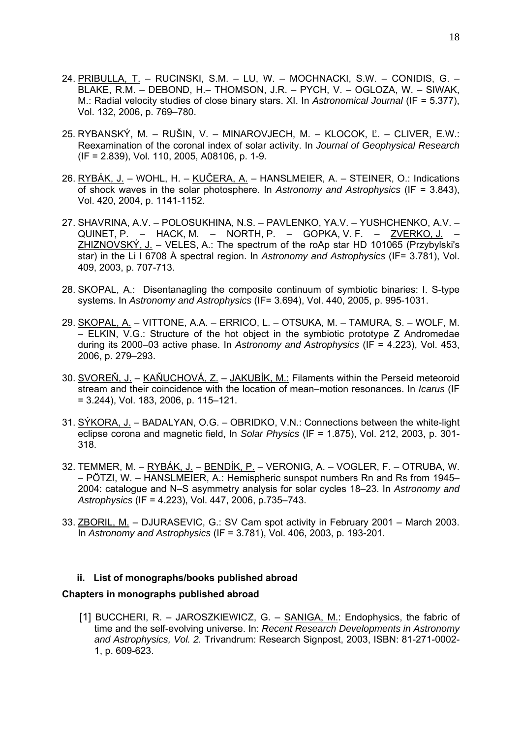24. PRIBULLA, T. – RUCINSKI, S.M. – LU, W. – MOCHNACKI, S.W. – CONIDIS, G. – BLAKE, R.M. – DEBOND, H.– THOMSON, J.R. – PYCH, V. – OGLOZA, W. – SIWAK, M.: Radial velocity studies of close binary stars. XI. In *Astronomical Journal* (IF = 5.377), Vol. 132, 2006, p. 769–780.

25. RYBANSKÝ, M. – RUŠIN, V. – MINAROVJECH, M. – KLOCOK, Ľ. – CLIVER, E.W.: Reexamination of the coronal index of solar activity. In *Journal of Geophysical Research* (IF = 2.839), Vol. 110, 2005, A08106, p. 1-9.

26. RYBÁK, J. – WOHL, H. – KUČERA, A. – HANSLMEIER, A. – STEINER, O.: Indications of shock waves in the solar photosphere. In *Astronomy and Astrophysics* (IF = 3.843), Vol. 420, 2004, p. 1141-1152.

27. SHAVRINA, A.V. – POLOSUKHINA, N.S. – PAVLENKO, YA.V. – YUSHCHENKO, A.V. – QUINET, P. – HACK, M. – NORTH, P. – GOPKA, V. F. – ZVERKO, J. – ZHIZNOVSKÝ, J. – VELES, A.: The spectrum of the roAp star HD 101065 (Przybylski's star) in the Li I 6708 Å spectral region. In *Astronomy and Astrophysics* (IF= 3.781), Vol. 409, 2003, p. 707-713.

28. SKOPAL, A.: Disentanagling the composite continuum of symbiotic binaries: I. S-type systems. In *Astronomy and Astrophysics* (IF= 3.694), Vol. 440, 2005, p. 995-1031.

29. SKOPAL, A. – VITTONE, A.A. – ERRICO, L. – OTSUKA, M. – TAMURA, S. – WOLF, M. – ELKIN, V.G.: Structure of the hot object in the symbiotic prototype Z Andromedae during its 2000–03 active phase. In *Astronomy and Astrophysics* (IF = 4.223), Vol. 453, 2006, p. 279–293.

30. SVOREŇ, J. – KAŇUCHOVÁ, Z. – JAKUBÍK, M.: Filaments within the Perseid meteoroid stream and their coincidence with the location of mean–motion resonances. In *Icarus* (IF = 3.244), Vol. 183, 2006, p. 115–121.

31. SÝKORA, J. – BADALYAN, O.G. – OBRIDKO, V.N.: Connections between the white-light eclipse corona and magnetic field, In *Solar Physics* (IF = 1.875), Vol. 212, 2003, p. 301-318.

32. TEMMER, M. – RYBÁK, J. – BENDÍK, P. – VERONIG, A. – VOGLER, F. – OTRUBA, W. – PÖTZI, W. – HANSLMEIER, A.: Hemispheric sunspot numbers Rn and Rs from 1945–2004: catalogue and N–S asymmetry analysis for solar cycles 18–23. In *Astronomy and Astrophysics* (IF = 4.223), Vol. 447, 2006, p.735–743.

33. ZBORIL, M. – DJURASEVIC, G.: SV Cam spot activity in February 2001 – March 2003. In *Astronomy and Astrophysics* (IF = 3.781), Vol. 406, 2003, p. 193-201.

**ii. List of monographs/books published abroad**

**Chapters in monographs published abroad**

[1] BUCCHERI, R. – JAROSZKIEWICZ, G. – SANIGA, M.: Endophysics, the fabric of time and the self-evolving universe. In: *Recent Research Developments in Astronomy and Astrophysics, Vol. 2.* Trivandrum: Research Signpost, 2003, ISBN: 81-271-0002-1, p. 609-623.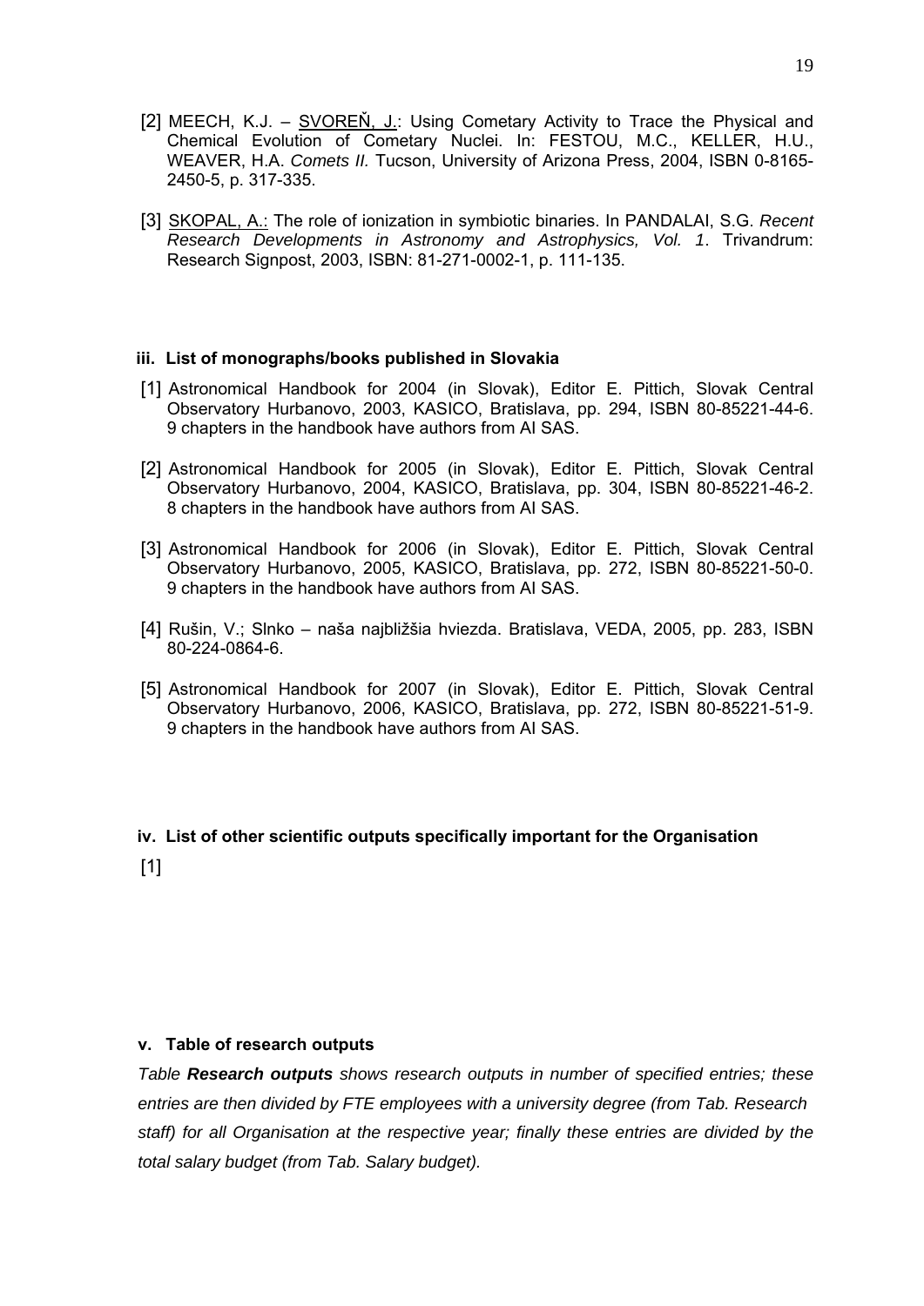[2] MEECH, K.J. – SVOREŇ, J.: Using Cometary Activity to Trace the Physical and Chemical Evolution of Cometary Nuclei. In: FESTOU, M.C., KELLER, H.U., WEAVER, H.A. *Comets II*. Tucson, University of Arizona Press, 2004, ISBN 0-8165-2450-5, p. 317-335.

[3] SKOPAL, A.: The role of ionization in symbiotic binaries. In PANDALAI, S.G. *Recent Research Developments in Astronomy and Astrophysics, Vol. 1*. Trivandrum: Research Signpost, 2003, ISBN: 81-271-0002-1, p. 111-135.

#### iii. List of monographs/books published in Slovakia

[1] Astronomical Handbook for 2004 (in Slovak), Editor E. Pittich, Slovak Central Observatory Hurbanovo, 2003, KASICO, Bratislava, pp. 294, ISBN 80-85221-44-6. 9 chapters in the handbook have authors from AI SAS.

[2] Astronomical Handbook for 2005 (in Slovak), Editor E. Pittich, Slovak Central Observatory Hurbanovo, 2004, KASICO, Bratislava, pp. 304, ISBN 80-85221-46-2. 8 chapters in the handbook have authors from AI SAS.

[3] Astronomical Handbook for 2006 (in Slovak), Editor E. Pittich, Slovak Central Observatory Hurbanovo, 2005, KASICO, Bratislava, pp. 272, ISBN 80-85221-50-0. 9 chapters in the handbook have authors from AI SAS.

[4] Rušin, V.; Slnko – naša najbližšia hviezda. Bratislava, VEDA, 2005, pp. 283, ISBN 80-224-0864-6.

[5] Astronomical Handbook for 2007 (in Slovak), Editor E. Pittich, Slovak Central Observatory Hurbanovo, 2006, KASICO, Bratislava, pp. 272, ISBN 80-85221-51-9. 9 chapters in the handbook have authors from AI SAS.

#### iv. List of other scientific outputs specifically important for the Organisation

[1]

#### v. Table of research outputs

*Table **Research outputs** shows research outputs in number of specified entries; these entries are then divided by FTE employees with a university degree (from Tab. Research staff) for all Organisation at the respective year; finally these entries are divided by the total salary budget (from Tab. Salary budget).*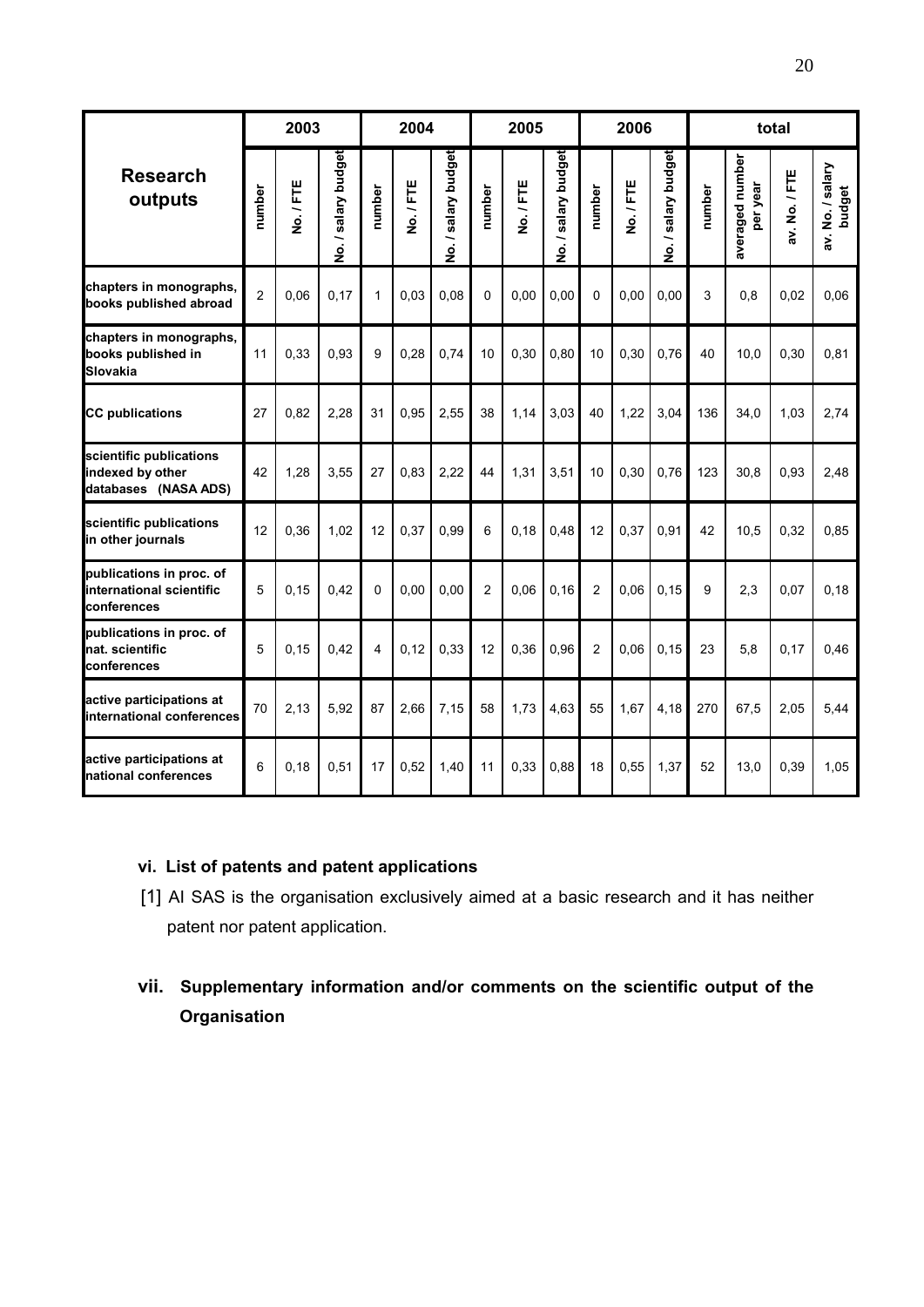| Research outputs | 2003 | | | 2004 | | | 2005 | | | 2006 | | | total | | | |
|---|---|---|---|---|---|---|---|---|---|---|---|---|---|---|---|---|
| | number | No. / FTE | No. / salary budget | number | No. / FTE | No. / salary budget | number | No. / FTE | No. / salary budget | number | No. / FTE | No. / salary budget | number | averaged number per year | av. No. / FTE | av. No. / salary budget |
| chapters in monographs, books published abroad | 2 | 0,06 | 0,17 | 1 | 0,03 | 0,08 | 0 | 0,00 | 0,00 | 0 | 0,00 | 0,00 | 3 | 0,8 | 0,02 | 0,06 |
| chapters in monographs, books published in Slovakia | 11 | 0,33 | 0,93 | 9 | 0,28 | 0,74 | 10 | 0,30 | 0,80 | 10 | 0,30 | 0,76 | 40 | 10,0 | 0,30 | 0,81 |
| CC publications | 27 | 0,82 | 2,28 | 31 | 0,95 | 2,55 | 38 | 1,14 | 3,03 | 40 | 1,22 | 3,04 | 136 | 34,0 | 1,03 | 2,74 |
| scientific publications indexed by other databases (NASA ADS) | 42 | 1,28 | 3,55 | 27 | 0,83 | 2,22 | 44 | 1,31 | 3,51 | 10 | 0,30 | 0,76 | 123 | 30,8 | 0,93 | 2,48 |
| scientific publications in other journals | 12 | 0,36 | 1,02 | 12 | 0,37 | 0,99 | 6 | 0,18 | 0,48 | 12 | 0,37 | 0,91 | 42 | 10,5 | 0,32 | 0,85 |
| publications in proc. of international scientific conferences | 5 | 0,15 | 0,42 | 0 | 0,00 | 0,00 | 2 | 0,06 | 0,16 | 2 | 0,06 | 0,15 | 9 | 2,3 | 0,07 | 0,18 |
| publications in proc. of nat. scientific conferences | 5 | 0,15 | 0,42 | 4 | 0,12 | 0,33 | 12 | 0,36 | 0,96 | 2 | 0,06 | 0,15 | 23 | 5,8 | 0,17 | 0,46 |
| active participations at international conferences | 70 | 2,13 | 5,92 | 87 | 2,66 | 7,15 | 58 | 1,73 | 4,63 | 55 | 1,67 | 4,18 | 270 | 67,5 | 2,05 | 5,44 |
| active participations at national conferences | 6 | 0,18 | 0,51 | 17 | 0,52 | 1,40 | 11 | 0,33 | 0,88 | 18 | 0,55 | 1,37 | 52 | 13,0 | 0,39 | 1,05 |

### vi. List of patents and patent applications

[1] AI SAS is the organisation exclusively aimed at a basic research and it has neither patent nor patent application.

### vii. Supplementary information and/or comments on the scientific output of the Organisation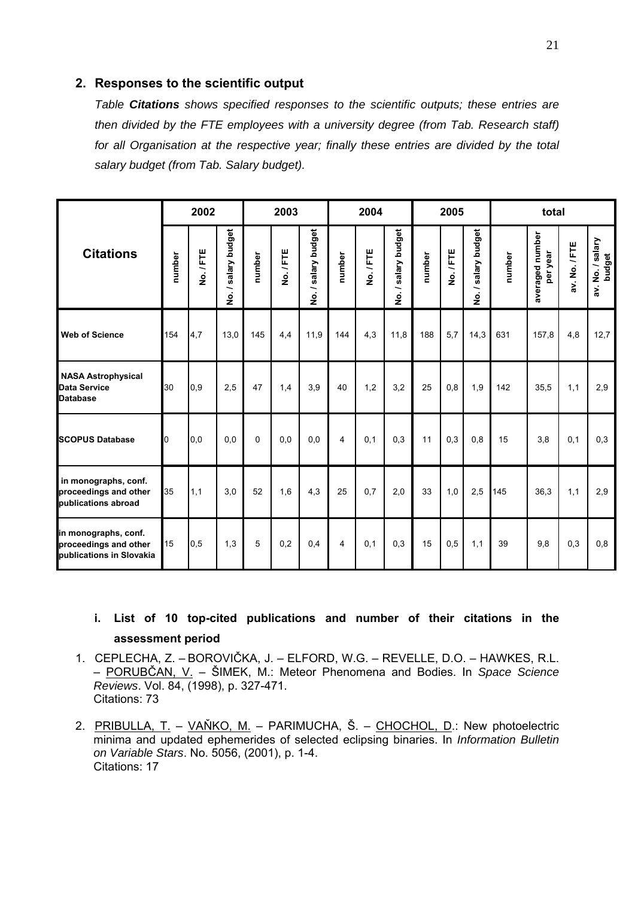## 2. Responses to the scientific output

*Table **Citations** shows specified responses to the scientific outputs; these entries are then divided by the FTE employees with a university degree (from Tab. Research staff) for all Organisation at the respective year; finally these entries are divided by the total salary budget (from Tab. Salary budget).*

| Citations | 2002 | | | 2003 | | | 2004 | | | 2005 | | | total | | | |
|---|---|---|---|---|---|---|---|---|---|---|---|---|---|---|---|---|
| | number | No. / FTE | No. / salary budget | number | No. / FTE | No. / salary budget | number | No. / FTE | No. / salary budget | number | No. / FTE | No. / salary budget | number | averaged number per year | av. No. / FTE | av. No. / salary budget |
| **Web of Science** | 154 | 4,7 | 13,0 | 145 | 4,4 | 11,9 | 144 | 4,3 | 11,8 | 188 | 5,7 | 14,3 | 631 | 157,8 | 4,8 | 12,7 |
| **NASA Astrophysical Data Service Database** | 30 | 0,9 | 2,5 | 47 | 1,4 | 3,9 | 40 | 1,2 | 3,2 | 25 | 0,8 | 1,9 | 142 | 35,5 | 1,1 | 2,9 |
| **SCOPUS Database** | 0 | 0,0 | 0,0 | 0 | 0,0 | 0,0 | 4 | 0,1 | 0,3 | 11 | 0,3 | 0,8 | 15 | 3,8 | 0,1 | 0,3 |
| **in monographs, conf. proceedings and other publications abroad** | 35 | 1,1 | 3,0 | 52 | 1,6 | 4,3 | 25 | 0,7 | 2,0 | 33 | 1,0 | 2,5 | 145 | 36,3 | 1,1 | 2,9 |
| **in monographs, conf. proceedings and other publications in Slovakia** | 15 | 0,5 | 1,3 | 5 | 0,2 | 0,4 | 4 | 0,1 | 0,3 | 15 | 0,5 | 1,1 | 39 | 9,8 | 0,3 | 0,8 |

### i. List of 10 top-cited publications and number of their citations in the assessment period

1. CEPLECHA, Z. – BOROVIČKA, J. – ELFORD, W.G. – REVELLE, D.O. – HAWKES, R.L. – PORUBČAN, V. – ŠIMEK, M.: Meteor Phenomena and Bodies. In *Space Science Reviews*. Vol. 84, (1998), p. 327-471.
   Citations: 73

2. PRIBULLA, T. – VAŇKO, M. – PARIMUCHA, Š. – CHOCHOL, D.: New photoelectric minima and updated ephemerides of selected eclipsing binaries. In *Information Bulletin on Variable Stars*. No. 5056, (2001), p. 1-4.
   Citations: 17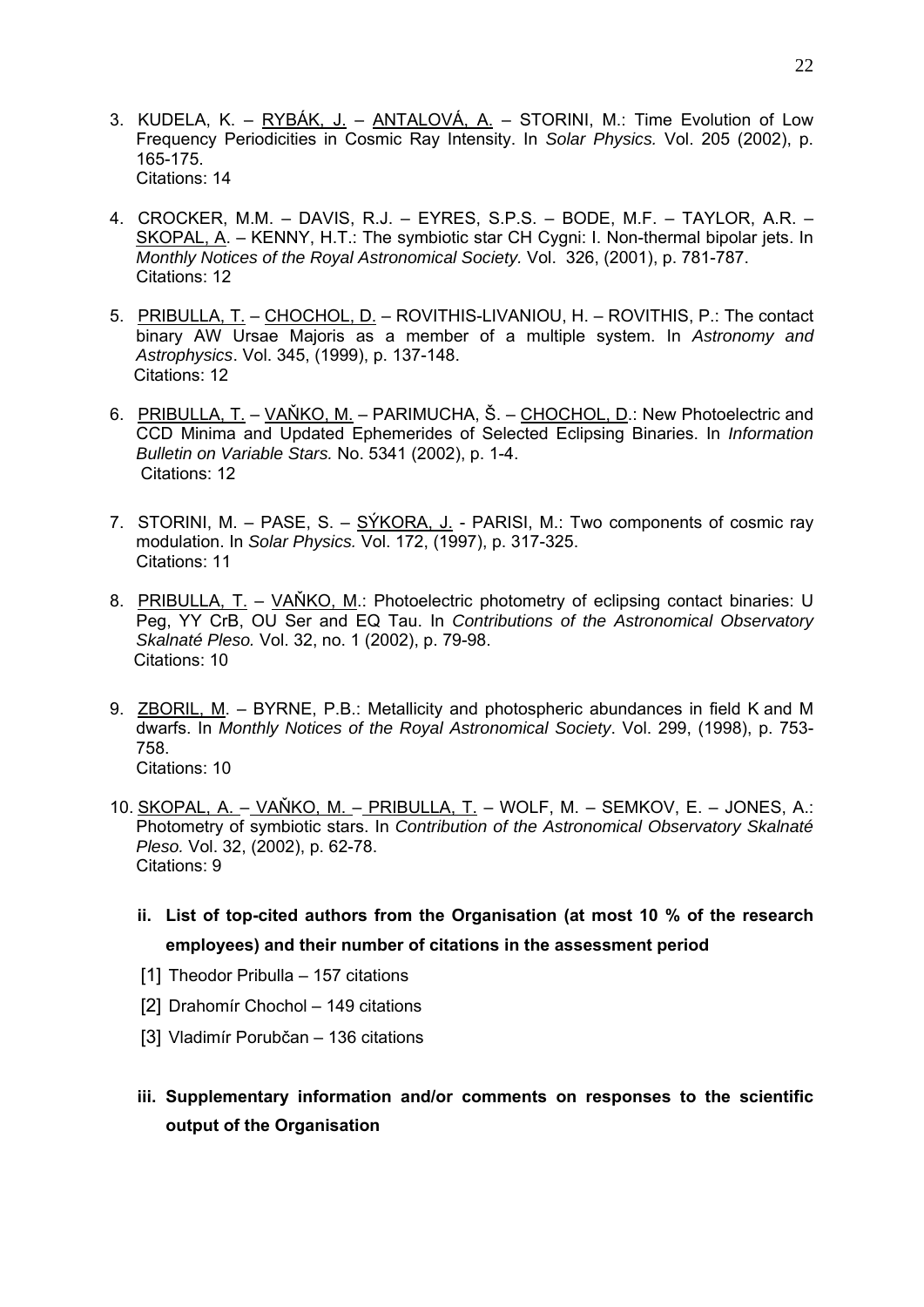3. KUDELA, K. – RYBÁK, J. – ANTALOVÁ, A. – STORINI, M.: Time Evolution of Low Frequency Periodicities in Cosmic Ray Intensity. In *Solar Physics.* Vol. 205 (2002), p. 165-175.
   Citations: 14

4. CROCKER, M.M. – DAVIS, R.J. – EYRES, S.P.S. – BODE, M.F. – TAYLOR, A.R. – SKOPAL, A. – KENNY, H.T.: The symbiotic star CH Cygni: I. Non-thermal bipolar jets. In *Monthly Notices of the Royal Astronomical Society.* Vol. 326, (2001), p. 781-787.
   Citations: 12

5. PRIBULLA, T. – CHOCHOL, D. – ROVITHIS-LIVANIOU, H. – ROVITHIS, P.: The contact binary AW Ursae Majoris as a member of a multiple system. In *Astronomy and Astrophysics*. Vol. 345, (1999), p. 137-148.
   Citations: 12

6. PRIBULLA, T. – VAŇKO, M. – PARIMUCHA, Š. – CHOCHOL, D.: New Photoelectric and CCD Minima and Updated Ephemerides of Selected Eclipsing Binaries. In *Information Bulletin on Variable Stars.* No. 5341 (2002), p. 1-4.
   Citations: 12

7. STORINI, M. – PASE, S. – SÝKORA, J. - PARISI, M.: Two components of cosmic ray modulation. In *Solar Physics.* Vol. 172, (1997), p. 317-325.
   Citations: 11

8. PRIBULLA, T. – VAŇKO, M.: Photoelectric photometry of eclipsing contact binaries: U Peg, YY CrB, OU Ser and EQ Tau. In *Contributions of the Astronomical Observatory Skalnaté Pleso.* Vol. 32, no. 1 (2002), p. 79-98.
   Citations: 10

9. ZBORIL, M. – BYRNE, P.B.: Metallicity and photospheric abundances in field K and M dwarfs. In *Monthly Notices of the Royal Astronomical Society*. Vol. 299, (1998), p. 753-758.
   Citations: 10

10. SKOPAL, A. – VAŇKO, M. – PRIBULLA, T. – WOLF, M. – SEMKOV, E. – JONES, A.: Photometry of symbiotic stars. In *Contribution of the Astronomical Observatory Skalnaté Pleso.* Vol. 32, (2002), p. 62-78.
    Citations: 9

**ii. List of top-cited authors from the Organisation (at most 10 % of the research employees) and their number of citations in the assessment period**

[1] Theodor Pribulla – 157 citations

[2] Drahomír Chochol – 149 citations

[3] Vladimír Porubčan – 136 citations

**iii. Supplementary information and/or comments on responses to the scientific output of the Organisation**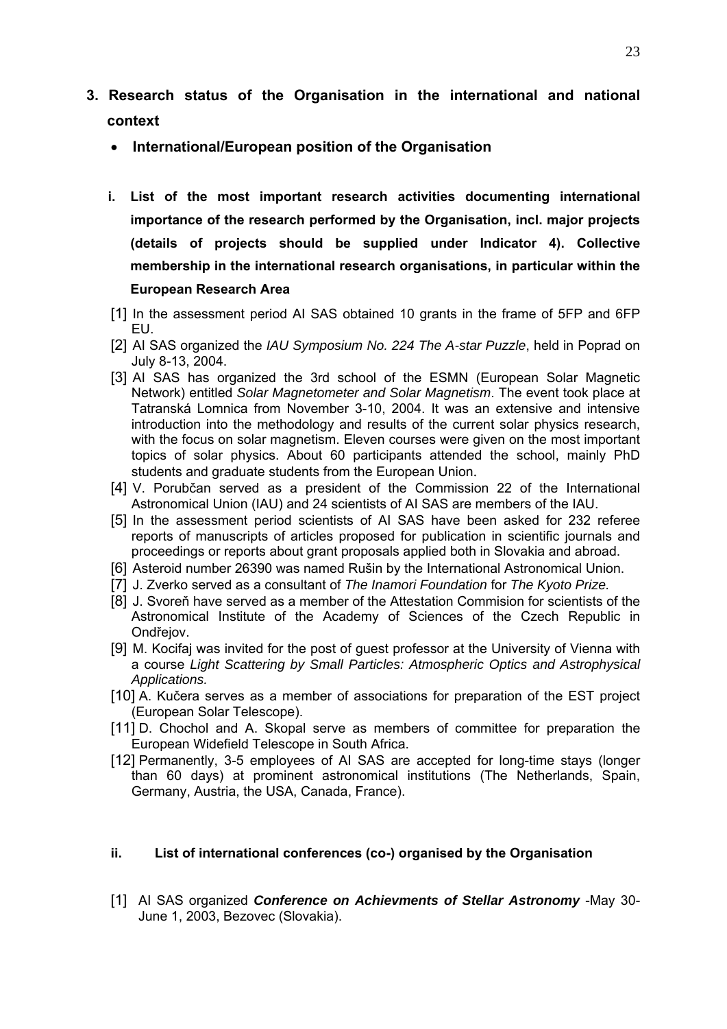## 3. Research status of the Organisation in the international and national context

- **International/European position of the Organisation**

**i. List of the most important research activities documenting international importance of the research performed by the Organisation, incl. major projects (details of projects should be supplied under Indicator 4). Collective membership in the international research organisations, in particular within the European Research Area**

[1] In the assessment period AI SAS obtained 10 grants in the frame of 5FP and 6FP EU.

[2] AI SAS organized the *IAU Symposium No. 224 The A-star Puzzle*, held in Poprad on July 8-13, 2004.

[3] AI SAS has organized the 3rd school of the ESMN (European Solar Magnetic Network) entitled *Solar Magnetometer and Solar Magnetism*. The event took place at Tatranská Lomnica from November 3-10, 2004. It was an extensive and intensive introduction into the methodology and results of the current solar physics research, with the focus on solar magnetism. Eleven courses were given on the most important topics of solar physics. About 60 participants attended the school, mainly PhD students and graduate students from the European Union.

[4] V. Porubčan served as a president of the Commission 22 of the International Astronomical Union (IAU) and 24 scientists of AI SAS are members of the IAU.

[5] In the assessment period scientists of AI SAS have been asked for 232 referee reports of manuscripts of articles proposed for publication in scientific journals and proceedings or reports about grant proposals applied both in Slovakia and abroad.

[6] Asteroid number 26390 was named Rušin by the International Astronomical Union.

[7] J. Zverko served as a consultant of *The Inamori Foundation* for *The Kyoto Prize.*

[8] J. Svoreň have served as a member of the Attestation Commision for scientists of the Astronomical Institute of the Academy of Sciences of the Czech Republic in Ondřejov.

[9] M. Kocifaj was invited for the post of guest professor at the University of Vienna with a course *Light Scattering by Small Particles: Atmospheric Optics and Astrophysical Applications.*

[10] A. Kučera serves as a member of associations for preparation of the EST project (European Solar Telescope).

[11] D. Chochol and A. Skopal serve as members of committee for preparation the European Widefield Telescope in South Africa.

[12] Permanently, 3-5 employees of AI SAS are accepted for long-time stays (longer than 60 days) at prominent astronomical institutions (The Netherlands, Spain, Germany, Austria, the USA, Canada, France).

**ii. List of international conferences (co-) organised by the Organisation**

[1] AI SAS organized ***Conference on Achievments of Stellar Astronomy*** -May 30-June 1, 2003, Bezovec (Slovakia).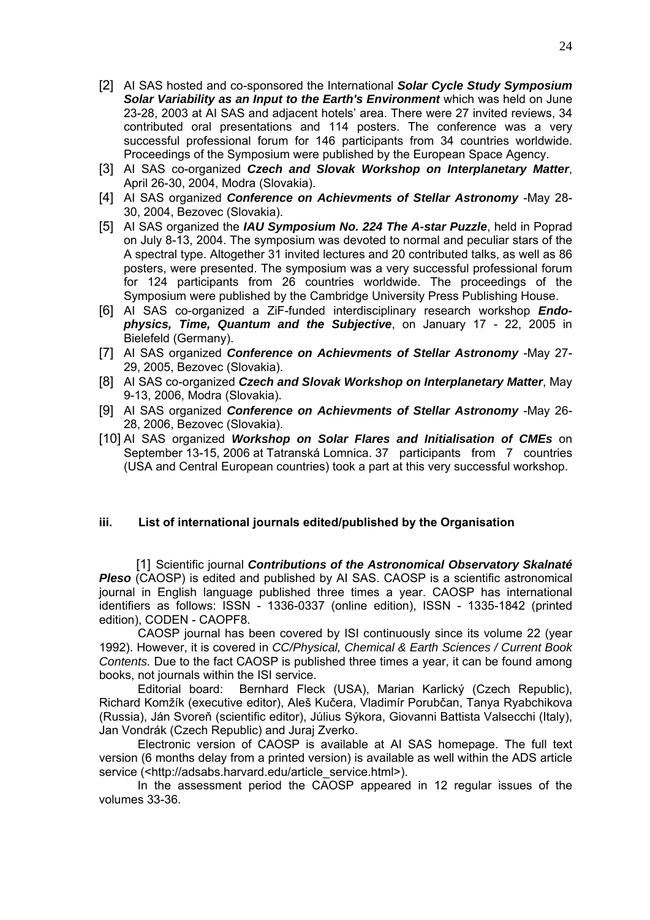[2] AI SAS hosted and co-sponsored the International ***Solar Cycle Study Symposium Solar Variability as an Input to the Earth's Environment*** which was held on June 23-28, 2003 at AI SAS and adjacent hotels' area. There were 27 invited reviews, 34 contributed oral presentations and 114 posters. The conference was a very successful professional forum for 146 participants from 34 countries worldwide. Proceedings of the Symposium were published by the European Space Agency.

[3] AI SAS co-organized ***Czech and Slovak Workshop on Interplanetary Matter***, April 26-30, 2004, Modra (Slovakia).

[4] AI SAS organized ***Conference on Achievments of Stellar Astronomy*** -May 28-30, 2004, Bezovec (Slovakia).

[5] AI SAS organized the ***IAU Symposium No. 224 The A-star Puzzle***, held in Poprad on July 8-13, 2004. The symposium was devoted to normal and peculiar stars of the A spectral type. Altogether 31 invited lectures and 20 contributed talks, as well as 86 posters, were presented. The symposium was a very successful professional forum for 124 participants from 26 countries worldwide. The proceedings of the Symposium were published by the Cambridge University Press Publishing House.

[6] AI SAS co-organized a ZiF-funded interdisciplinary research workshop ***Endo-physics, Time, Quantum and the Subjective***, on January 17 - 22, 2005 in Bielefeld (Germany).

[7] AI SAS organized ***Conference on Achievments of Stellar Astronomy*** -May 27-29, 2005, Bezovec (Slovakia).

[8] AI SAS co-organized ***Czech and Slovak Workshop on Interplanetary Matter***, May 9-13, 2006, Modra (Slovakia).

[9] AI SAS organized ***Conference on Achievments of Stellar Astronomy*** -May 26-28, 2006, Bezovec (Slovakia).

[10] AI SAS organized ***Workshop on Solar Flares and Initialisation of CMEs*** on September 13-15, 2006 at Tatranská Lomnica. 37 participants from 7 countries (USA and Central European countries) took a part at this very successful workshop.

### iii. List of international journals edited/published by the Organisation

[1] Scientific journal ***Contributions of the Astronomical Observatory Skalnaté Pleso*** (CAOSP) is edited and published by AI SAS. CAOSP is a scientific astronomical journal in English language published three times a year. CAOSP has international identifiers as follows: ISSN - 1336-0337 (online edition), ISSN - 1335-1842 (printed edition), CODEN - CAOPF8.

CAOSP journal has been covered by ISI continuously since its volume 22 (year 1992). However, it is covered in *CC/Physical, Chemical & Earth Sciences / Current Book Contents.* Due to the fact CAOSP is published three times a year, it can be found among books, not journals within the ISI service.

Editorial board: Bernhard Fleck (USA), Marian Karlický (Czech Republic), Richard Komžík (executive editor), Aleš Kučera, Vladimír Porubčan, Tanya Ryabchikova (Russia), Ján Svoreň (scientific editor), Július Sýkora, Giovanni Battista Valsecchi (Italy), Jan Vondrák (Czech Republic) and Juraj Zverko.

Electronic version of CAOSP is available at AI SAS homepage. The full text version (6 months delay from a printed version) is available as well within the ADS article service (<http://adsabs.harvard.edu/article_service.html>).

In the assessment period the CAOSP appeared in 12 regular issues of the volumes 33-36.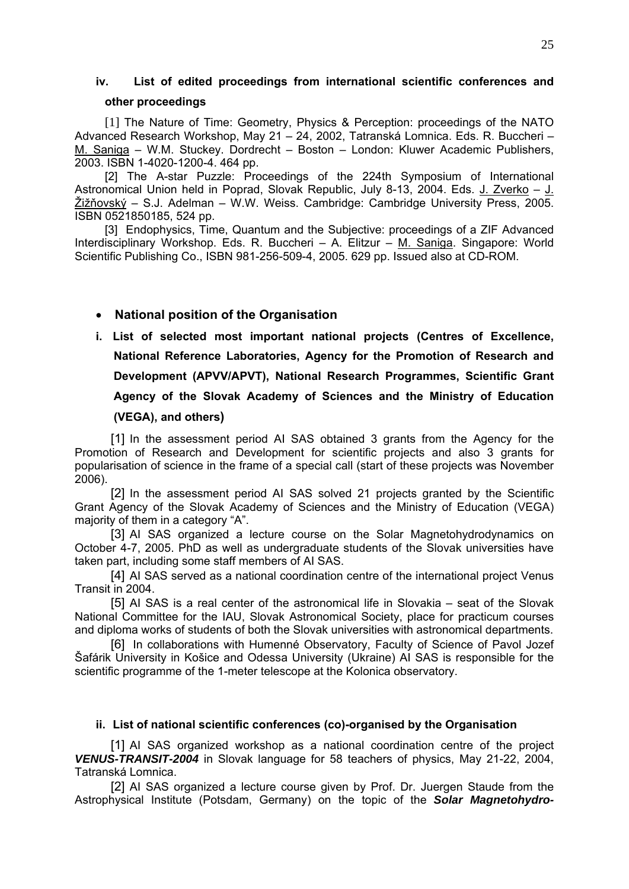### iv. List of edited proceedings from international scientific conferences and other proceedings

[1] The Nature of Time: Geometry, Physics & Perception: proceedings of the NATO Advanced Research Workshop, May 21 – 24, 2002, Tatranská Lomnica. Eds. R. Buccheri – M. Saniga – W.M. Stuckey. Dordrecht – Boston – London: Kluwer Academic Publishers, 2003. ISBN 1-4020-1200-4. 464 pp.

[2] The A-star Puzzle: Proceedings of the 224th Symposium of International Astronomical Union held in Poprad, Slovak Republic, July 8-13, 2004. Eds. J. Zverko – J. Žižňovský – S.J. Adelman – W.W. Weiss. Cambridge: Cambridge University Press, 2005. ISBN 0521850185, 524 pp.

[3] Endophysics, Time, Quantum and the Subjective: proceedings of a ZIF Advanced Interdisciplinary Workshop. Eds. R. Buccheri – A. Elitzur – M. Saniga. Singapore: World Scientific Publishing Co., ISBN 981-256-509-4, 2005. 629 pp. Issued also at CD-ROM.

- **National position of the Organisation**

### i. List of selected most important national projects (Centres of Excellence, National Reference Laboratories, Agency for the Promotion of Research and Development (APVV/APVT), National Research Programmes, Scientific Grant Agency of the Slovak Academy of Sciences and the Ministry of Education (VEGA), and others)

[1] In the assessment period AI SAS obtained 3 grants from the Agency for the Promotion of Research and Development for scientific projects and also 3 grants for popularisation of science in the frame of a special call (start of these projects was November 2006).

[2] In the assessment period AI SAS solved 21 projects granted by the Scientific Grant Agency of the Slovak Academy of Sciences and the Ministry of Education (VEGA) majority of them in a category "A".

[3] AI SAS organized a lecture course on the Solar Magnetohydrodynamics on October 4-7, 2005. PhD as well as undergraduate students of the Slovak universities have taken part, including some staff members of AI SAS.

[4] AI SAS served as a national coordination centre of the international project Venus Transit in 2004.

[5] AI SAS is a real center of the astronomical life in Slovakia – seat of the Slovak National Committee for the IAU, Slovak Astronomical Society, place for practicum courses and diploma works of students of both the Slovak universities with astronomical departments.

[6] In collaborations with Humenné Observatory, Faculty of Science of Pavol Jozef Šafárik University in Košice and Odessa University (Ukraine) AI SAS is responsible for the scientific programme of the 1-meter telescope at the Kolonica observatory.

### ii. List of national scientific conferences (co)-organised by the Organisation

[1] AI SAS organized workshop as a national coordination centre of the project ***VENUS-TRANSIT-2004*** in Slovak language for 58 teachers of physics, May 21-22, 2004, Tatranská Lomnica.

[2] AI SAS organized a lecture course given by Prof. Dr. Juergen Staude from the Astrophysical Institute (Potsdam, Germany) on the topic of the ***Solar Magnetohydro-***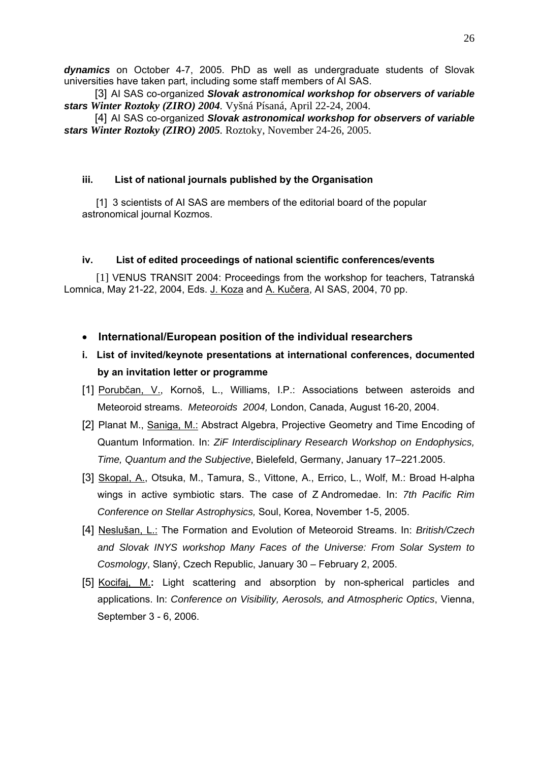***dynamics*** on October 4-7, 2005. PhD as well as undergraduate students of Slovak universities have taken part, including some staff members of AI SAS.

[3] AI SAS co-organized ***Slovak astronomical workshop for observers of variable stars Winter Roztoky (ZIRO) 2004***. Vyšná Písaná, April 22-24, 2004.

[4] AI SAS co-organized ***Slovak astronomical workshop for observers of variable stars Winter Roztoky (ZIRO) 2005***. Roztoky, November 24-26, 2005.

#### iii. List of national journals published by the Organisation

[1] 3 scientists of AI SAS are members of the editorial board of the popular astronomical journal Kozmos.

#### iv. List of edited proceedings of national scientific conferences/events

[1] VENUS TRANSIT 2004: Proceedings from the workshop for teachers, Tatranská Lomnica, May 21-22, 2004, Eds. J. Koza and A. Kučera, AI SAS, 2004, 70 pp.

- **International/European position of the individual researchers**

#### i. List of invited/keynote presentations at international conferences, documented by an invitation letter or programme

[1] Porubčan, V., Kornoš, L., Williams, I.P.: Associations between asteroids and Meteoroid streams. *Meteoroids 2004,* London, Canada, August 16-20, 2004.

[2] Planat M., Saniga, M.: Abstract Algebra, Projective Geometry and Time Encoding of Quantum Information. In: *ZiF Interdisciplinary Research Workshop on Endophysics, Time, Quantum and the Subjective*, Bielefeld, Germany, January 17–221.2005.

[3] Skopal, A., Otsuka, M., Tamura, S., Vittone, A., Errico, L., Wolf, M.: Broad H-alpha wings in active symbiotic stars. The case of Z Andromedae. In: *7th Pacific Rim Conference on Stellar Astrophysics,* Soul, Korea, November 1-5, 2005.

[4] Neslušan, L.: The Formation and Evolution of Meteoroid Streams. In: *British/Czech and Slovak INYS workshop Many Faces of the Universe: From Solar System to Cosmology*, Slaný, Czech Republic, January 30 – February 2, 2005.

[5] Kocifaj, M.**:** Light scattering and absorption by non-spherical particles and applications. In: *Conference on Visibility, Aerosols, and Atmospheric Optics*, Vienna, September 3 - 6, 2006.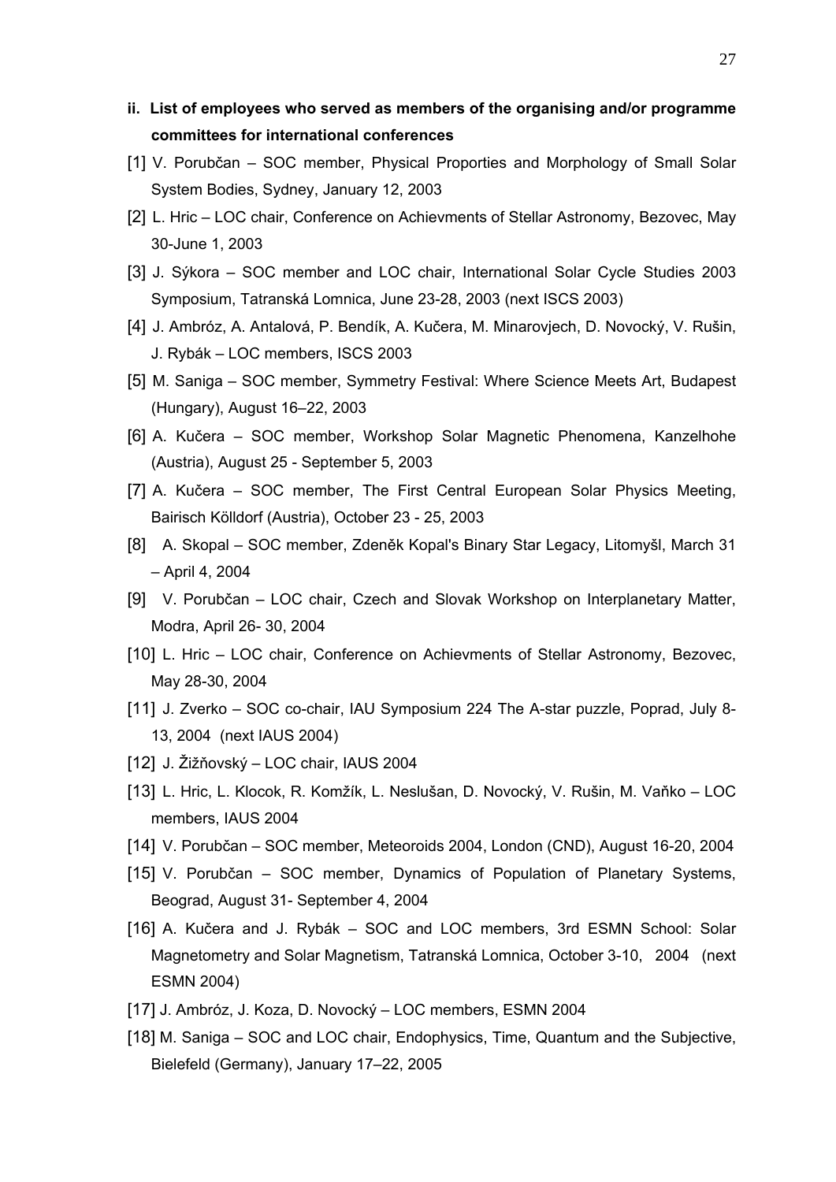**ii. List of employees who served as members of the organising and/or programme committees for international conferences**

[1] V. Porubčan – SOC member, Physical Proporties and Morphology of Small Solar System Bodies, Sydney, January 12, 2003

[2] L. Hric – LOC chair, Conference on Achievments of Stellar Astronomy, Bezovec, May 30-June 1, 2003

[3] J. Sýkora – SOC member and LOC chair, International Solar Cycle Studies 2003 Symposium, Tatranská Lomnica, June 23-28, 2003 (next ISCS 2003)

[4] J. Ambróz, A. Antalová, P. Bendík, A. Kučera, M. Minarovjech, D. Novocký, V. Rušin, J. Rybák – LOC members, ISCS 2003

[5] M. Saniga – SOC member, Symmetry Festival: Where Science Meets Art, Budapest (Hungary), August 16–22, 2003

[6] A. Kučera – SOC member, Workshop Solar Magnetic Phenomena, Kanzelhohe (Austria), August 25 - September 5, 2003

[7] A. Kučera – SOC member, The First Central European Solar Physics Meeting, Bairisch Kölldorf (Austria), October 23 - 25, 2003

[8] A. Skopal – SOC member, Zdeněk Kopal's Binary Star Legacy, Litomyšl, March 31 – April 4, 2004

[9] V. Porubčan – LOC chair, Czech and Slovak Workshop on Interplanetary Matter, Modra, April 26- 30, 2004

[10] L. Hric – LOC chair, Conference on Achievments of Stellar Astronomy, Bezovec, May 28-30, 2004

[11] J. Zverko – SOC co-chair, IAU Symposium 224 The A-star puzzle, Poprad, July 8-13, 2004 (next IAUS 2004)

[12] J. Žižňovský – LOC chair, IAUS 2004

[13] L. Hric, L. Klocok, R. Komžík, L. Neslušan, D. Novocký, V. Rušin, M. Vaňko – LOC members, IAUS 2004

[14] V. Porubčan – SOC member, Meteoroids 2004, London (CND), August 16-20, 2004

[15] V. Porubčan – SOC member, Dynamics of Population of Planetary Systems, Beograd, August 31- September 4, 2004

[16] A. Kučera and J. Rybák – SOC and LOC members, 3rd ESMN School: Solar Magnetometry and Solar Magnetism, Tatranská Lomnica, October 3-10, 2004 (next ESMN 2004)

[17] J. Ambróz, J. Koza, D. Novocký – LOC members, ESMN 2004

[18] M. Saniga – SOC and LOC chair, Endophysics, Time, Quantum and the Subjective, Bielefeld (Germany), January 17–22, 2005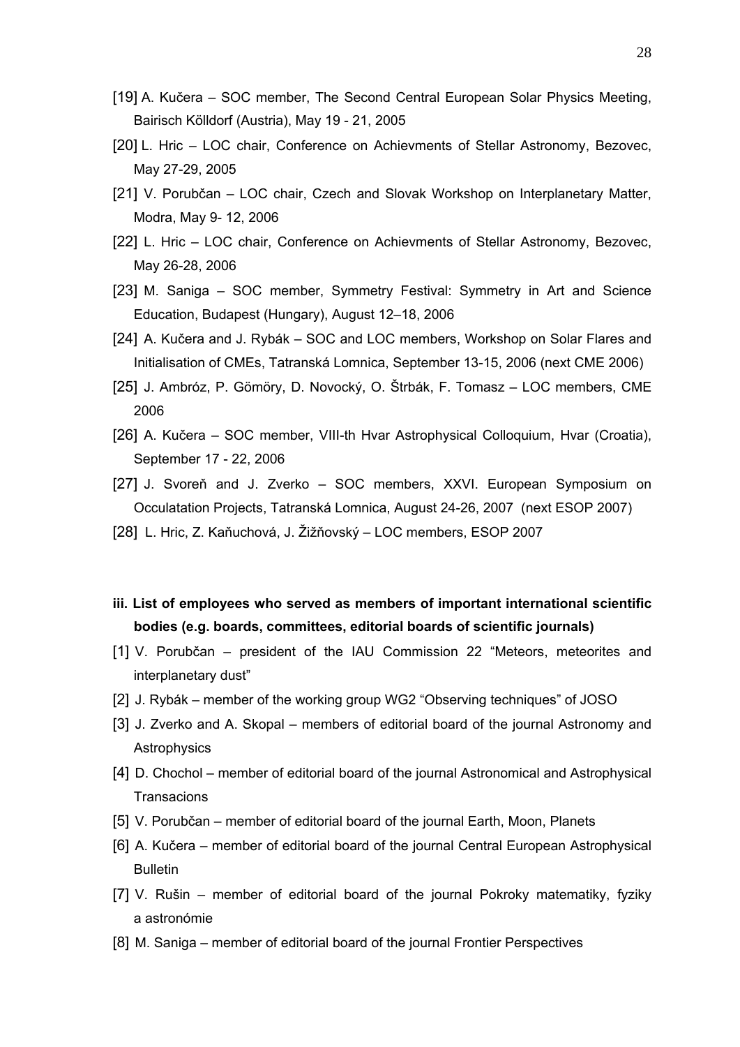[19] A. Kučera – SOC member, The Second Central European Solar Physics Meeting, Bairisch Kölldorf (Austria), May 19 - 21, 2005

[20] L. Hric – LOC chair, Conference on Achievments of Stellar Astronomy, Bezovec, May 27-29, 2005

[21] V. Porubčan – LOC chair, Czech and Slovak Workshop on Interplanetary Matter, Modra, May 9- 12, 2006

[22] L. Hric – LOC chair, Conference on Achievments of Stellar Astronomy, Bezovec, May 26-28, 2006

[23] M. Saniga – SOC member, Symmetry Festival: Symmetry in Art and Science Education, Budapest (Hungary), August 12–18, 2006

[24] A. Kučera and J. Rybák – SOC and LOC members, Workshop on Solar Flares and Initialisation of CMEs, Tatranská Lomnica, September 13-15, 2006 (next CME 2006)

[25] J. Ambróz, P. Gömöry, D. Novocký, O. Štrbák, F. Tomasz – LOC members, CME 2006

[26] A. Kučera – SOC member, VIII-th Hvar Astrophysical Colloquium, Hvar (Croatia), September 17 - 22, 2006

[27] J. Svoreň and J. Zverko – SOC members, XXVI. European Symposium on Occulatation Projects, Tatranská Lomnica, August 24-26, 2007 (next ESOP 2007)

[28] L. Hric, Z. Kaňuchová, J. Žižňovský – LOC members, ESOP 2007

**iii. List of employees who served as members of important international scientific bodies (e.g. boards, committees, editorial boards of scientific journals)**

[1] V. Porubčan – president of the IAU Commission 22 "Meteors, meteorites and interplanetary dust"

[2] J. Rybák – member of the working group WG2 "Observing techniques" of JOSO

[3] J. Zverko and A. Skopal – members of editorial board of the journal Astronomy and Astrophysics

[4] D. Chochol – member of editorial board of the journal Astronomical and Astrophysical Transacions

[5] V. Porubčan – member of editorial board of the journal Earth, Moon, Planets

[6] A. Kučera – member of editorial board of the journal Central European Astrophysical Bulletin

[7] V. Rušin – member of editorial board of the journal Pokroky matematiky, fyziky a astronómie

[8] M. Saniga – member of editorial board of the journal Frontier Perspectives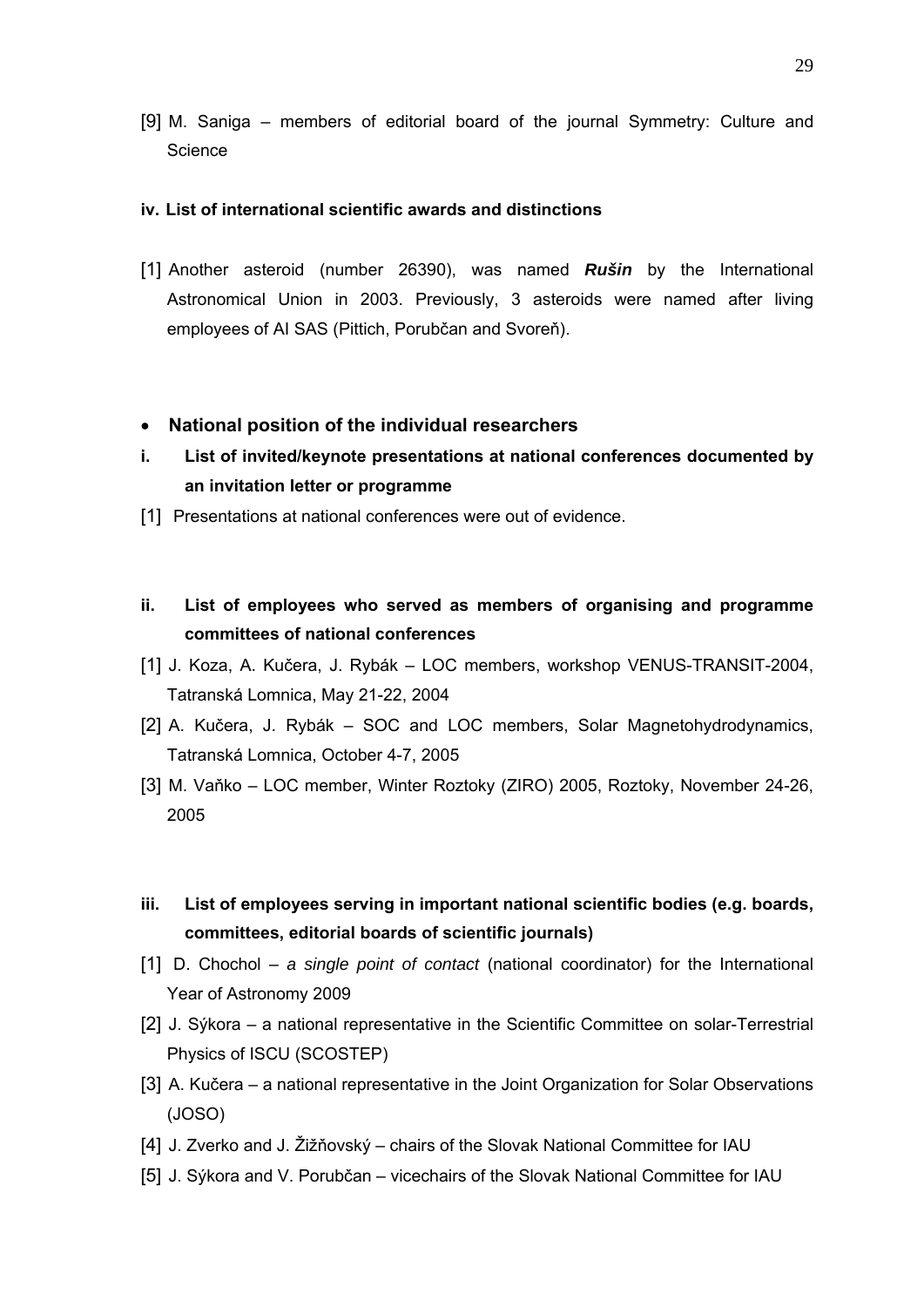[9] M. Saniga – members of editorial board of the journal Symmetry: Culture and Science

#### iv. List of international scientific awards and distinctions

[1] Another asteroid (number 26390), was named ***Rušin*** by the International Astronomical Union in 2003. Previously, 3 asteroids were named after living employees of AI SAS (Pittich, Porubčan and Svoreň).

- **National position of the individual researchers**

#### i. List of invited/keynote presentations at national conferences documented by an invitation letter or programme

[1] Presentations at national conferences were out of evidence.

#### ii. List of employees who served as members of organising and programme committees of national conferences

[1] J. Koza, A. Kučera, J. Rybák – LOC members, workshop VENUS-TRANSIT-2004, Tatranská Lomnica, May 21-22, 2004

[2] A. Kučera, J. Rybák – SOC and LOC members, Solar Magnetohydrodynamics, Tatranská Lomnica, October 4-7, 2005

[3] M. Vaňko – LOC member, Winter Roztoky (ZIRO) 2005, Roztoky, November 24-26, 2005

#### iii. List of employees serving in important national scientific bodies (e.g. boards, committees, editorial boards of scientific journals)

[1] D. Chochol – *a single point of contact* (national coordinator) for the International Year of Astronomy 2009

[2] J. Sýkora – a national representative in the Scientific Committee on solar-Terrestrial Physics of ISCU (SCOSTEP)

[3] A. Kučera – a national representative in the Joint Organization for Solar Observations (JOSO)

[4] J. Zverko and J. Žižňovský – chairs of the Slovak National Committee for IAU

[5] J. Sýkora and V. Porubčan – vicechairs of the Slovak National Committee for IAU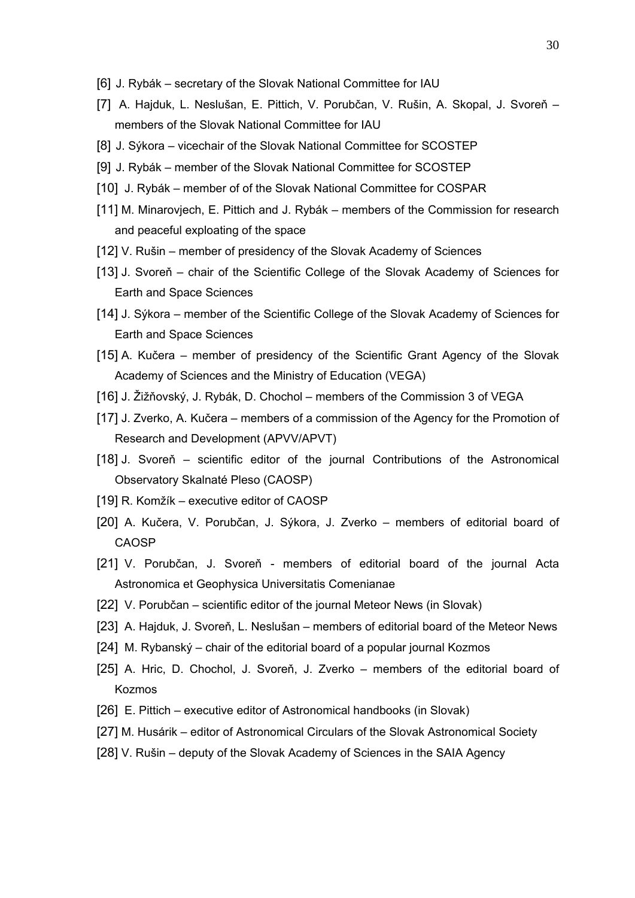[6] J. Rybák – secretary of the Slovak National Committee for IAU

[7] A. Hajduk, L. Neslušan, E. Pittich, V. Porubčan, V. Rušin, A. Skopal, J. Svoreň – members of the Slovak National Committee for IAU

[8] J. Sýkora – vicechair of the Slovak National Committee for SCOSTEP

[9] J. Rybák – member of the Slovak National Committee for SCOSTEP

[10] J. Rybák – member of of the Slovak National Committee for COSPAR

[11] M. Minarovjech, E. Pittich and J. Rybák – members of the Commission for research and peaceful exploating of the space

[12] V. Rušin – member of presidency of the Slovak Academy of Sciences

[13] J. Svoreň – chair of the Scientific College of the Slovak Academy of Sciences for Earth and Space Sciences

[14] J. Sýkora – member of the Scientific College of the Slovak Academy of Sciences for Earth and Space Sciences

[15] A. Kučera – member of presidency of the Scientific Grant Agency of the Slovak Academy of Sciences and the Ministry of Education (VEGA)

[16] J. Žižňovský, J. Rybák, D. Chochol – members of the Commission 3 of VEGA

[17] J. Zverko, A. Kučera – members of a commission of the Agency for the Promotion of Research and Development (APVV/APVT)

[18] J. Svoreň – scientific editor of the journal Contributions of the Astronomical Observatory Skalnaté Pleso (CAOSP)

[19] R. Komžík – executive editor of CAOSP

[20] A. Kučera, V. Porubčan, J. Sýkora, J. Zverko – members of editorial board of CAOSP

[21] V. Porubčan, J. Svoreň - members of editorial board of the journal Acta Astronomica et Geophysica Universitatis Comenianae

[22] V. Porubčan – scientific editor of the journal Meteor News (in Slovak)

[23] A. Hajduk, J. Svoreň, L. Neslušan – members of editorial board of the Meteor News

[24] M. Rybanský – chair of the editorial board of a popular journal Kozmos

[25] A. Hric, D. Chochol, J. Svoreň, J. Zverko – members of the editorial board of Kozmos

[26] E. Pittich – executive editor of Astronomical handbooks (in Slovak)

[27] M. Husárik – editor of Astronomical Circulars of the Slovak Astronomical Society

[28] V. Rušin – deputy of the Slovak Academy of Sciences in the SAIA Agency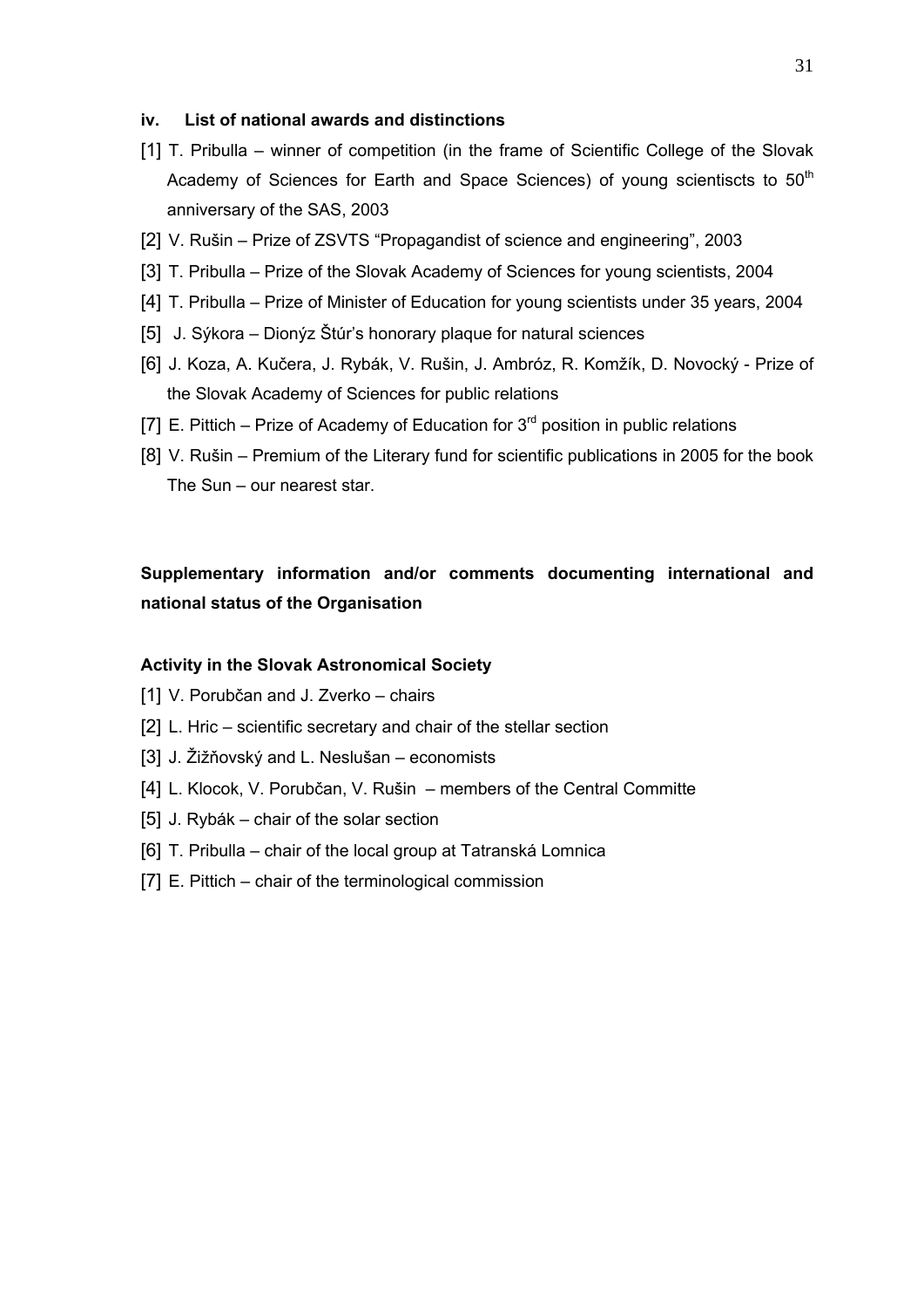#### iv. List of national awards and distinctions

[1] T. Pribulla – winner of competition (in the frame of Scientific College of the Slovak Academy of Sciences for Earth and Space Sciences) of young scientiscts to 50th anniversary of the SAS, 2003

[2] V. Rušin – Prize of ZSVTS "Propagandist of science and engineering", 2003

[3] T. Pribulla – Prize of the Slovak Academy of Sciences for young scientists, 2004

[4] T. Pribulla – Prize of Minister of Education for young scientists under 35 years, 2004

[5] J. Sýkora – Dionýz Štúr's honorary plaque for natural sciences

[6] J. Koza, A. Kučera, J. Rybák, V. Rušin, J. Ambróz, R. Komžík, D. Novocký - Prize of the Slovak Academy of Sciences for public relations

[7] E. Pittich – Prize of Academy of Education for 3rd position in public relations

[8] V. Rušin – Premium of the Literary fund for scientific publications in 2005 for the book The Sun – our nearest star.

### Supplementary information and/or comments documenting international and national status of the Organisation

#### Activity in the Slovak Astronomical Society

[1] V. Porubčan and J. Zverko – chairs

[2] L. Hric – scientific secretary and chair of the stellar section

[3] J. Žižňovský and L. Neslušan – economists

[4] L. Klocok, V. Porubčan, V. Rušin – members of the Central Committe

[5] J. Rybák – chair of the solar section

[6] T. Pribulla – chair of the local group at Tatranská Lomnica

[7] E. Pittich – chair of the terminological commission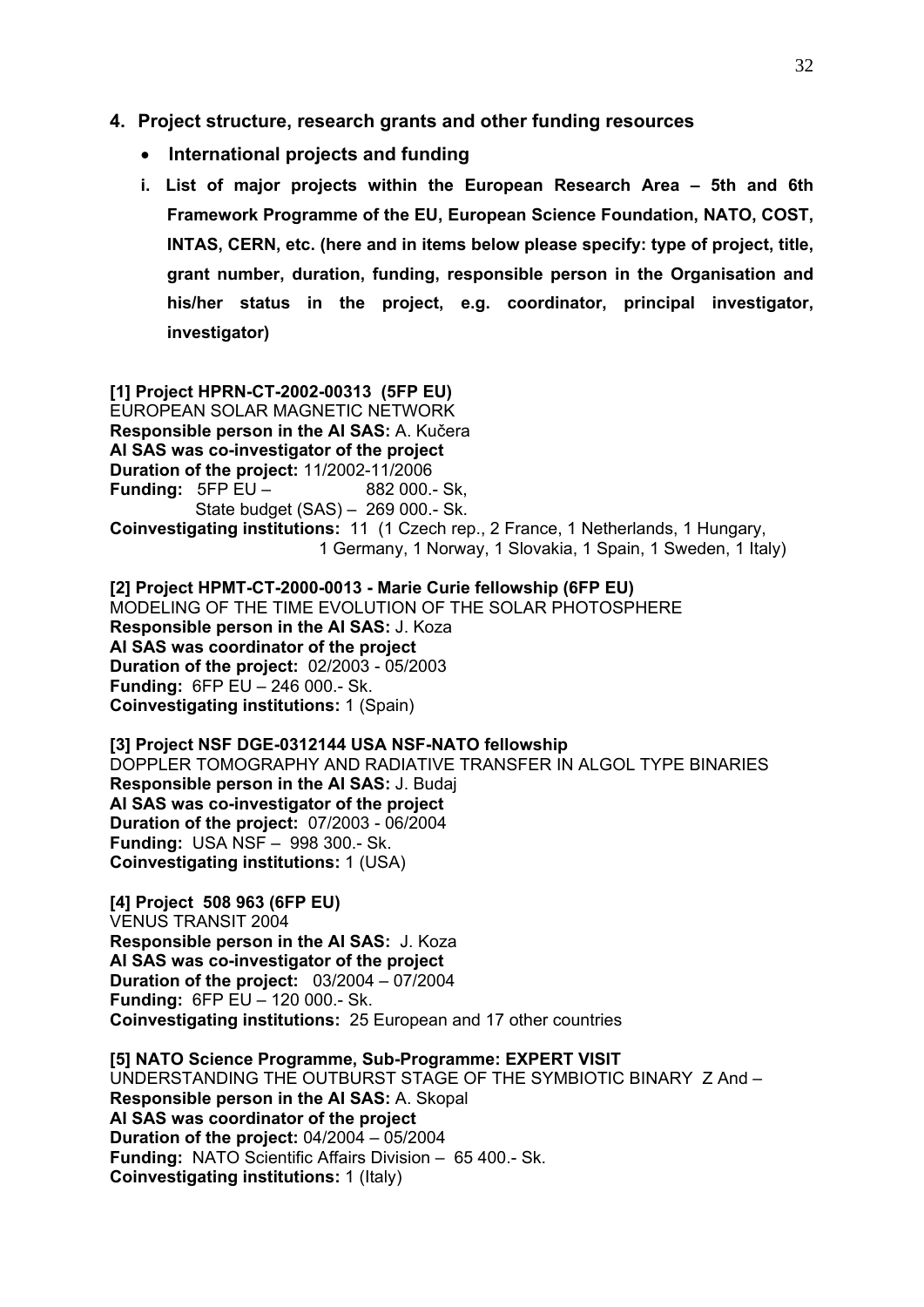## 4. Project structure, research grants and other funding resources

- **International projects and funding**

**i. List of major projects within the European Research Area – 5th and 6th Framework Programme of the EU, European Science Foundation, NATO, COST, INTAS, CERN, etc. (here and in items below please specify: type of project, title, grant number, duration, funding, responsible person in the Organisation and his/her status in the project, e.g. coordinator, principal investigator, investigator)**

**[1] Project HPRN-CT-2002-00313 (5FP EU)**
EUROPEAN SOLAR MAGNETIC NETWORK
**Responsible person in the AI SAS:** A. Kučera
**AI SAS was co-investigator of the project**
**Duration of the project:** 11/2002-11/2006
**Funding:** 5FP EU – 882 000.- Sk,
State budget (SAS) – 269 000.- Sk.
**Coinvestigating institutions:** 11 (1 Czech rep., 2 France, 1 Netherlands, 1 Hungary, 1 Germany, 1 Norway, 1 Slovakia, 1 Spain, 1 Sweden, 1 Italy)

**[2] Project HPMT-CT-2000-0013 - Marie Curie fellowship (6FP EU)**
MODELING OF THE TIME EVOLUTION OF THE SOLAR PHOTOSPHERE
**Responsible person in the AI SAS:** J. Koza
**AI SAS was coordinator of the project**
**Duration of the project:** 02/2003 - 05/2003
**Funding:** 6FP EU – 246 000.- Sk.
**Coinvestigating institutions:** 1 (Spain)

**[3] Project NSF DGE-0312144 USA NSF-NATO fellowship**
DOPPLER TOMOGRAPHY AND RADIATIVE TRANSFER IN ALGOL TYPE BINARIES
**Responsible person in the AI SAS:** J. Budaj
**AI SAS was co-investigator of the project**
**Duration of the project:** 07/2003 - 06/2004
**Funding:** USA NSF – 998 300.- Sk.
**Coinvestigating institutions:** 1 (USA)

**[4] Project 508 963 (6FP EU)**
VENUS TRANSIT 2004
**Responsible person in the AI SAS:** J. Koza
**AI SAS was co-investigator of the project**
**Duration of the project:** 03/2004 – 07/2004
**Funding:** 6FP EU – 120 000.- Sk.
**Coinvestigating institutions:** 25 European and 17 other countries

**[5] NATO Science Programme, Sub-Programme: EXPERT VISIT**
UNDERSTANDING THE OUTBURST STAGE OF THE SYMBIOTIC BINARY Z And –
**Responsible person in the AI SAS:** A. Skopal
**AI SAS was coordinator of the project**
**Duration of the project:** 04/2004 – 05/2004
**Funding:** NATO Scientific Affairs Division – 65 400.- Sk.
**Coinvestigating institutions:** 1 (Italy)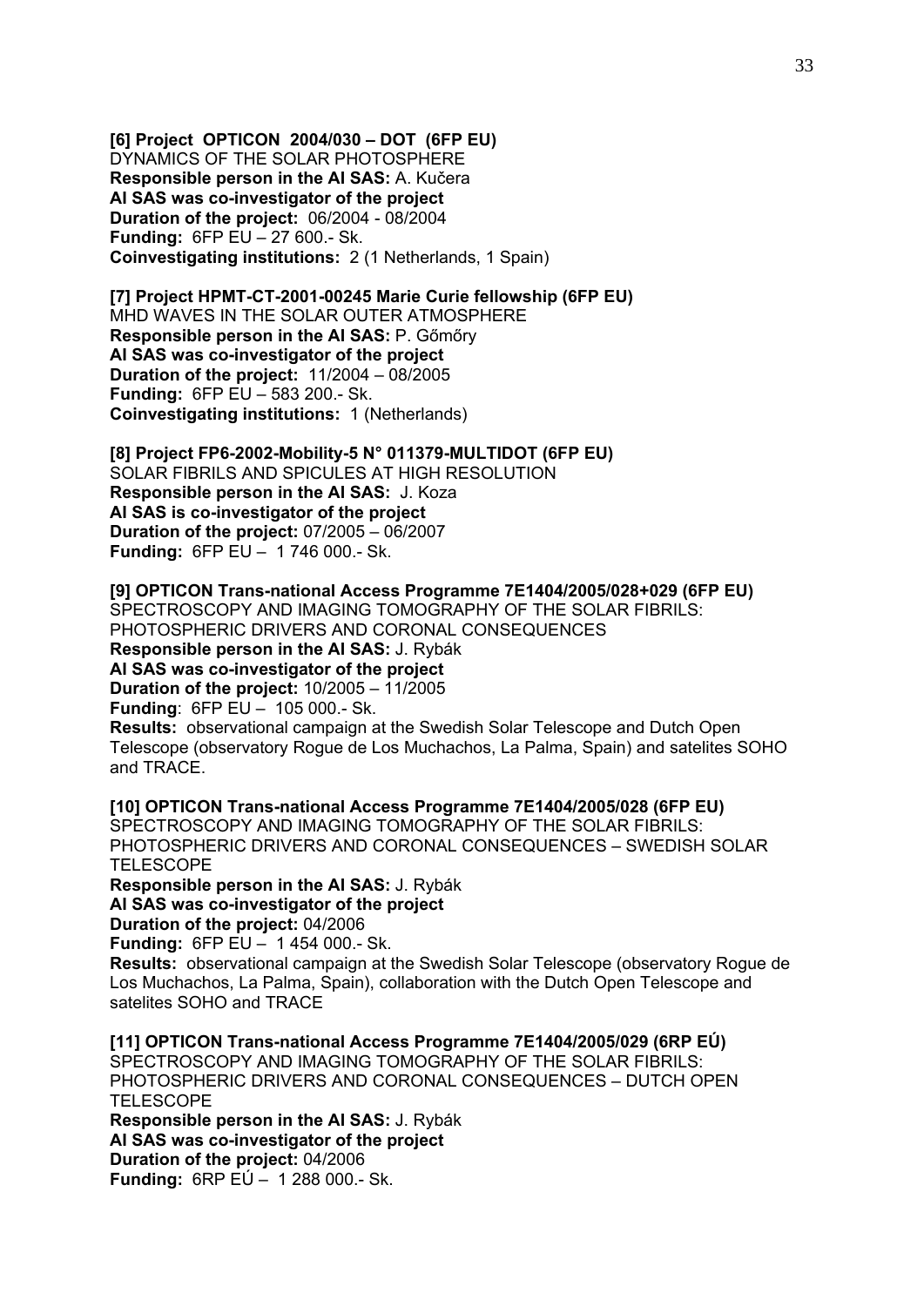**[6] Project OPTICON 2004/030 – DOT (6FP EU)**
DYNAMICS OF THE SOLAR PHOTOSPHERE
**Responsible person in the AI SAS:** A. Kučera
**AI SAS was co-investigator of the project**
**Duration of the project:** 06/2004 - 08/2004
**Funding:** 6FP EU – 27 600.- Sk.
**Coinvestigating institutions:** 2 (1 Netherlands, 1 Spain)

**[7] Project HPMT-CT-2001-00245 Marie Curie fellowship (6FP EU)**
MHD WAVES IN THE SOLAR OUTER ATMOSPHERE
**Responsible person in the AI SAS:** P. Gőmőry
**AI SAS was co-investigator of the project**
**Duration of the project:** 11/2004 – 08/2005
**Funding:** 6FP EU – 583 200.- Sk.
**Coinvestigating institutions:** 1 (Netherlands)

**[8] Project FP6-2002-Mobility-5 N° 011379-MULTIDOT (6FP EU)**
SOLAR FIBRILS AND SPICULES AT HIGH RESOLUTION
**Responsible person in the AI SAS:** J. Koza
**AI SAS is co-investigator of the project**
**Duration of the project:** 07/2005 – 06/2007
**Funding:** 6FP EU – 1 746 000.- Sk.

**[9] OPTICON Trans-national Access Programme 7E1404/2005/028+029 (6FP EU)**
SPECTROSCOPY AND IMAGING TOMOGRAPHY OF THE SOLAR FIBRILS: PHOTOSPHERIC DRIVERS AND CORONAL CONSEQUENCES
**Responsible person in the AI SAS:** J. Rybák
**AI SAS was co-investigator of the project**
**Duration of the project:** 10/2005 – 11/2005
**Funding**: 6FP EU – 105 000.- Sk.
**Results:** observational campaign at the Swedish Solar Telescope and Dutch Open Telescope (observatory Rogue de Los Muchachos, La Palma, Spain) and satelites SOHO and TRACE.

**[10] OPTICON Trans-national Access Programme 7E1404/2005/028 (6FP EU)**
SPECTROSCOPY AND IMAGING TOMOGRAPHY OF THE SOLAR FIBRILS: PHOTOSPHERIC DRIVERS AND CORONAL CONSEQUENCES – SWEDISH SOLAR TELESCOPE
**Responsible person in the AI SAS:** J. Rybák
**AI SAS was co-investigator of the project**
**Duration of the project:** 04/2006
**Funding:** 6FP EU – 1 454 000.- Sk.
**Results:** observational campaign at the Swedish Solar Telescope (observatory Rogue de Los Muchachos, La Palma, Spain), collaboration with the Dutch Open Telescope and satelites SOHO and TRACE

**[11] OPTICON Trans-national Access Programme 7E1404/2005/029 (6RP EÚ)**
SPECTROSCOPY AND IMAGING TOMOGRAPHY OF THE SOLAR FIBRILS: PHOTOSPHERIC DRIVERS AND CORONAL CONSEQUENCES – DUTCH OPEN TELESCOPE
**Responsible person in the AI SAS:** J. Rybák
**AI SAS was co-investigator of the project**
**Duration of the project:** 04/2006
**Funding:** 6RP EÚ – 1 288 000.- Sk.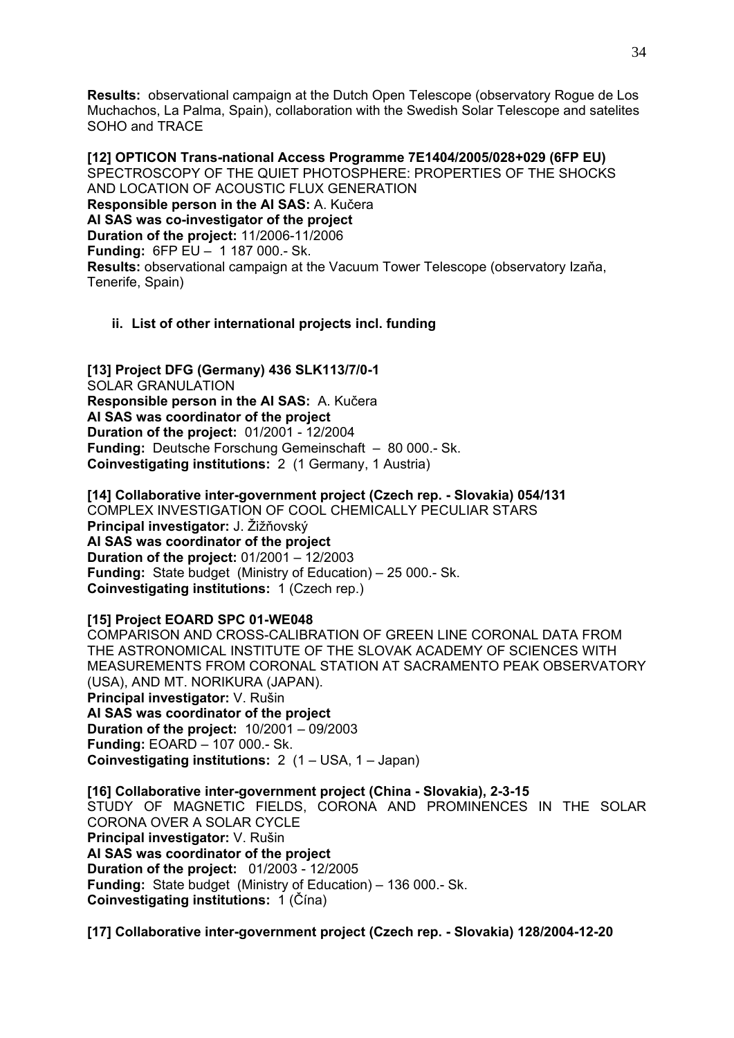**Results:** observational campaign at the Dutch Open Telescope (observatory Rogue de Los Muchachos, La Palma, Spain), collaboration with the Swedish Solar Telescope and satelites SOHO and TRACE

**[12] OPTICON Trans-national Access Programme 7E1404/2005/028+029 (6FP EU)**
SPECTROSCOPY OF THE QUIET PHOTOSPHERE: PROPERTIES OF THE SHOCKS AND LOCATION OF ACOUSTIC FLUX GENERATION
**Responsible person in the AI SAS:** A. Kučera
**AI SAS was co-investigator of the project**
**Duration of the project:** 11/2006-11/2006
**Funding:** 6FP EU – 1 187 000.- Sk.
**Results:** observational campaign at the Vacuum Tower Telescope (observatory Izaňa, Tenerife, Spain)

### ii. List of other international projects incl. funding

**[13] Project DFG (Germany) 436 SLK113/7/0-1**
SOLAR GRANULATION
**Responsible person in the AI SAS:** A. Kučera
**AI SAS was coordinator of the project**
**Duration of the project:** 01/2001 - 12/2004
**Funding:** Deutsche Forschung Gemeinschaft – 80 000.- Sk.
**Coinvestigating institutions:** 2 (1 Germany, 1 Austria)

**[14] Collaborative inter-government project (Czech rep. - Slovakia) 054/131**
COMPLEX INVESTIGATION OF COOL CHEMICALLY PECULIAR STARS
**Principal investigator:** J. Žižňovský
**AI SAS was coordinator of the project**
**Duration of the project:** 01/2001 – 12/2003
**Funding:** State budget (Ministry of Education) – 25 000.- Sk.
**Coinvestigating institutions:** 1 (Czech rep.)

**[15] Project EOARD SPC 01-WE048**
COMPARISON AND CROSS-CALIBRATION OF GREEN LINE CORONAL DATA FROM THE ASTRONOMICAL INSTITUTE OF THE SLOVAK ACADEMY OF SCIENCES WITH MEASUREMENTS FROM CORONAL STATION AT SACRAMENTO PEAK OBSERVATORY (USA), AND MT. NORIKURA (JAPAN).
**Principal investigator:** V. Rušin
**AI SAS was coordinator of the project**
**Duration of the project:** 10/2001 – 09/2003
**Funding:** EOARD – 107 000.- Sk.
**Coinvestigating institutions:** 2 (1 – USA, 1 – Japan)

**[16] Collaborative inter-government project (China - Slovakia), 2-3-15**
STUDY OF MAGNETIC FIELDS, CORONA AND PROMINENCES IN THE SOLAR CORONA OVER A SOLAR CYCLE
**Principal investigator:** V. Rušin
**AI SAS was coordinator of the project**
**Duration of the project:** 01/2003 - 12/2005
**Funding:** State budget (Ministry of Education) – 136 000.- Sk.
**Coinvestigating institutions:** 1 (Čína)

**[17] Collaborative inter-government project (Czech rep. - Slovakia) 128/2004-12-20**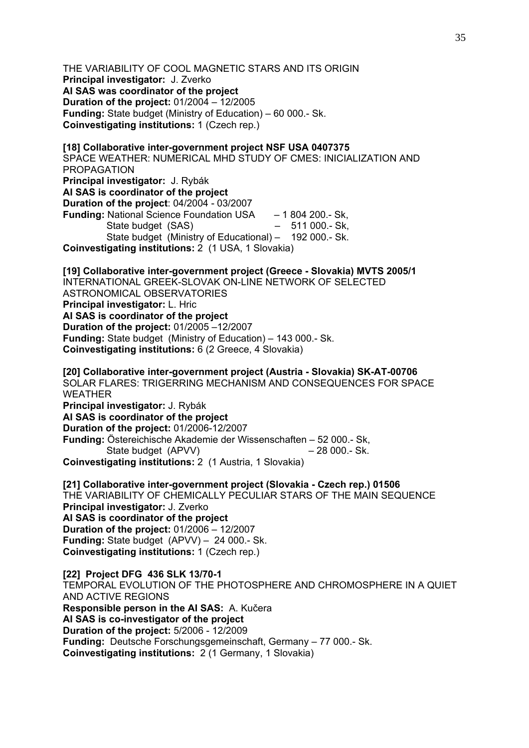THE VARIABILITY OF COOL MAGNETIC STARS AND ITS ORIGIN
**Principal investigator:** J. Zverko
**AI SAS was coordinator of the project**
**Duration of the project:** 01/2004 – 12/2005
**Funding:** State budget (Ministry of Education) – 60 000.- Sk.
**Coinvestigating institutions:** 1 (Czech rep.)

**[18] Collaborative inter-government project NSF USA 0407375**
SPACE WEATHER: NUMERICAL MHD STUDY OF CMES: INICIALIZATION AND PROPAGATION
**Principal investigator:** J. Rybák
**AI SAS is coordinator of the project**
**Duration of the project**: 04/2004 - 03/2007
**Funding:** National Science Foundation USA – 1 804 200.- Sk,
State budget (SAS) – 511 000.- Sk,
State budget (Ministry of Educational) – 192 000.- Sk.
**Coinvestigating institutions:** 2 (1 USA, 1 Slovakia)

**[19] Collaborative inter-government project (Greece - Slovakia) MVTS 2005/1**
INTERNATIONAL GREEK-SLOVAK ON-LINE NETWORK OF SELECTED ASTRONOMICAL OBSERVATORIES
**Principal investigator:** L. Hric
**AI SAS is coordinator of the project**
**Duration of the project:** 01/2005 –12/2007
**Funding:** State budget (Ministry of Education) – 143 000.- Sk.
**Coinvestigating institutions:** 6 (2 Greece, 4 Slovakia)

**[20] Collaborative inter-government project (Austria - Slovakia) SK-AT-00706**
SOLAR FLARES: TRIGERRING MECHANISM AND CONSEQUENCES FOR SPACE WEATHER
**Principal investigator:** J. Rybák
**AI SAS is coordinator of the project**
**Duration of the project:** 01/2006-12/2007
**Funding:** Östereichische Akademie der Wissenschaften – 52 000.- Sk,
State budget (APVV) – 28 000.- Sk.
**Coinvestigating institutions:** 2 (1 Austria, 1 Slovakia)

**[21] Collaborative inter-government project (Slovakia - Czech rep.) 01506**
THE VARIABILITY OF CHEMICALLY PECULIAR STARS OF THE MAIN SEQUENCE
**Principal investigator:** J. Zverko
**AI SAS is coordinator of the project**
**Duration of the project:** 01/2006 – 12/2007
**Funding:** State budget (APVV) – 24 000.- Sk.
**Coinvestigating institutions:** 1 (Czech rep.)

**[22] Project DFG 436 SLK 13/70-1**
TEMPORAL EVOLUTION OF THE PHOTOSPHERE AND CHROMOSPHERE IN A QUIET AND ACTIVE REGIONS
**Responsible person in the AI SAS:** A. Kučera
**AI SAS is co-investigator of the project**
**Duration of the project:** 5/2006 - 12/2009
**Funding:** Deutsche Forschungsgemeinschaft, Germany – 77 000.- Sk.
**Coinvestigating institutions:** 2 (1 Germany, 1 Slovakia)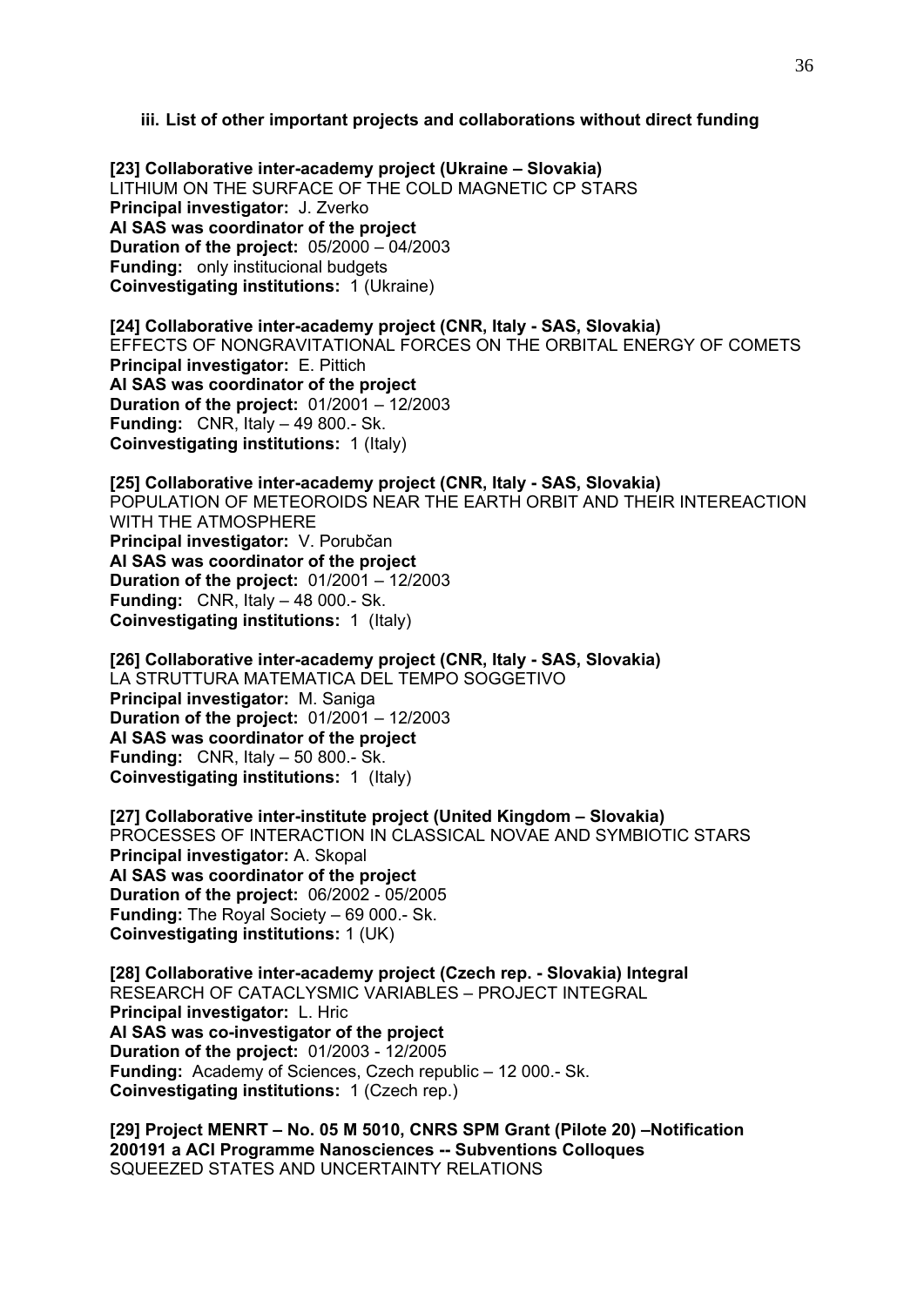### iii. List of other important projects and collaborations without direct funding

**[23] Collaborative inter-academy project (Ukraine – Slovakia)**
LITHIUM ON THE SURFACE OF THE COLD MAGNETIC CP STARS
**Principal investigator:** J. Zverko
**AI SAS was coordinator of the project**
**Duration of the project:** 05/2000 – 04/2003
**Funding:** only institucional budgets
**Coinvestigating institutions:** 1 (Ukraine)

**[24] Collaborative inter-academy project (CNR, Italy - SAS, Slovakia)**
EFFECTS OF NONGRAVITATIONAL FORCES ON THE ORBITAL ENERGY OF COMETS
**Principal investigator:** E. Pittich
**AI SAS was coordinator of the project**
**Duration of the project:** 01/2001 – 12/2003
**Funding:** CNR, Italy – 49 800.- Sk.
**Coinvestigating institutions:** 1 (Italy)

**[25] Collaborative inter-academy project (CNR, Italy - SAS, Slovakia)**
POPULATION OF METEOROIDS NEAR THE EARTH ORBIT AND THEIR INTEREACTION WITH THE ATMOSPHERE
**Principal investigator:** V. Porubčan
**AI SAS was coordinator of the project**
**Duration of the project:** 01/2001 – 12/2003
**Funding:** CNR, Italy – 48 000.- Sk.
**Coinvestigating institutions:** 1 (Italy)

**[26] Collaborative inter-academy project (CNR, Italy - SAS, Slovakia)**
LA STRUTTURA MATEMATICA DEL TEMPO SOGGETIVO
**Principal investigator:** M. Saniga
**Duration of the project:** 01/2001 – 12/2003
**AI SAS was coordinator of the project**
**Funding:** CNR, Italy – 50 800.- Sk.
**Coinvestigating institutions:** 1 (Italy)

**[27] Collaborative inter-institute project (United Kingdom – Slovakia)**
PROCESSES OF INTERACTION IN CLASSICAL NOVAE AND SYMBIOTIC STARS
**Principal investigator:** A. Skopal
**AI SAS was coordinator of the project**
**Duration of the project:** 06/2002 - 05/2005
**Funding:** The Royal Society – 69 000.- Sk.
**Coinvestigating institutions:** 1 (UK)

**[28] Collaborative inter-academy project (Czech rep. - Slovakia) Integral**
RESEARCH OF CATACLYSMIC VARIABLES – PROJECT INTEGRAL
**Principal investigator:** L. Hric
**AI SAS was co-investigator of the project**
**Duration of the project:** 01/2003 - 12/2005
**Funding:** Academy of Sciences, Czech republic – 12 000.- Sk.
**Coinvestigating institutions:** 1 (Czech rep.)

**[29] Project MENRT – No. 05 M 5010, CNRS SPM Grant (Pilote 20) –Notification 200191 a ACI Programme Nanosciences -- Subventions Colloques**
SQUEEZED STATES AND UNCERTAINTY RELATIONS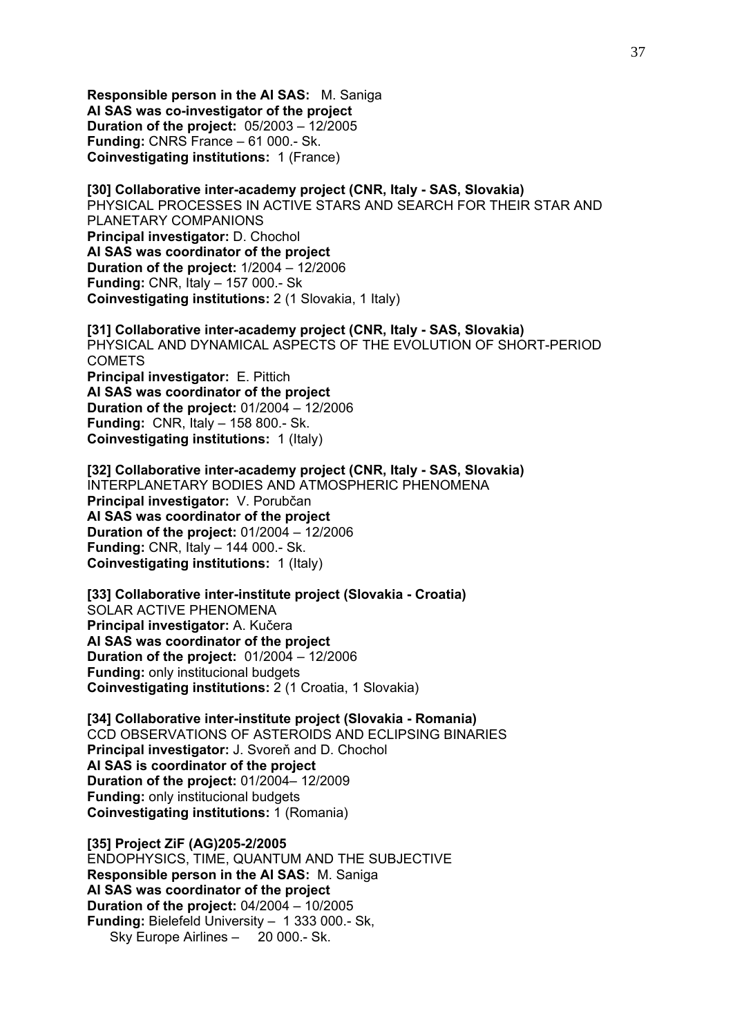**Responsible person in the AI SAS:** M. Saniga
**AI SAS was co-investigator of the project**
**Duration of the project:** 05/2003 – 12/2005
**Funding:** CNRS France – 61 000.- Sk.
**Coinvestigating institutions:** 1 (France)

**[30] Collaborative inter-academy project (CNR, Italy - SAS, Slovakia)**
PHYSICAL PROCESSES IN ACTIVE STARS AND SEARCH FOR THEIR STAR AND PLANETARY COMPANIONS
**Principal investigator:** D. Chochol
**AI SAS was coordinator of the project**
**Duration of the project:** 1/2004 – 12/2006
**Funding:** CNR, Italy – 157 000.- Sk
**Coinvestigating institutions:** 2 (1 Slovakia, 1 Italy)

**[31] Collaborative inter-academy project (CNR, Italy - SAS, Slovakia)**
PHYSICAL AND DYNAMICAL ASPECTS OF THE EVOLUTION OF SHORT-PERIOD COMETS
**Principal investigator:** E. Pittich
**AI SAS was coordinator of the project**
**Duration of the project:** 01/2004 – 12/2006
**Funding:** CNR, Italy – 158 800.- Sk.
**Coinvestigating institutions:** 1 (Italy)

**[32] Collaborative inter-academy project (CNR, Italy - SAS, Slovakia)**
INTERPLANETARY BODIES AND ATMOSPHERIC PHENOMENA
**Principal investigator:** V. Porubčan
**AI SAS was coordinator of the project**
**Duration of the project:** 01/2004 – 12/2006
**Funding:** CNR, Italy – 144 000.- Sk.
**Coinvestigating institutions:** 1 (Italy)

**[33] Collaborative inter-institute project (Slovakia - Croatia)**
SOLAR ACTIVE PHENOMENA
**Principal investigator:** A. Kučera
**AI SAS was coordinator of the project**
**Duration of the project:** 01/2004 – 12/2006
**Funding:** only institucional budgets
**Coinvestigating institutions:** 2 (1 Croatia, 1 Slovakia)

**[34] Collaborative inter-institute project (Slovakia - Romania)**
CCD OBSERVATIONS OF ASTEROIDS AND ECLIPSING BINARIES
**Principal investigator:** J. Svoreň and D. Chochol
**AI SAS is coordinator of the project**
**Duration of the project:** 01/2004– 12/2009
**Funding:** only institucional budgets
**Coinvestigating institutions:** 1 (Romania)

**[35] Project ZiF (AG)205-2/2005**
ENDOPHYSICS, TIME, QUANTUM AND THE SUBJECTIVE
**Responsible person in the AI SAS:** M. Saniga
**AI SAS was coordinator of the project**
**Duration of the project:** 04/2004 – 10/2005
**Funding:** Bielefeld University – 1 333 000.- Sk,
Sky Europe Airlines – 20 000.- Sk.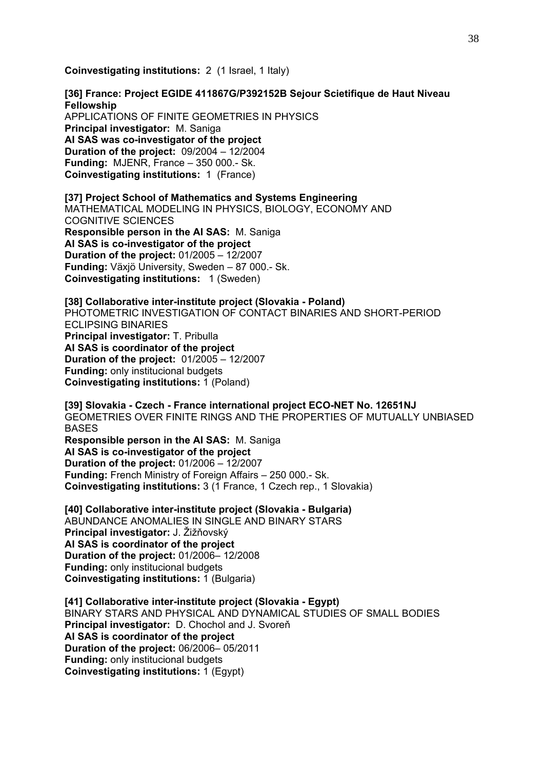**Coinvestigating institutions:** 2 (1 Israel, 1 Italy)

**[36] France: Project EGIDE 411867G/P392152B Sejour Scietifique de Haut Niveau Fellowship**
APPLICATIONS OF FINITE GEOMETRIES IN PHYSICS
**Principal investigator:** M. Saniga
**AI SAS was co-investigator of the project**
**Duration of the project:** 09/2004 – 12/2004
**Funding:** MJENR, France – 350 000.- Sk.
**Coinvestigating institutions:** 1 (France)

**[37] Project School of Mathematics and Systems Engineering**
MATHEMATICAL MODELING IN PHYSICS, BIOLOGY, ECONOMY AND COGNITIVE SCIENCES
**Responsible person in the AI SAS:** M. Saniga
**AI SAS is co-investigator of the project**
**Duration of the project:** 01/2005 – 12/2007
**Funding:** Växjö University, Sweden – 87 000.- Sk.
**Coinvestigating institutions:** 1 (Sweden)

**[38] Collaborative inter-institute project (Slovakia - Poland)**
PHOTOMETRIC INVESTIGATION OF CONTACT BINARIES AND SHORT-PERIOD ECLIPSING BINARIES
**Principal investigator:** T. Pribulla
**AI SAS is coordinator of the project**
**Duration of the project:** 01/2005 – 12/2007
**Funding:** only institucional budgets
**Coinvestigating institutions:** 1 (Poland)

**[39] Slovakia - Czech - France international project ECO-NET No. 12651NJ**
GEOMETRIES OVER FINITE RINGS AND THE PROPERTIES OF MUTUALLY UNBIASED BASES
**Responsible person in the AI SAS:** M. Saniga
**AI SAS is co-investigator of the project**
**Duration of the project:** 01/2006 – 12/2007
**Funding:** French Ministry of Foreign Affairs – 250 000.- Sk.
**Coinvestigating institutions:** 3 (1 France, 1 Czech rep., 1 Slovakia)

**[40] Collaborative inter-institute project (Slovakia - Bulgaria)**
ABUNDANCE ANOMALIES IN SINGLE AND BINARY STARS
**Principal investigator:** J. Žižňovský
**AI SAS is coordinator of the project**
**Duration of the project:** 01/2006– 12/2008
**Funding:** only institucional budgets
**Coinvestigating institutions:** 1 (Bulgaria)

**[41] Collaborative inter-institute project (Slovakia - Egypt)**
BINARY STARS AND PHYSICAL AND DYNAMICAL STUDIES OF SMALL BODIES
**Principal investigator:** D. Chochol and J. Svoreň
**AI SAS is coordinator of the project**
**Duration of the project:** 06/2006– 05/2011
**Funding:** only institucional budgets
**Coinvestigating institutions:** 1 (Egypt)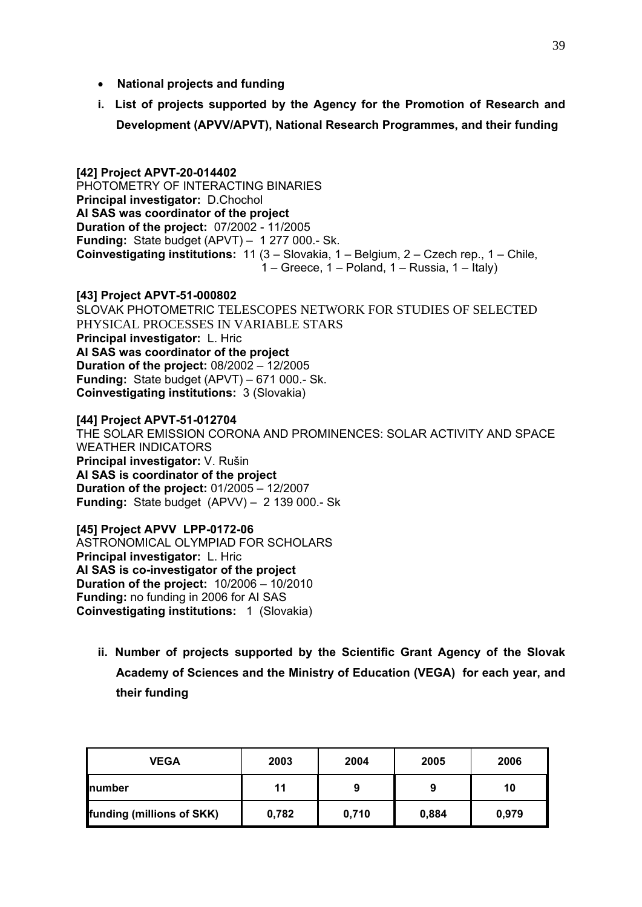- **National projects and funding**

**i. List of projects supported by the Agency for the Promotion of Research and Development (APVV/APVT), National Research Programmes, and their funding**

**[42] Project APVT-20-014402**
PHOTOMETRY OF INTERACTING BINARIES
**Principal investigator:** D.Chochol
**AI SAS was coordinator of the project**
**Duration of the project:** 07/2002 - 11/2005
**Funding:** State budget (APVT) – 1 277 000.- Sk.
**Coinvestigating institutions:** 11 (3 – Slovakia, 1 – Belgium, 2 – Czech rep., 1 – Chile, 1 – Greece, 1 – Poland, 1 – Russia, 1 – Italy)

**[43] Project APVT-51-000802**
SLOVAK PHOTOMETRIC TELESCOPES NETWORK FOR STUDIES OF SELECTED PHYSICAL PROCESSES IN VARIABLE STARS
**Principal investigator:** L. Hric
**AI SAS was coordinator of the project**
**Duration of the project:** 08/2002 – 12/2005
**Funding:** State budget (APVT) – 671 000.- Sk.
**Coinvestigating institutions:** 3 (Slovakia)

**[44] Project APVT-51-012704**
THE SOLAR EMISSION CORONA AND PROMINENCES: SOLAR ACTIVITY AND SPACE WEATHER INDICATORS
**Principal investigator:** V. Rušin
**AI SAS is coordinator of the project**
**Duration of the project:** 01/2005 – 12/2007
**Funding:** State budget (APVV) – 2 139 000.- Sk

**[45] Project APVV LPP-0172-06**
ASTRONOMICAL OLYMPIAD FOR SCHOLARS
**Principal investigator:** L. Hric
**AI SAS is co-investigator of the project**
**Duration of the project:** 10/2006 – 10/2010
**Funding:** no funding in 2006 for AI SAS
**Coinvestigating institutions:** 1 (Slovakia)

**ii. Number of projects supported by the Scientific Grant Agency of the Slovak Academy of Sciences and the Ministry of Education (VEGA) for each year, and their funding**

| VEGA | 2003 | 2004 | 2005 | 2006 |
|---|---|---|---|---|
| number | 11 | 9 | 9 | 10 |
| funding (millions of SKK) | 0,782 | 0,710 | 0,884 | 0,979 |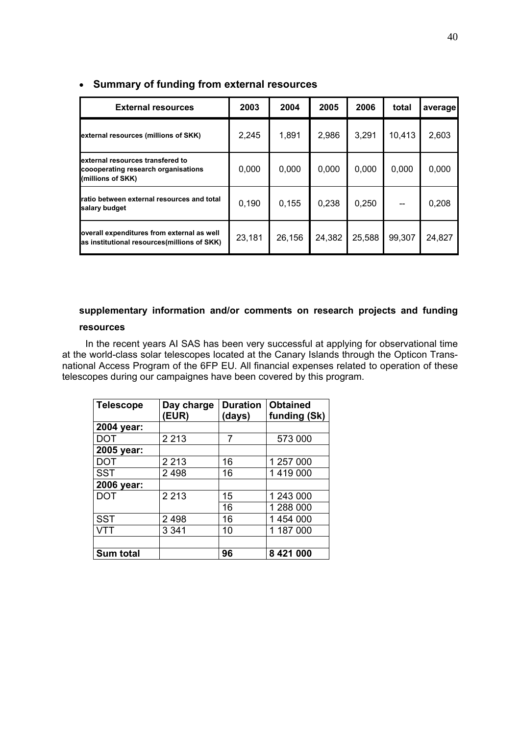- **Summary of funding from external resources**

| External resources | 2003 | 2004 | 2005 | 2006 | total | average |
|---|---|---|---|---|---|---|
| external resources (millions of SKK) | 2,245 | 1,891 | 2,986 | 3,291 | 10,413 | 2,603 |
| external resources transfered to coooperating research organisations (millions of SKK) | 0,000 | 0,000 | 0,000 | 0,000 | 0,000 | 0,000 |
| ratio between external resources and total salary budget | 0,190 | 0,155 | 0,238 | 0,250 | -- | 0,208 |
| overall expenditures from external as well as institutional resources(millions of SKK) | 23,181 | 26,156 | 24,382 | 25,588 | 99,307 | 24,827 |

**supplementary information and/or comments on research projects and funding resources**

In the recent years AI SAS has been very successful at applying for observational time at the world-class solar telescopes located at the Canary Islands through the Opticon Transnational Access Program of the 6FP EU. All financial expenses related to operation of these telescopes during our campaignes have been covered by this program.

| Telescope | Day charge (EUR) | Duration (days) | Obtained funding (Sk) |
|---|---|---|---|
| **2004 year:** | | | |
| DOT | 2 213 | 7 | 573 000 |
| **2005 year:** | | | |
| DOT | 2 213 | 16 | 1 257 000 |
| SST | 2 498 | 16 | 1 419 000 |
| **2006 year:** | | | |
| DOT | 2 213 | 15 | 1 243 000 |
| | | 16 | 1 288 000 |
| SST | 2 498 | 16 | 1 454 000 |
| VTT | 3 341 | 10 | 1 187 000 |
| | | | |
| **Sum total** | | **96** | **8 421 000** |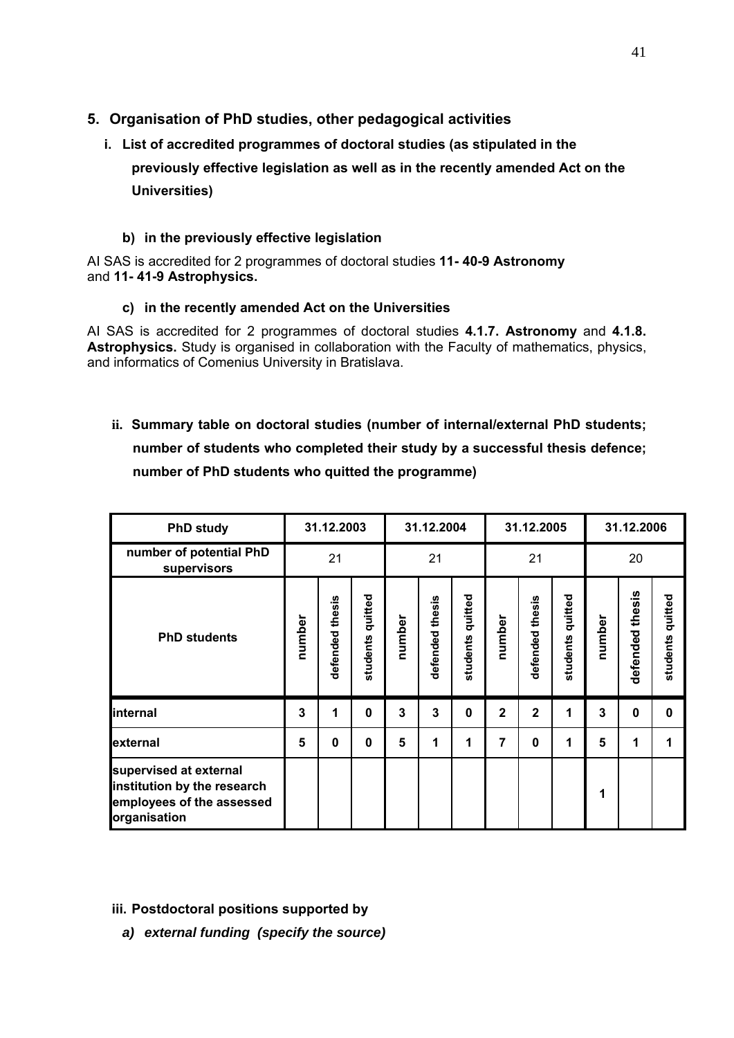## 5. Organisation of PhD studies, other pedagogical activities

### i. List of accredited programmes of doctoral studies (as stipulated in the previously effective legislation as well as in the recently amended Act on the Universities)

#### b) in the previously effective legislation

AI SAS is accredited for 2 programmes of doctoral studies **11- 40-9 Astronomy** and **11- 41-9 Astrophysics.**

#### c) in the recently amended Act on the Universities

AI SAS is accredited for 2 programmes of doctoral studies **4.1.7. Astronomy** and **4.1.8. Astrophysics.** Study is organised in collaboration with the Faculty of mathematics, physics, and informatics of Comenius University in Bratislava.

### ii. Summary table on doctoral studies (number of internal/external PhD students; number of students who completed their study by a successful thesis defence; number of PhD students who quitted the programme)

| PhD study | 31.12.2003 | | | 31.12.2004 | | | 31.12.2005 | | | 31.12.2006 | | |
|---|---|---|---|---|---|---|---|---|---|---|---|---|
| number of potential PhD supervisors | 21 | | | 21 | | | 21 | | | 20 | | |
| PhD students | number | defended thesis | students quitted | number | defended thesis | students quitted | number | defended thesis | students quitted | number | defended thesis | students quitted |
| **internal** | **3** | **1** | **0** | **3** | **3** | **0** | **2** | **2** | **1** | **3** | **0** | **0** |
| **external** | **5** | **0** | **0** | **5** | **1** | **1** | **7** | **0** | **1** | **5** | **1** | **1** |
| **supervised at external institution by the research employees of the assessed organisation** | | | | | | | | | | **1** | | |

### iii. Postdoctoral positions supported by

***a) external funding (specify the source)***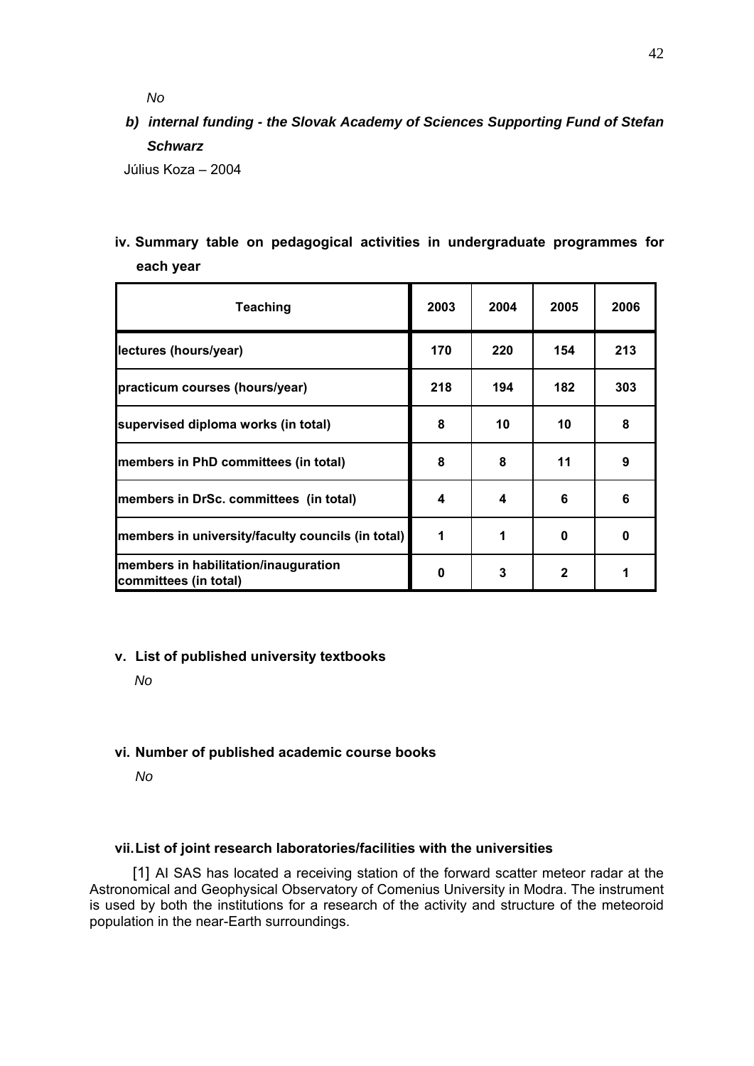*No*

***b) internal funding - the Slovak Academy of Sciences Supporting Fund of Stefan Schwarz***

Július Koza – 2004

**iv. Summary table on pedagogical activities in undergraduate programmes for each year**

| Teaching | 2003 | 2004 | 2005 | 2006 |
|---|---|---|---|---|
| lectures (hours/year) | 170 | 220 | 154 | 213 |
| practicum courses (hours/year) | 218 | 194 | 182 | 303 |
| supervised diploma works (in total) | 8 | 10 | 10 | 8 |
| members in PhD committees (in total) | 8 | 8 | 11 | 9 |
| members in DrSc. committees (in total) | 4 | 4 | 6 | 6 |
| members in university/faculty councils (in total) | 1 | 1 | 0 | 0 |
| members in habilitation/inauguration committees (in total) | 0 | 3 | 2 | 1 |

**v. List of published university textbooks**

*No*

**vi. Number of published academic course books**

*No*

**vii. List of joint research laboratories/facilities with the universities**

[1] AI SAS has located a receiving station of the forward scatter meteor radar at the Astronomical and Geophysical Observatory of Comenius University in Modra. The instrument is used by both the institutions for a research of the activity and structure of the meteoroid population in the near-Earth surroundings.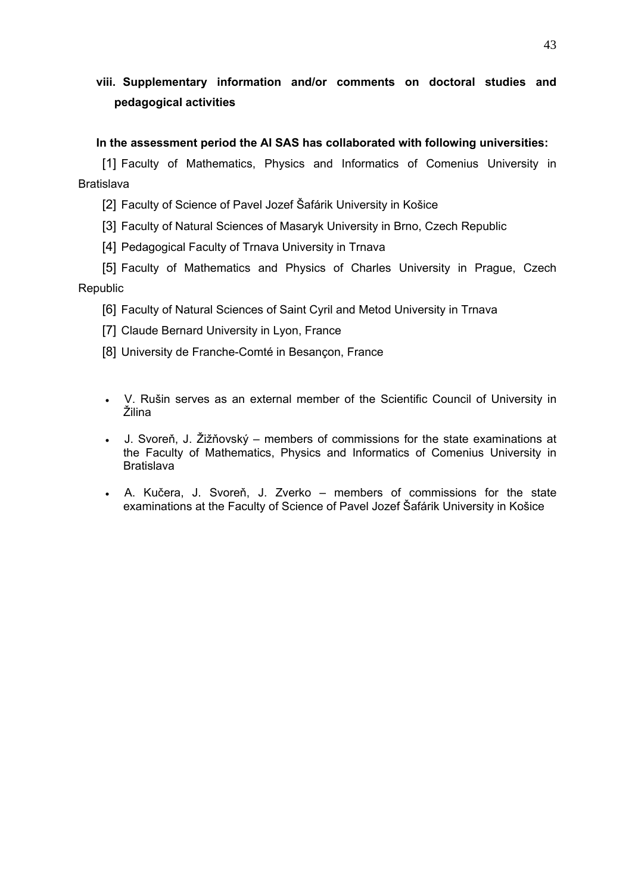### viii. Supplementary information and/or comments on doctoral studies and pedagogical activities

**In the assessment period the AI SAS has collaborated with following universities:**

[1] Faculty of Mathematics, Physics and Informatics of Comenius University in Bratislava

[2] Faculty of Science of Pavel Jozef Šafárik University in Košice

[3] Faculty of Natural Sciences of Masaryk University in Brno, Czech Republic

[4] Pedagogical Faculty of Trnava University in Trnava

[5] Faculty of Mathematics and Physics of Charles University in Prague, Czech Republic

[6] Faculty of Natural Sciences of Saint Cyril and Metod University in Trnava

[7] Claude Bernard University in Lyon, France

[8] University de Franche-Comté in Besançon, France

- V. Rušin serves as an external member of the Scientific Council of University in Žilina
- J. Svoreň, J. Žižňovský – members of commissions for the state examinations at the Faculty of Mathematics, Physics and Informatics of Comenius University in Bratislava
- A. Kučera, J. Svoreň, J. Zverko – members of commissions for the state examinations at the Faculty of Science of Pavel Jozef Šafárik University in Košice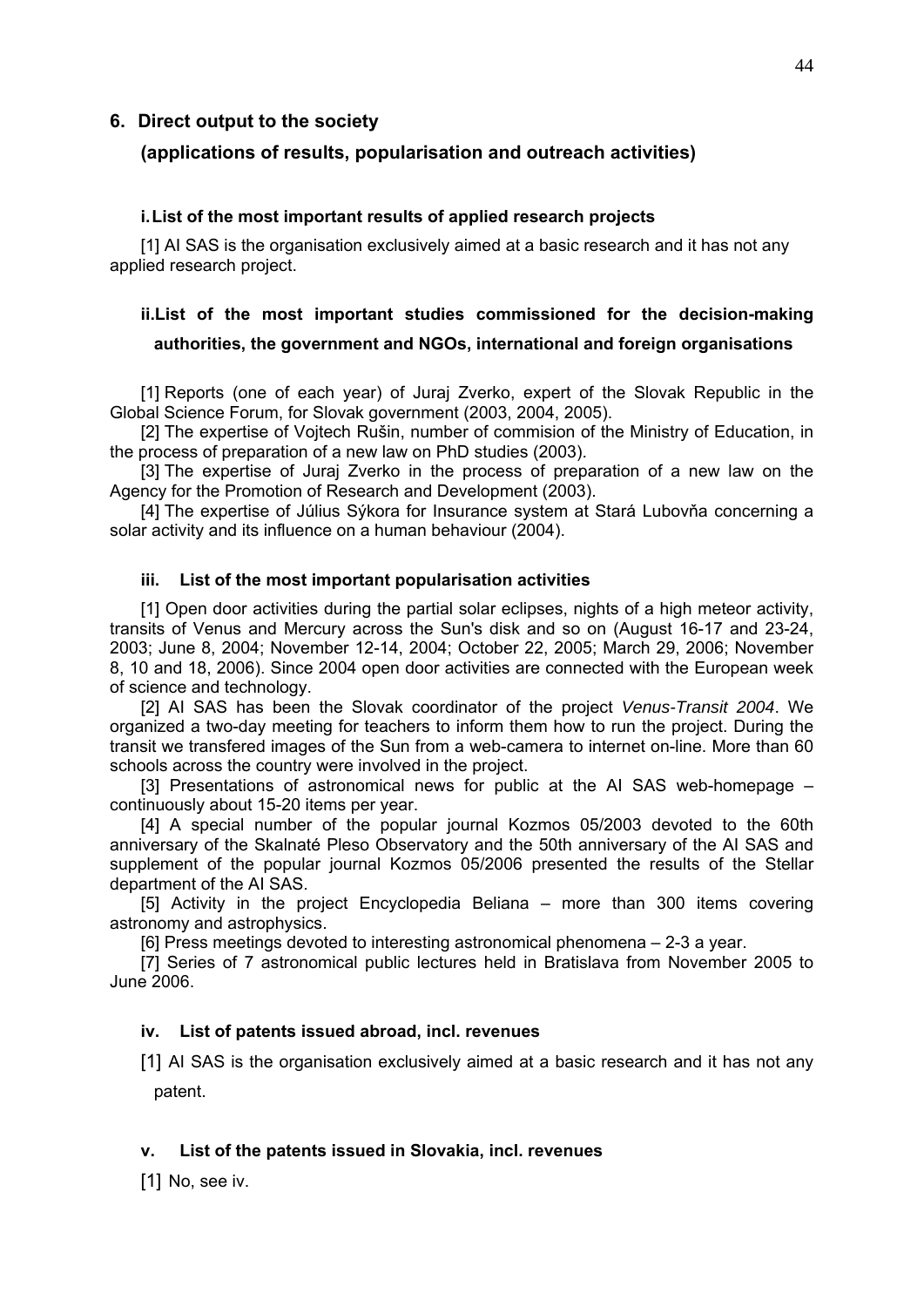## 6. Direct output to the society

## (applications of results, popularisation and outreach activities)

### i. List of the most important results of applied research projects

[1] AI SAS is the organisation exclusively aimed at a basic research and it has not any applied research project.

### ii. List of the most important studies commissioned for the decision-making authorities, the government and NGOs, international and foreign organisations

[1] Reports (one of each year) of Juraj Zverko, expert of the Slovak Republic in the Global Science Forum, for Slovak government (2003, 2004, 2005).

[2] The expertise of Vojtech Rušin, number of commision of the Ministry of Education, in the process of preparation of a new law on PhD studies (2003).

[3] The expertise of Juraj Zverko in the process of preparation of a new law on the Agency for the Promotion of Research and Development (2003).

[4] The expertise of Július Sýkora for Insurance system at Stará Lubovňa concerning a solar activity and its influence on a human behaviour (2004).

### iii. List of the most important popularisation activities

[1] Open door activities during the partial solar eclipses, nights of a high meteor activity, transits of Venus and Mercury across the Sun's disk and so on (August 16-17 and 23-24, 2003; June 8, 2004; November 12-14, 2004; October 22, 2005; March 29, 2006; November 8, 10 and 18, 2006). Since 2004 open door activities are connected with the European week of science and technology.

[2] AI SAS has been the Slovak coordinator of the project *Venus-Transit 2004*. We organized a two-day meeting for teachers to inform them how to run the project. During the transit we transfered images of the Sun from a web-camera to internet on-line. More than 60 schools across the country were involved in the project.

[3] Presentations of astronomical news for public at the AI SAS web-homepage – continuously about 15-20 items per year.

[4] A special number of the popular journal Kozmos 05/2003 devoted to the 60th anniversary of the Skalnaté Pleso Observatory and the 50th anniversary of the AI SAS and supplement of the popular journal Kozmos 05/2006 presented the results of the Stellar department of the AI SAS.

[5] Activity in the project Encyclopedia Beliana – more than 300 items covering astronomy and astrophysics.

[6] Press meetings devoted to interesting astronomical phenomena – 2-3 a year.

[7] Series of 7 astronomical public lectures held in Bratislava from November 2005 to June 2006.

### iv. List of patents issued abroad, incl. revenues

[1] AI SAS is the organisation exclusively aimed at a basic research and it has not any patent.

### v. List of the patents issued in Slovakia, incl. revenues

[1] No, see iv.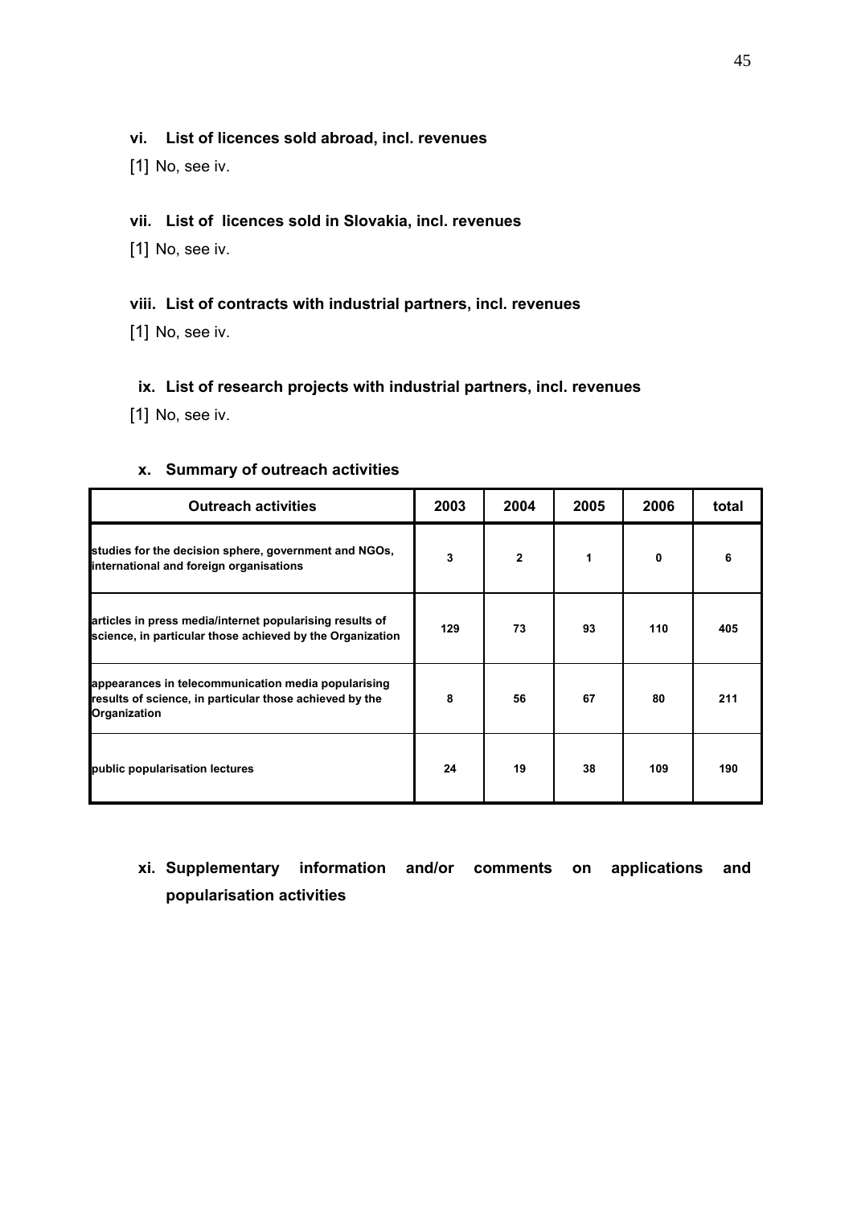### vi. List of licences sold abroad, incl. revenues

[1] No, see iv.

### vii. List of licences sold in Slovakia, incl. revenues

[1] No, see iv.

### viii. List of contracts with industrial partners, incl. revenues

[1] No, see iv.

### ix. List of research projects with industrial partners, incl. revenues

[1] No, see iv.

### x. Summary of outreach activities

| Outreach activities | 2003 | 2004 | 2005 | 2006 | total |
|---|---|---|---|---|---|
| studies for the decision sphere, government and NGOs, international and foreign organisations | 3 | 2 | 1 | 0 | 6 |
| articles in press media/internet popularising results of science, in particular those achieved by the Organization | 129 | 73 | 93 | 110 | 405 |
| appearances in telecommunication media popularising results of science, in particular those achieved by the Organization | 8 | 56 | 67 | 80 | 211 |
| public popularisation lectures | 24 | 19 | 38 | 109 | 190 |

### xi. Supplementary information and/or comments on applications and popularisation activities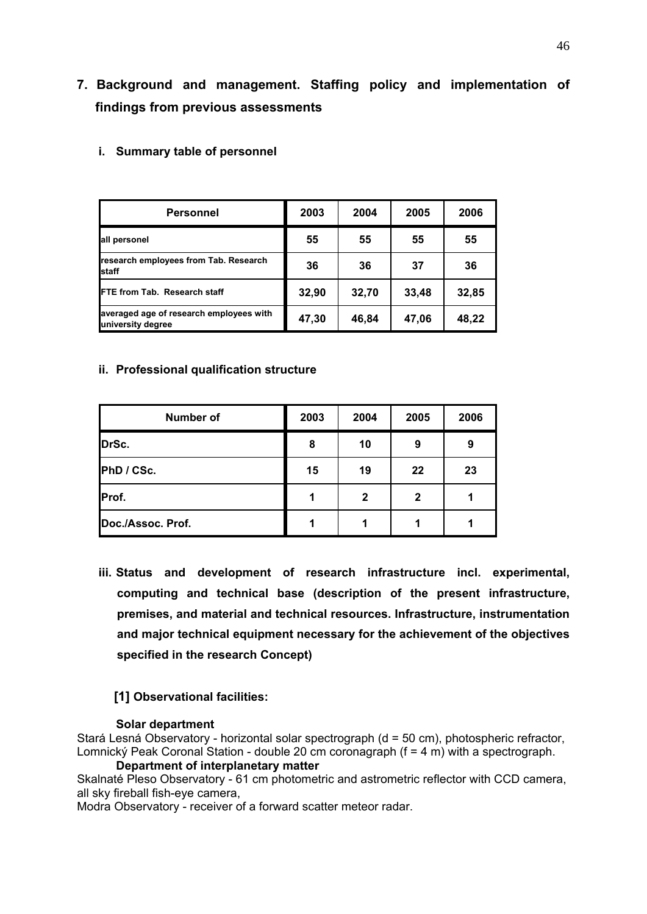## 7. Background and management. Staffing policy and implementation of findings from previous assessments

### i. Summary table of personnel

| Personnel | 2003 | 2004 | 2005 | 2006 |
|---|---|---|---|---|
| all personel | 55 | 55 | 55 | 55 |
| research employees from Tab. Research staff | 36 | 36 | 37 | 36 |
| FTE from Tab. Research staff | 32,90 | 32,70 | 33,48 | 32,85 |
| averaged age of research employees with university degree | 47,30 | 46,84 | 47,06 | 48,22 |

### ii. Professional qualification structure

| Number of | 2003 | 2004 | 2005 | 2006 |
|---|---|---|---|---|
| DrSc. | 8 | 10 | 9 | 9 |
| PhD / CSc. | 15 | 19 | 22 | 23 |
| Prof. | 1 | 2 | 2 | 1 |
| Doc./Assoc. Prof. | 1 | 1 | 1 | 1 |

### iii. Status and development of research infrastructure incl. experimental, computing and technical base (description of the present infrastructure, premises, and material and technical resources. Infrastructure, instrumentation and major technical equipment necessary for the achievement of the objectives specified in the research Concept)

**[1] Observational facilities:**

**Solar department**

Stará Lesná Observatory - horizontal solar spectrograph (d = 50 cm), photospheric refractor,
Lomnický Peak Coronal Station - double 20 cm coronagraph (f = 4 m) with a spectrograph.

**Department of interplanetary matter**

Skalnaté Pleso Observatory - 61 cm photometric and astrometric reflector with CCD camera, all sky fireball fish-eye camera,
Modra Observatory - receiver of a forward scatter meteor radar.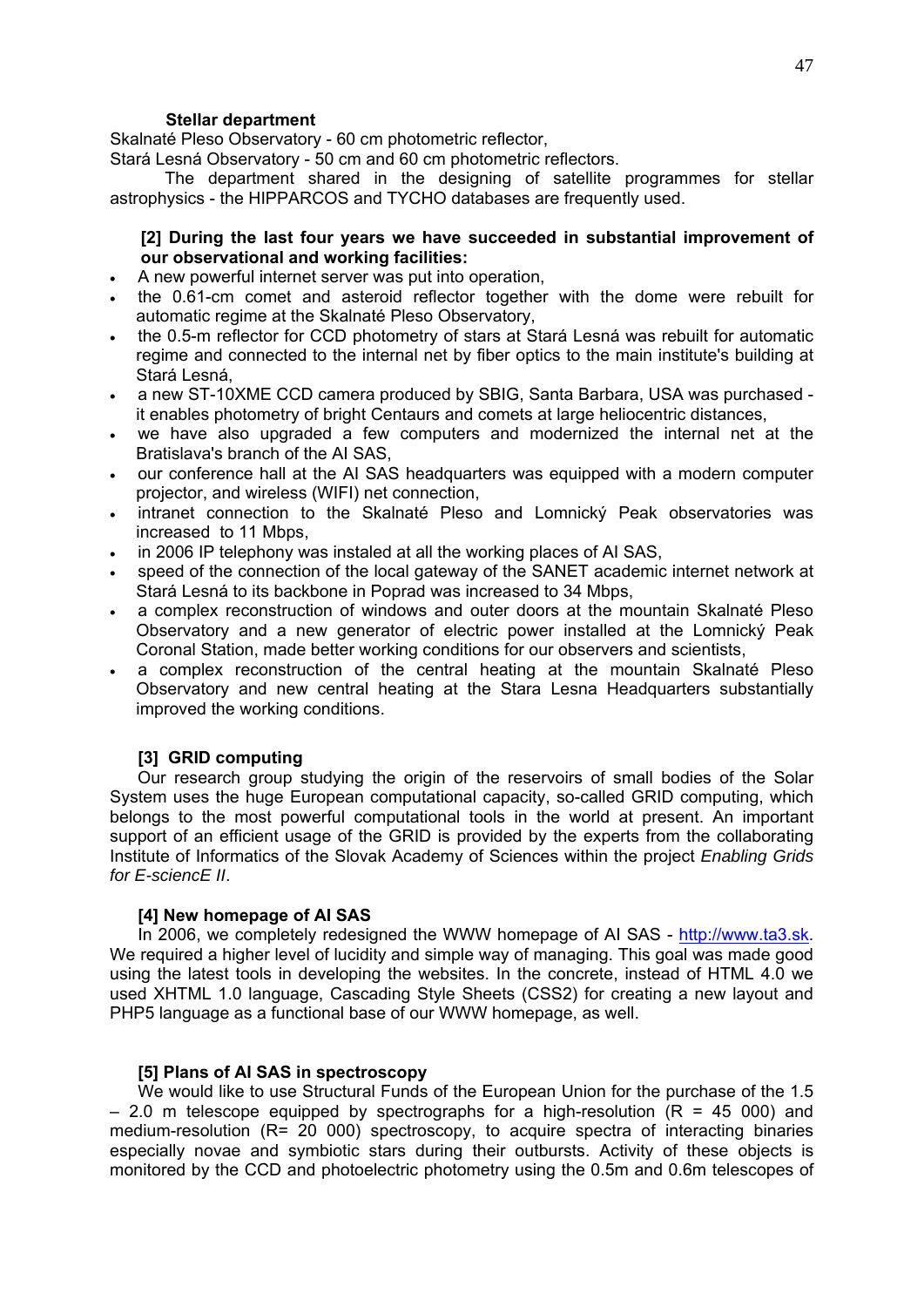**Stellar department**

Skalnaté Pleso Observatory - 60 cm photometric reflector,
Stará Lesná Observatory - 50 cm and 60 cm photometric reflectors.

The department shared in the designing of satellite programmes for stellar astrophysics - the HIPPARCOS and TYCHO databases are frequently used.

**[2] During the last four years we have succeeded in substantial improvement of our observational and working facilities:**

- A new powerful internet server was put into operation,
- the 0.61-cm comet and asteroid reflector together with the dome were rebuilt for automatic regime at the Skalnaté Pleso Observatory,
- the 0.5-m reflector for CCD photometry of stars at Stará Lesná was rebuilt for automatic regime and connected to the internal net by fiber optics to the main institute's building at Stará Lesná,
- a new ST-10XME CCD camera produced by SBIG, Santa Barbara, USA was purchased - it enables photometry of bright Centaurs and comets at large heliocentric distances,
- we have also upgraded a few computers and modernized the internal net at the Bratislava's branch of the AI SAS,
- our conference hall at the AI SAS headquarters was equipped with a modern computer projector, and wireless (WIFI) net connection,
- intranet connection to the Skalnaté Pleso and Lomnický Peak observatories was increased to 11 Mbps,
- in 2006 IP telephony was instaled at all the working places of AI SAS,
- speed of the connection of the local gateway of the SANET academic internet network at Stará Lesná to its backbone in Poprad was increased to 34 Mbps,
- a complex reconstruction of windows and outer doors at the mountain Skalnaté Pleso Observatory and a new generator of electric power installed at the Lomnický Peak Coronal Station, made better working conditions for our observers and scientists,
- a complex reconstruction of the central heating at the mountain Skalnaté Pleso Observatory and new central heating at the Stara Lesna Headquarters substantially improved the working conditions.

**[3] GRID computing**

Our research group studying the origin of the reservoirs of small bodies of the Solar System uses the huge European computational capacity, so-called GRID computing, which belongs to the most powerful computational tools in the world at present. An important support of an efficient usage of the GRID is provided by the experts from the collaborating Institute of Informatics of the Slovak Academy of Sciences within the project *Enabling Grids for E-sciencE II*.

**[4] New homepage of AI SAS**

In 2006, we completely redesigned the WWW homepage of AI SAS - http://www.ta3.sk. We required a higher level of lucidity and simple way of managing. This goal was made good using the latest tools in developing the websites. In the concrete, instead of HTML 4.0 we used XHTML 1.0 language, Cascading Style Sheets (CSS2) for creating a new layout and PHP5 language as a functional base of our WWW homepage, as well.

**[5] Plans of AI SAS in spectroscopy**

We would like to use Structural Funds of the European Union for the purchase of the 1.5 – 2.0 m telescope equipped by spectrographs for a high-resolution (R = 45 000) and medium-resolution (R= 20 000) spectroscopy, to acquire spectra of interacting binaries especially novae and symbiotic stars during their outbursts. Activity of these objects is monitored by the CCD and photoelectric photometry using the 0.5m and 0.6m telescopes of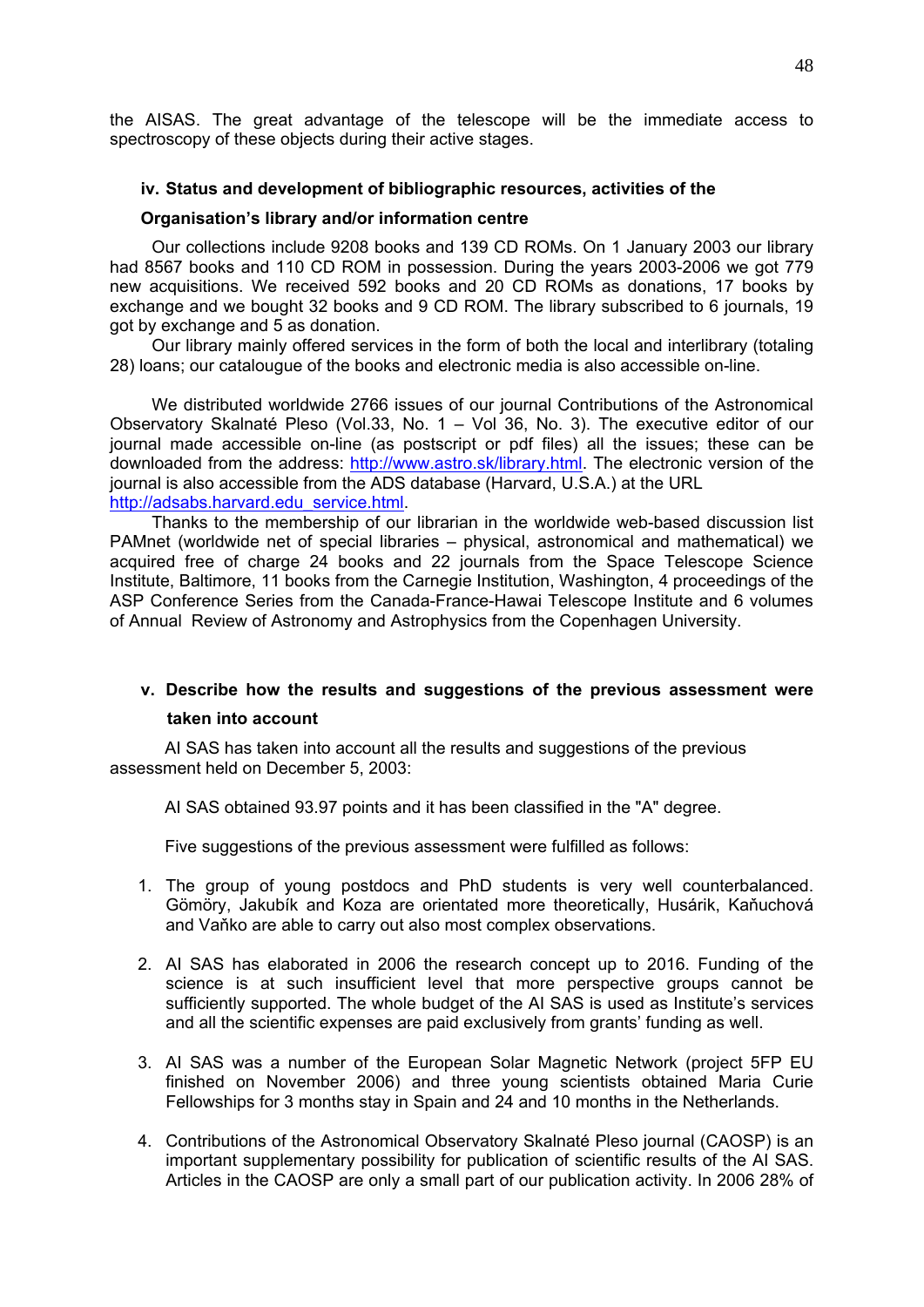the AISAS. The great advantage of the telescope will be the immediate access to spectroscopy of these objects during their active stages.

#### iv. Status and development of bibliographic resources, activities of the Organisation's library and/or information centre

Our collections include 9208 books and 139 CD ROMs. On 1 January 2003 our library had 8567 books and 110 CD ROM in possession. During the years 2003-2006 we got 779 new acquisitions. We received 592 books and 20 CD ROMs as donations, 17 books by exchange and we bought 32 books and 9 CD ROM. The library subscribed to 6 journals, 19 got by exchange and 5 as donation.

Our library mainly offered services in the form of both the local and interlibrary (totaling 28) loans; our catalougue of the books and electronic media is also accessible on-line.

We distributed worldwide 2766 issues of our journal Contributions of the Astronomical Observatory Skalnaté Pleso (Vol.33, No. 1 – Vol 36, No. 3). The executive editor of our journal made accessible on-line (as postscript or pdf files) all the issues; these can be downloaded from the address: http://www.astro.sk/library.html. The electronic version of the journal is also accessible from the ADS database (Harvard, U.S.A.) at the URL http://adsabs.harvard.edu_service.html.

Thanks to the membership of our librarian in the worldwide web-based discussion list PAMnet (worldwide net of special libraries – physical, astronomical and mathematical) we acquired free of charge 24 books and 22 journals from the Space Telescope Science Institute, Baltimore, 11 books from the Carnegie Institution, Washington, 4 proceedings of the ASP Conference Series from the Canada-France-Hawai Telescope Institute and 6 volumes of Annual Review of Astronomy and Astrophysics from the Copenhagen University.

#### v. Describe how the results and suggestions of the previous assessment were taken into account

AI SAS has taken into account all the results and suggestions of the previous assessment held on December 5, 2003:

AI SAS obtained 93.97 points and it has been classified in the "A" degree.

Five suggestions of the previous assessment were fulfilled as follows:

1. The group of young postdocs and PhD students is very well counterbalanced. Gömöry, Jakubík and Koza are orientated more theoretically, Husárik, Kaňuchová and Vaňko are able to carry out also most complex observations.

2. AI SAS has elaborated in 2006 the research concept up to 2016. Funding of the science is at such insufficient level that more perspective groups cannot be sufficiently supported. The whole budget of the AI SAS is used as Institute's services and all the scientific expenses are paid exclusively from grants' funding as well.

3. AI SAS was a number of the European Solar Magnetic Network (project 5FP EU finished on November 2006) and three young scientists obtained Maria Curie Fellowships for 3 months stay in Spain and 24 and 10 months in the Netherlands.

4. Contributions of the Astronomical Observatory Skalnaté Pleso journal (CAOSP) is an important supplementary possibility for publication of scientific results of the AI SAS. Articles in the CAOSP are only a small part of our publication activity. In 2006 28% of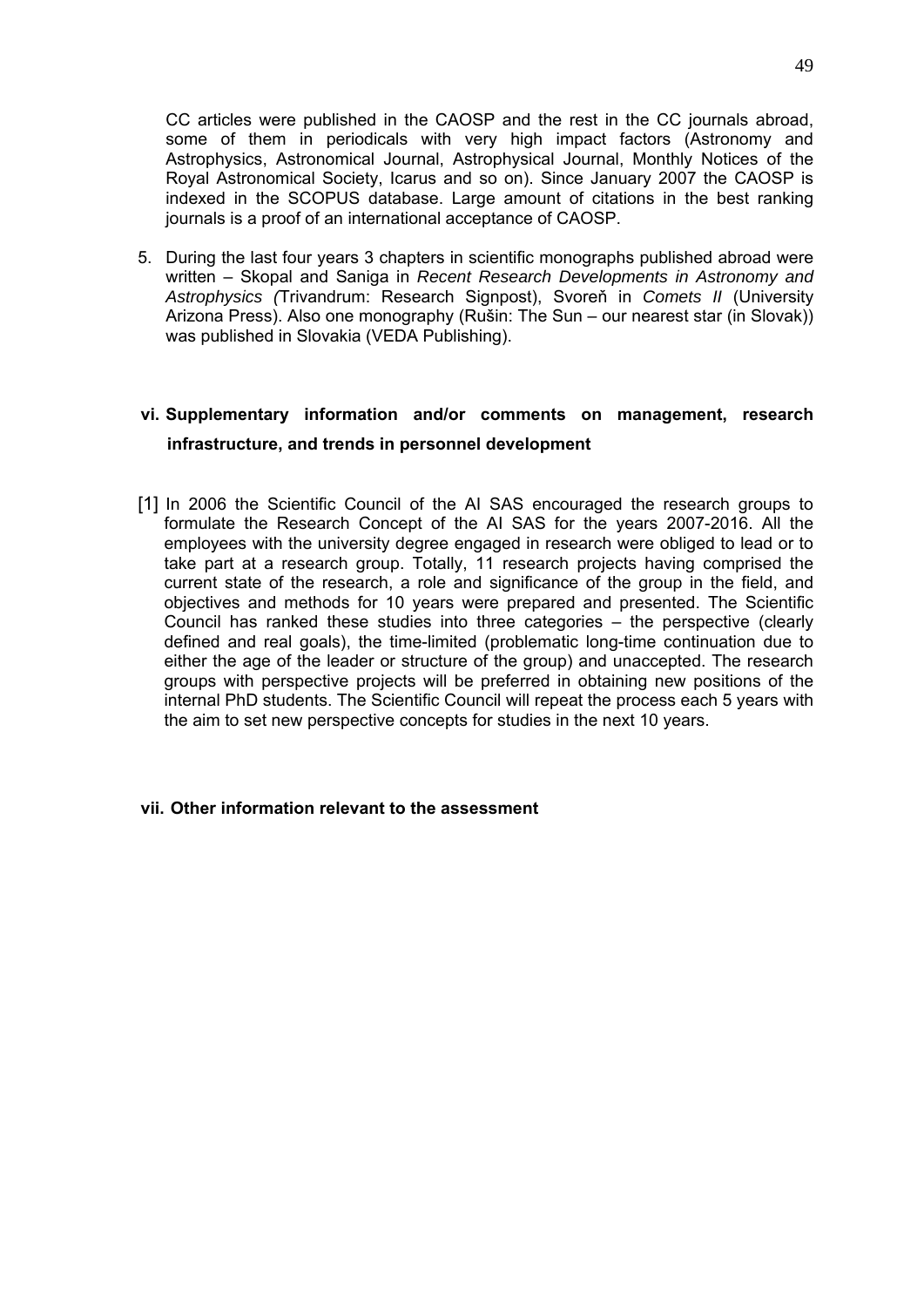CC articles were published in the CAOSP and the rest in the CC journals abroad, some of them in periodicals with very high impact factors (Astronomy and Astrophysics, Astronomical Journal, Astrophysical Journal, Monthly Notices of the Royal Astronomical Society, Icarus and so on). Since January 2007 the CAOSP is indexed in the SCOPUS database. Large amount of citations in the best ranking journals is a proof of an international acceptance of CAOSP.

5. During the last four years 3 chapters in scientific monographs published abroad were written – Skopal and Saniga in *Recent Research Developments in Astronomy and Astrophysics (*Trivandrum: Research Signpost), Svoreň in *Comets II* (University Arizona Press). Also one monography (Rušin: The Sun – our nearest star (in Slovak)) was published in Slovakia (VEDA Publishing).

## vi. Supplementary information and/or comments on management, research infrastructure, and trends in personnel development

[1] In 2006 the Scientific Council of the AI SAS encouraged the research groups to formulate the Research Concept of the AI SAS for the years 2007-2016. All the employees with the university degree engaged in research were obliged to lead or to take part at a research group. Totally, 11 research projects having comprised the current state of the research, a role and significance of the group in the field, and objectives and methods for 10 years were prepared and presented. The Scientific Council has ranked these studies into three categories – the perspective (clearly defined and real goals), the time-limited (problematic long-time continuation due to either the age of the leader or structure of the group) and unaccepted. The research groups with perspective projects will be preferred in obtaining new positions of the internal PhD students. The Scientific Council will repeat the process each 5 years with the aim to set new perspective concepts for studies in the next 10 years.

## vii. Other information relevant to the assessment